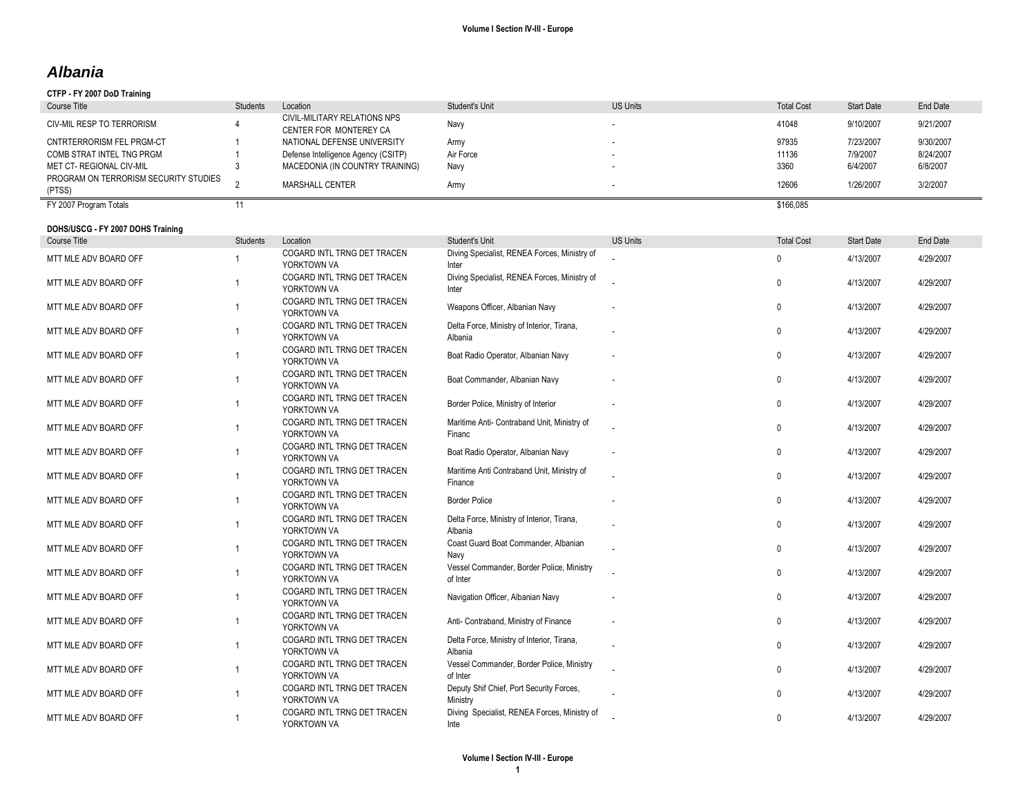# Albania

**CTFP - FY 2007 DoD Training**

| Course Title | Students | Location | Student's Unit | US Units | Total Cost | Start Date | End Date |
|---|---|---|---|---|---|---|---|
| CIV-MIL RESP TO TERRORISM | 4 | CIVIL-MILITARY RELATIONS NPS CENTER FOR MONTEREY CA | Navy | - | 41048 | 9/10/2007 | 9/21/2007 |
| CNTRTERRORISM FEL PRGM-CT | 1 | NATIONAL DEFENSE UNIVERSITY | Army | - | 97935 | 7/23/2007 | 9/30/2007 |
| COMB STRAT INTEL TNG PRGM | 1 | Defense Intelligence Agency (CSITP) | Air Force | - | 11136 | 7/9/2007 | 8/24/2007 |
| MET CT- REGIONAL CIV-MIL | 3 | MACEDONIA (IN COUNTRY TRAINING) | Navy | - | 3360 | 6/4/2007 | 6/8/2007 |
| PROGRAM ON TERRORISM SECURITY STUDIES (PTSS) | 2 | MARSHALL CENTER | Army | - | 12606 | 1/26/2007 | 3/2/2007 |
| FY 2007 Program Totals | 11 | | | | $166,085 | | |

**DOHS/USCG - FY 2007 DOHS Training**

| Course Title | Students | Location | Student's Unit | US Units | Total Cost | Start Date | End Date |
|---|---|---|---|---|---|---|---|
| MTT MLE ADV BOARD OFF | 1 | COGARD INTL TRNG DET TRACEN YORKTOWN VA | Diving Specialist, RENEA Forces, Ministry of Inter | - | 0 | 4/13/2007 | 4/29/2007 |
| MTT MLE ADV BOARD OFF | 1 | COGARD INTL TRNG DET TRACEN YORKTOWN VA | Diving Specialist, RENEA Forces, Ministry of Inter | - | 0 | 4/13/2007 | 4/29/2007 |
| MTT MLE ADV BOARD OFF | 1 | COGARD INTL TRNG DET TRACEN YORKTOWN VA | Weapons Officer, Albanian Navy | - | 0 | 4/13/2007 | 4/29/2007 |
| MTT MLE ADV BOARD OFF | 1 | COGARD INTL TRNG DET TRACEN YORKTOWN VA | Delta Force, Ministry of Interior, Tirana, Albania | - | 0 | 4/13/2007 | 4/29/2007 |
| MTT MLE ADV BOARD OFF | 1 | COGARD INTL TRNG DET TRACEN YORKTOWN VA | Boat Radio Operator, Albanian Navy | - | 0 | 4/13/2007 | 4/29/2007 |
| MTT MLE ADV BOARD OFF | 1 | COGARD INTL TRNG DET TRACEN YORKTOWN VA | Boat Commander, Albanian Navy | - | 0 | 4/13/2007 | 4/29/2007 |
| MTT MLE ADV BOARD OFF | 1 | COGARD INTL TRNG DET TRACEN YORKTOWN VA | Border Police, Ministry of Interior | - | 0 | 4/13/2007 | 4/29/2007 |
| MTT MLE ADV BOARD OFF | 1 | COGARD INTL TRNG DET TRACEN YORKTOWN VA | Maritime Anti- Contraband Unit, Ministry of Financ | - | 0 | 4/13/2007 | 4/29/2007 |
| MTT MLE ADV BOARD OFF | 1 | COGARD INTL TRNG DET TRACEN YORKTOWN VA | Boat Radio Operator, Albanian Navy | - | 0 | 4/13/2007 | 4/29/2007 |
| MTT MLE ADV BOARD OFF | 1 | COGARD INTL TRNG DET TRACEN YORKTOWN VA | Maritime Anti Contraband Unit, Ministry of Finance | - | 0 | 4/13/2007 | 4/29/2007 |
| MTT MLE ADV BOARD OFF | 1 | COGARD INTL TRNG DET TRACEN YORKTOWN VA | Border Police | - | 0 | 4/13/2007 | 4/29/2007 |
| MTT MLE ADV BOARD OFF | 1 | COGARD INTL TRNG DET TRACEN YORKTOWN VA | Delta Force, Ministry of Interior, Tirana, Albania | - | 0 | 4/13/2007 | 4/29/2007 |
| MTT MLE ADV BOARD OFF | 1 | COGARD INTL TRNG DET TRACEN YORKTOWN VA | Coast Guard Boat Commander, Albanian Navy | - | 0 | 4/13/2007 | 4/29/2007 |
| MTT MLE ADV BOARD OFF | 1 | COGARD INTL TRNG DET TRACEN YORKTOWN VA | Vessel Commander, Border Police, Ministry of Inter | - | 0 | 4/13/2007 | 4/29/2007 |
| MTT MLE ADV BOARD OFF | 1 | COGARD INTL TRNG DET TRACEN YORKTOWN VA | Navigation Officer, Albanian Navy | - | 0 | 4/13/2007 | 4/29/2007 |
| MTT MLE ADV BOARD OFF | 1 | COGARD INTL TRNG DET TRACEN YORKTOWN VA | Anti- Contraband, Ministry of Finance | - | 0 | 4/13/2007 | 4/29/2007 |
| MTT MLE ADV BOARD OFF | 1 | COGARD INTL TRNG DET TRACEN YORKTOWN VA | Delta Force, Ministry of Interior, Tirana, Albania | - | 0 | 4/13/2007 | 4/29/2007 |
| MTT MLE ADV BOARD OFF | 1 | COGARD INTL TRNG DET TRACEN YORKTOWN VA | Vessel Commander, Border Police, Ministry of Inter | - | 0 | 4/13/2007 | 4/29/2007 |
| MTT MLE ADV BOARD OFF | 1 | COGARD INTL TRNG DET TRACEN YORKTOWN VA | Deputy Shif Chief, Port Security Forces, Ministry | - | 0 | 4/13/2007 | 4/29/2007 |
| MTT MLE ADV BOARD OFF | 1 | COGARD INTL TRNG DET TRACEN YORKTOWN VA | Diving Specialist, RENEA Forces, Ministry of Inte | - | 0 | 4/13/2007 | 4/29/2007 |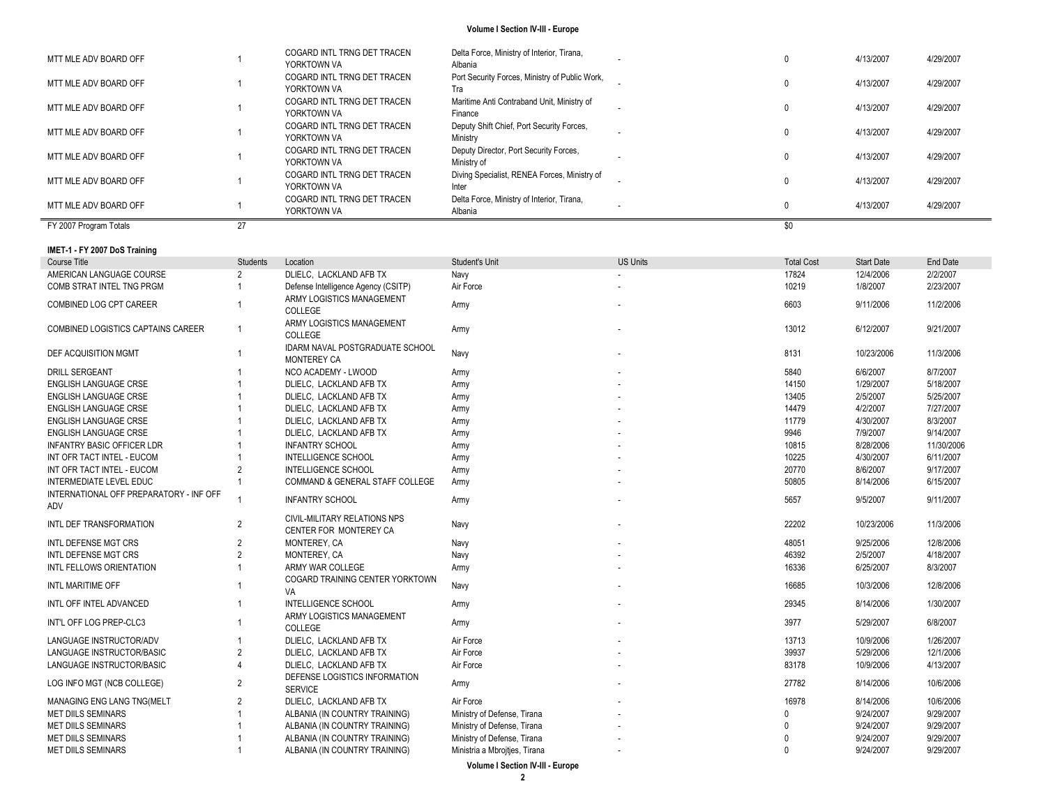| | | | | | | | |
|---|---|---|---|---|---|---|---|
| MTT MLE ADV BOARD OFF | 1 | COGARD INTL TRNG DET TRACEN YORKTOWN VA | Delta Force, Ministry of Interior, Tirana, Albania | - | 0 | 4/13/2007 | 4/29/2007 |
| MTT MLE ADV BOARD OFF | 1 | COGARD INTL TRNG DET TRACEN YORKTOWN VA | Port Security Forces, Ministry of Public Work, Tra | - | 0 | 4/13/2007 | 4/29/2007 |
| MTT MLE ADV BOARD OFF | 1 | COGARD INTL TRNG DET TRACEN YORKTOWN VA | Maritime Anti Contraband Unit, Ministry of Finance | - | 0 | 4/13/2007 | 4/29/2007 |
| MTT MLE ADV BOARD OFF | 1 | COGARD INTL TRNG DET TRACEN YORKTOWN VA | Deputy Shift Chief, Port Security Forces, Ministry | - | 0 | 4/13/2007 | 4/29/2007 |
| MTT MLE ADV BOARD OFF | 1 | COGARD INTL TRNG DET TRACEN YORKTOWN VA | Deputy Director, Port Security Forces, Ministry of | - | 0 | 4/13/2007 | 4/29/2007 |
| MTT MLE ADV BOARD OFF | 1 | COGARD INTL TRNG DET TRACEN YORKTOWN VA | Diving Specialist, RENEA Forces, Ministry of Inter | - | 0 | 4/13/2007 | 4/29/2007 |
| MTT MLE ADV BOARD OFF | 1 | COGARD INTL TRNG DET TRACEN YORKTOWN VA | Delta Force, Ministry of Interior, Tirana, Albania | - | 0 | 4/13/2007 | 4/29/2007 |
| FY 2007 Program Totals | 27 | | | | $0 | | |

**IMET-1 - FY 2007 DoS Training**

| Course Title | Students | Location | Student's Unit | US Units | Total Cost | Start Date | End Date |
|---|---|---|---|---|---|---|---|
| AMERICAN LANGUAGE COURSE | 2 | DLIELC, LACKLAND AFB TX | Navy | - | 17824 | 12/4/2006 | 2/2/2007 |
| COMB STRAT INTEL TNG PRGM | 1 | Defense Intelligence Agency (CSITP) | Air Force | - | 10219 | 1/8/2007 | 2/23/2007 |
| COMBINED LOG CPT CAREER | 1 | ARMY LOGISTICS MANAGEMENT COLLEGE | Army | - | 6603 | 9/11/2006 | 11/2/2006 |
| COMBINED LOGISTICS CAPTAINS CAREER | 1 | ARMY LOGISTICS MANAGEMENT COLLEGE | Army | - | 13012 | 6/12/2007 | 9/21/2007 |
| DEF ACQUISITION MGMT | 1 | IDARM NAVAL POSTGRADUATE SCHOOL MONTEREY CA | Navy | - | 8131 | 10/23/2006 | 11/3/2006 |
| DRILL SERGEANT | 1 | NCO ACADEMY - LWOOD | Army | - | 5840 | 6/6/2007 | 8/7/2007 |
| ENGLISH LANGUAGE CRSE | 1 | DLIELC, LACKLAND AFB TX | Army | - | 14150 | 1/29/2007 | 5/18/2007 |
| ENGLISH LANGUAGE CRSE | 1 | DLIELC, LACKLAND AFB TX | Army | - | 13405 | 2/5/2007 | 5/25/2007 |
| ENGLISH LANGUAGE CRSE | 1 | DLIELC, LACKLAND AFB TX | Army | - | 14479 | 4/2/2007 | 7/27/2007 |
| ENGLISH LANGUAGE CRSE | 1 | DLIELC, LACKLAND AFB TX | Army | - | 11779 | 4/30/2007 | 8/3/2007 |
| ENGLISH LANGUAGE CRSE | 1 | DLIELC, LACKLAND AFB TX | Army | - | 9946 | 7/9/2007 | 9/14/2007 |
| INFANTRY BASIC OFFICER LDR | 1 | INFANTRY SCHOOL | Army | - | 10815 | 8/28/2006 | 11/30/2006 |
| INT OFR TACT INTEL - EUCOM | 1 | INTELLIGENCE SCHOOL | Army | - | 10225 | 4/30/2007 | 6/11/2007 |
| INT OFR TACT INTEL - EUCOM | 2 | INTELLIGENCE SCHOOL | Army | - | 20770 | 8/6/2007 | 9/17/2007 |
| INTERMEDIATE LEVEL EDUC | 1 | COMMAND & GENERAL STAFF COLLEGE | Army | - | 50805 | 8/14/2006 | 6/15/2007 |
| INTERNATIONAL OFF PREPARATORY - INF OFF ADV | 1 | INFANTRY SCHOOL | Army | - | 5657 | 9/5/2007 | 9/11/2007 |
| INTL DEF TRANSFORMATION | 2 | CIVIL-MILITARY RELATIONS NPS CENTER FOR MONTEREY CA | Navy | - | 22202 | 10/23/2006 | 11/3/2006 |
| INTL DEFENSE MGT CRS | 2 | MONTEREY, CA | Navy | - | 48051 | 9/25/2006 | 12/8/2006 |
| INTL DEFENSE MGT CRS | 2 | MONTEREY, CA | Navy | - | 46392 | 2/5/2007 | 4/18/2007 |
| INTL FELLOWS ORIENTATION | 1 | ARMY WAR COLLEGE | Army | - | 16336 | 6/25/2007 | 8/3/2007 |
| INTL MARITIME OFF | 1 | COGARD TRAINING CENTER YORKTOWN VA | Navy | - | 16685 | 10/3/2006 | 12/8/2006 |
| INTL OFF INTEL ADVANCED | 1 | INTELLIGENCE SCHOOL | Army | - | 29345 | 8/14/2006 | 1/30/2007 |
| INT'L OFF LOG PREP-CLC3 | 1 | ARMY LOGISTICS MANAGEMENT COLLEGE | Army | - | 3977 | 5/29/2007 | 6/8/2007 |
| LANGUAGE INSTRUCTOR/ADV | 1 | DLIELC, LACKLAND AFB TX | Air Force | - | 13713 | 10/9/2006 | 1/26/2007 |
| LANGUAGE INSTRUCTOR/BASIC | 2 | DLIELC, LACKLAND AFB TX | Air Force | - | 39937 | 5/29/2006 | 12/1/2006 |
| LANGUAGE INSTRUCTOR/BASIC | 4 | DLIELC, LACKLAND AFB TX | Air Force | - | 83178 | 10/9/2006 | 4/13/2007 |
| LOG INFO MGT (NCB COLLEGE) | 2 | DEFENSE LOGISTICS INFORMATION SERVICE | Army | - | 27782 | 8/14/2006 | 10/6/2006 |
| MANAGING ENG LANG TNG(MELT | 2 | DLIELC, LACKLAND AFB TX | Air Force | - | 16978 | 8/14/2006 | 10/6/2006 |
| MET DIILS SEMINARS | 1 | ALBANIA (IN COUNTRY TRAINING) | Ministry of Defense, Tirana | - | 0 | 9/24/2007 | 9/29/2007 |
| MET DIILS SEMINARS | 1 | ALBANIA (IN COUNTRY TRAINING) | Ministry of Defense, Tirana | - | 0 | 9/24/2007 | 9/29/2007 |
| MET DIILS SEMINARS | 1 | ALBANIA (IN COUNTRY TRAINING) | Ministry of Defense, Tirana | - | 0 | 9/24/2007 | 9/29/2007 |
| MET DIILS SEMINARS | 1 | ALBANIA (IN COUNTRY TRAINING) | Ministria a Mbrojtjes, Tirana | - | 0 | 9/24/2007 | 9/29/2007 |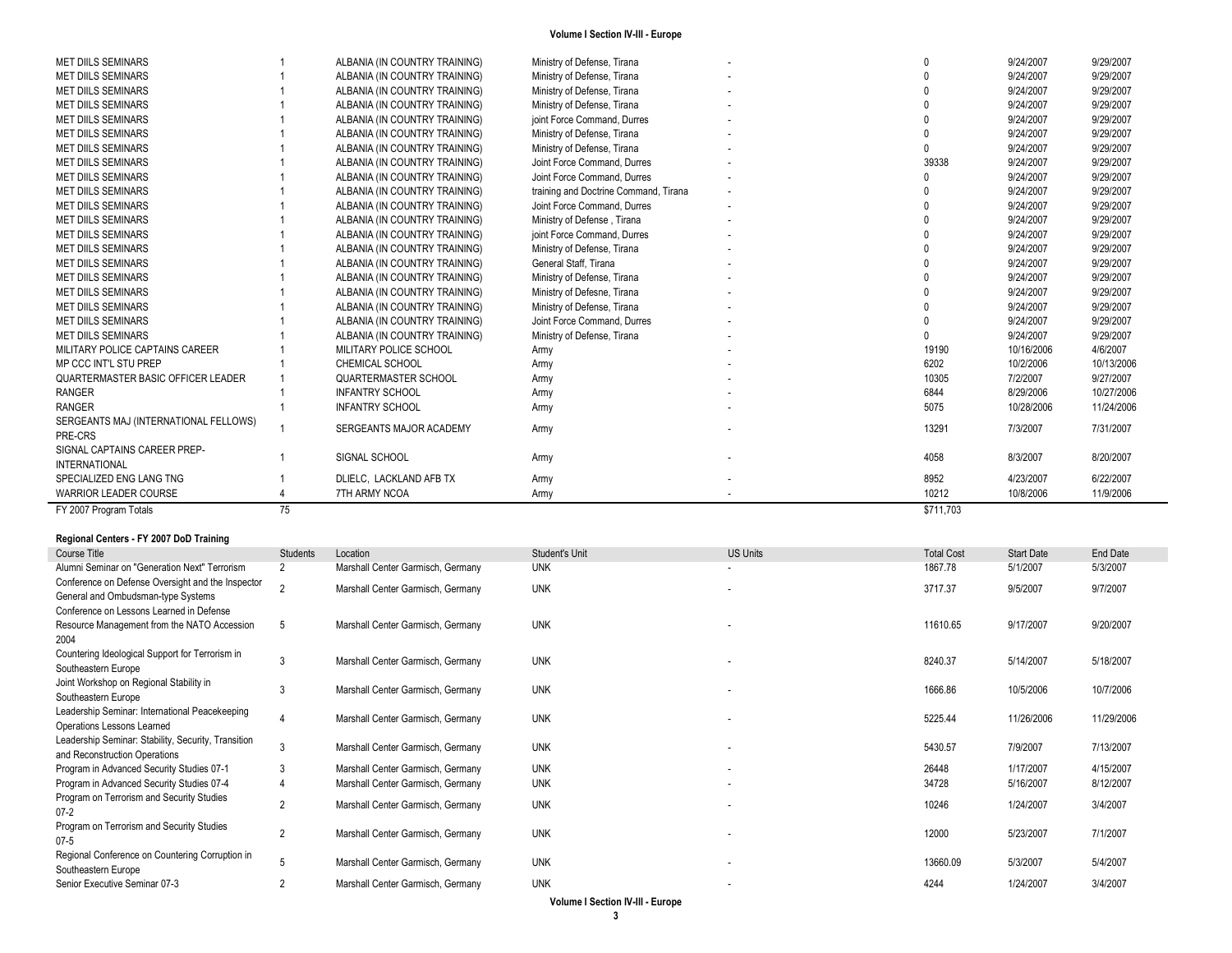| | | | | | | | |
|---|---|---|---|---|---|---|---|
| MET DIILS SEMINARS | 1 | ALBANIA (IN COUNTRY TRAINING) | Ministry of Defense, Tirana | - | 0 | 9/24/2007 | 9/29/2007 |
| MET DIILS SEMINARS | 1 | ALBANIA (IN COUNTRY TRAINING) | Ministry of Defense, Tirana | - | 0 | 9/24/2007 | 9/29/2007 |
| MET DIILS SEMINARS | 1 | ALBANIA (IN COUNTRY TRAINING) | Ministry of Defense, Tirana | - | 0 | 9/24/2007 | 9/29/2007 |
| MET DIILS SEMINARS | 1 | ALBANIA (IN COUNTRY TRAINING) | Ministry of Defense, Tirana | - | 0 | 9/24/2007 | 9/29/2007 |
| MET DIILS SEMINARS | 1 | ALBANIA (IN COUNTRY TRAINING) | joint Force Command, Durres | - | 0 | 9/24/2007 | 9/29/2007 |
| MET DIILS SEMINARS | 1 | ALBANIA (IN COUNTRY TRAINING) | Ministry of Defense, Tirana | - | 0 | 9/24/2007 | 9/29/2007 |
| MET DIILS SEMINARS | 1 | ALBANIA (IN COUNTRY TRAINING) | Ministry of Defense, Tirana | - | 0 | 9/24/2007 | 9/29/2007 |
| MET DIILS SEMINARS | 1 | ALBANIA (IN COUNTRY TRAINING) | Joint Force Command, Durres | - | 39338 | 9/24/2007 | 9/29/2007 |
| MET DIILS SEMINARS | 1 | ALBANIA (IN COUNTRY TRAINING) | Joint Force Command, Durres | - | 0 | 9/24/2007 | 9/29/2007 |
| MET DIILS SEMINARS | 1 | ALBANIA (IN COUNTRY TRAINING) | training and Doctrine Command, Tirana | - | 0 | 9/24/2007 | 9/29/2007 |
| MET DIILS SEMINARS | 1 | ALBANIA (IN COUNTRY TRAINING) | Joint Force Command, Durres | - | 0 | 9/24/2007 | 9/29/2007 |
| MET DIILS SEMINARS | 1 | ALBANIA (IN COUNTRY TRAINING) | Ministry of Defense , Tirana | - | 0 | 9/24/2007 | 9/29/2007 |
| MET DIILS SEMINARS | 1 | ALBANIA (IN COUNTRY TRAINING) | joint Force Command, Durres | - | 0 | 9/24/2007 | 9/29/2007 |
| MET DIILS SEMINARS | 1 | ALBANIA (IN COUNTRY TRAINING) | Ministry of Defense, Tirana | - | 0 | 9/24/2007 | 9/29/2007 |
| MET DIILS SEMINARS | 1 | ALBANIA (IN COUNTRY TRAINING) | General Staff, Tirana | - | 0 | 9/24/2007 | 9/29/2007 |
| MET DIILS SEMINARS | 1 | ALBANIA (IN COUNTRY TRAINING) | Ministry of Defense, Tirana | - | 0 | 9/24/2007 | 9/29/2007 |
| MET DIILS SEMINARS | 1 | ALBANIA (IN COUNTRY TRAINING) | Ministry of Defesne, Tirana | - | 0 | 9/24/2007 | 9/29/2007 |
| MET DIILS SEMINARS | 1 | ALBANIA (IN COUNTRY TRAINING) | Ministry of Defense, Tirana | - | 0 | 9/24/2007 | 9/29/2007 |
| MET DIILS SEMINARS | 1 | ALBANIA (IN COUNTRY TRAINING) | Joint Force Command, Durres | - | 0 | 9/24/2007 | 9/29/2007 |
| MET DIILS SEMINARS | 1 | ALBANIA (IN COUNTRY TRAINING) | Ministry of Defense, Tirana | - | 0 | 9/24/2007 | 9/29/2007 |
| MILITARY POLICE CAPTAINS CAREER | 1 | MILITARY POLICE SCHOOL | Army | - | 19190 | 10/16/2006 | 4/6/2007 |
| MP CCC INT'L STU PREP | 1 | CHEMICAL SCHOOL | Army | - | 6202 | 10/2/2006 | 10/13/2006 |
| QUARTERMASTER BASIC OFFICER LEADER | 1 | QUARTERMASTER SCHOOL | Army | - | 10305 | 7/2/2007 | 9/27/2007 |
| RANGER | 1 | INFANTRY SCHOOL | Army | - | 6844 | 8/29/2006 | 10/27/2006 |
| RANGER | 1 | INFANTRY SCHOOL | Army | - | 5075 | 10/28/2006 | 11/24/2006 |
| SERGEANTS MAJ (INTERNATIONAL FELLOWS) PRE-CRS | 1 | SERGEANTS MAJOR ACADEMY | Army | - | 13291 | 7/3/2007 | 7/31/2007 |
| SIGNAL CAPTAINS CAREER PREP-INTERNATIONAL | 1 | SIGNAL SCHOOL | Army | - | 4058 | 8/3/2007 | 8/20/2007 |
| SPECIALIZED ENG LANG TNG | 1 | DLIELC, LACKLAND AFB TX | Army | - | 8952 | 4/23/2007 | 6/22/2007 |
| WARRIOR LEADER COURSE | 4 | 7TH ARMY NCOA | Army | - | 10212 | 10/8/2006 | 11/9/2006 |
| FY 2007 Program Totals | 75 | | | | $711,703 | | |

**Regional Centers - FY 2007 DoD Training**

| Course Title | Students | Location | Student's Unit | US Units | Total Cost | Start Date | End Date |
|---|---|---|---|---|---|---|---|
| Alumni Seminar on "Generation Next" Terrorism | 2 | Marshall Center Garmisch, Germany | UNK | - | 1867.78 | 5/1/2007 | 5/3/2007 |
| Conference on Defense Oversight and the Inspector General and Ombudsman-type Systems | 2 | Marshall Center Garmisch, Germany | UNK | - | 3717.37 | 9/5/2007 | 9/7/2007 |
| Conference on Lessons Learned in Defense Resource Management from the NATO Accession 2004 | 5 | Marshall Center Garmisch, Germany | UNK | - | 11610.65 | 9/17/2007 | 9/20/2007 |
| Countering Ideological Support for Terrorism in Southeastern Europe | 3 | Marshall Center Garmisch, Germany | UNK | - | 8240.37 | 5/14/2007 | 5/18/2007 |
| Joint Workshop on Regional Stability in Southeastern Europe | 3 | Marshall Center Garmisch, Germany | UNK | - | 1666.86 | 10/5/2006 | 10/7/2006 |
| Leadership Seminar: International Peacekeeping Operations Lessons Learned | 4 | Marshall Center Garmisch, Germany | UNK | - | 5225.44 | 11/26/2006 | 11/29/2006 |
| Leadership Seminar: Stability, Security, Transition and Reconstruction Operations | 3 | Marshall Center Garmisch, Germany | UNK | - | 5430.57 | 7/9/2007 | 7/13/2007 |
| Program in Advanced Security Studies 07-1 | 3 | Marshall Center Garmisch, Germany | UNK | - | 26448 | 1/17/2007 | 4/15/2007 |
| Program in Advanced Security Studies 07-4 | 4 | Marshall Center Garmisch, Germany | UNK | - | 34728 | 5/16/2007 | 8/12/2007 |
| Program on Terrorism and Security Studies 07-2 | 2 | Marshall Center Garmisch, Germany | UNK | - | 10246 | 1/24/2007 | 3/4/2007 |
| Program on Terrorism and Security Studies 07-5 | 2 | Marshall Center Garmisch, Germany | UNK | - | 12000 | 5/23/2007 | 7/1/2007 |
| Regional Conference on Countering Corruption in Southeastern Europe | 5 | Marshall Center Garmisch, Germany | UNK | - | 13660.09 | 5/3/2007 | 5/4/2007 |
| Senior Executive Seminar 07-3 | 2 | Marshall Center Garmisch, Germany | UNK | - | 4244 | 1/24/2007 | 3/4/2007 |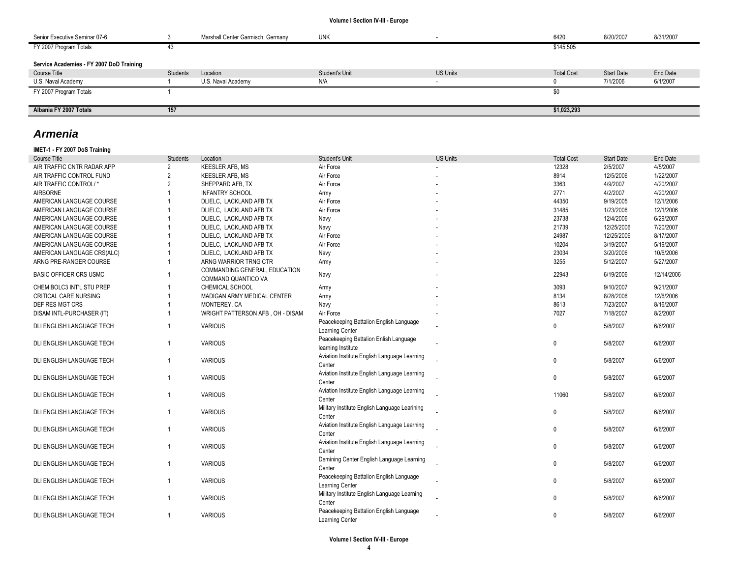| Senior Executive Seminar 07-6 | 3 | Marshall Center Garmisch, Germany | UNK | - | 6420 | 8/20/2007 | 8/31/2007 |
|---|---|---|---|---|---|---|---|
| FY 2007 Program Totals | 43 | | | | $145,505 | | |

**Service Academies - FY 2007 DoD Training**

| Course Title | Students | Location | Student's Unit | US Units | Total Cost | Start Date | End Date |
|---|---|---|---|---|---|---|---|
| U.S. Naval Academy | 1 | U.S. Naval Academy | N/A | - | 0 | 7/1/2006 | 6/1/2007 |
| FY 2007 Program Totals | 1 | | | | $0 | | |

| **Albania FY 2007 Totals** | **157** | | | | **$1,023,293** | | |
|---|---|---|---|---|---|---|---|

## *Armenia*

**IMET-1 - FY 2007 DoS Training**

| Course Title | Students | Location | Student's Unit | US Units | Total Cost | Start Date | End Date |
|---|---|---|---|---|---|---|---|
| AIR TRAFFIC CNTR RADAR APP | 2 | KEESLER AFB, MS | Air Force | - | 12328 | 2/5/2007 | 4/5/2007 |
| AIR TRAFFIC CONTROL FUND | 2 | KEESLER AFB, MS | Air Force | - | 8914 | 12/5/2006 | 1/22/2007 |
| AIR TRAFFIC CONTROL/ * | 2 | SHEPPARD AFB, TX | Air Force | - | 3363 | 4/9/2007 | 4/20/2007 |
| AIRBORNE | 1 | INFANTRY SCHOOL | Army | - | 2771 | 4/2/2007 | 4/20/2007 |
| AMERICAN LANGUAGE COURSE | 1 | DLIELC, LACKLAND AFB TX | Air Force | - | 44350 | 9/19/2005 | 12/1/2006 |
| AMERICAN LANGUAGE COURSE | 1 | DLIELC, LACKLAND AFB TX | Air Force | - | 31485 | 1/23/2006 | 12/1/2006 |
| AMERICAN LANGUAGE COURSE | 1 | DLIELC, LACKLAND AFB TX | Navy | - | 23738 | 12/4/2006 | 6/29/2007 |
| AMERICAN LANGUAGE COURSE | 1 | DLIELC, LACKLAND AFB TX | Navy | - | 21739 | 12/25/2006 | 7/20/2007 |
| AMERICAN LANGUAGE COURSE | 1 | DLIELC, LACKLAND AFB TX | Air Force | - | 24987 | 12/25/2006 | 8/17/2007 |
| AMERICAN LANGUAGE COURSE | 1 | DLIELC, LACKLAND AFB TX | Air Force | - | 10204 | 3/19/2007 | 5/19/2007 |
| AMERICAN LANGUAGE CRS(ALC) | 1 | DLIELC, LACKLAND AFB TX | Navy | - | 23034 | 3/20/2006 | 10/6/2006 |
| ARNG PRE-RANGER COURSE | 1 | ARNG WARRIOR TRNG CTR | Army | - | 3255 | 5/12/2007 | 5/27/2007 |
| BASIC OFFICER CRS USMC | 1 | COMMANDING GENERAL, EDUCATION COMMAND QUANTICO VA | Navy | - | 22943 | 6/19/2006 | 12/14/2006 |
| CHEM BOLC3 INT'L STU PREP | 1 | CHEMICAL SCHOOL | Army | - | 3093 | 9/10/2007 | 9/21/2007 |
| CRITICAL CARE NURSING | 1 | MADIGAN ARMY MEDICAL CENTER | Army | - | 8134 | 8/28/2006 | 12/6/2006 |
| DEF RES MGT CRS | 1 | MONTEREY, CA | Navy | - | 8613 | 7/23/2007 | 8/16/2007 |
| DISAM INTL-PURCHASER (IT) | 1 | WRIGHT PATTERSON AFB , OH - DISAM | Air Force | - | 7027 | 7/18/2007 | 8/2/2007 |
| DLI ENGLISH LANGUAGE TECH | 1 | VARIOUS | Peacekeeping Battalion English Language Learning Center | - | 0 | 5/8/2007 | 6/6/2007 |
| DLI ENGLISH LANGUAGE TECH | 1 | VARIOUS | Peacekeeping Battalion Enlish Language learning Institute | - | 0 | 5/8/2007 | 6/6/2007 |
| DLI ENGLISH LANGUAGE TECH | 1 | VARIOUS | Aviation Institute English Language Learning Center | - | 0 | 5/8/2007 | 6/6/2007 |
| DLI ENGLISH LANGUAGE TECH | 1 | VARIOUS | Aviation Institute English Language Learning Center | - | 0 | 5/8/2007 | 6/6/2007 |
| DLI ENGLISH LANGUAGE TECH | 1 | VARIOUS | Aviation Institute English Language Learning Center | - | 11060 | 5/8/2007 | 6/6/2007 |
| DLI ENGLISH LANGUAGE TECH | 1 | VARIOUS | Military Institute English Language Learining Center | - | 0 | 5/8/2007 | 6/6/2007 |
| DLI ENGLISH LANGUAGE TECH | 1 | VARIOUS | Aviation Institute English Language Learning Center | - | 0 | 5/8/2007 | 6/6/2007 |
| DLI ENGLISH LANGUAGE TECH | 1 | VARIOUS | Aviation Institute English Language Learning Center | - | 0 | 5/8/2007 | 6/6/2007 |
| DLI ENGLISH LANGUAGE TECH | 1 | VARIOUS | Demining Center English Language Learning Center | - | 0 | 5/8/2007 | 6/6/2007 |
| DLI ENGLISH LANGUAGE TECH | 1 | VARIOUS | Peacekeeping Battalion English Language Learning Center | - | 0 | 5/8/2007 | 6/6/2007 |
| DLI ENGLISH LANGUAGE TECH | 1 | VARIOUS | Military Institute English Language Learning Center | - | 0 | 5/8/2007 | 6/6/2007 |
| DLI ENGLISH LANGUAGE TECH | 1 | VARIOUS | Peacekeeping Battalion English Language Learning Center | - | 0 | 5/8/2007 | 6/6/2007 |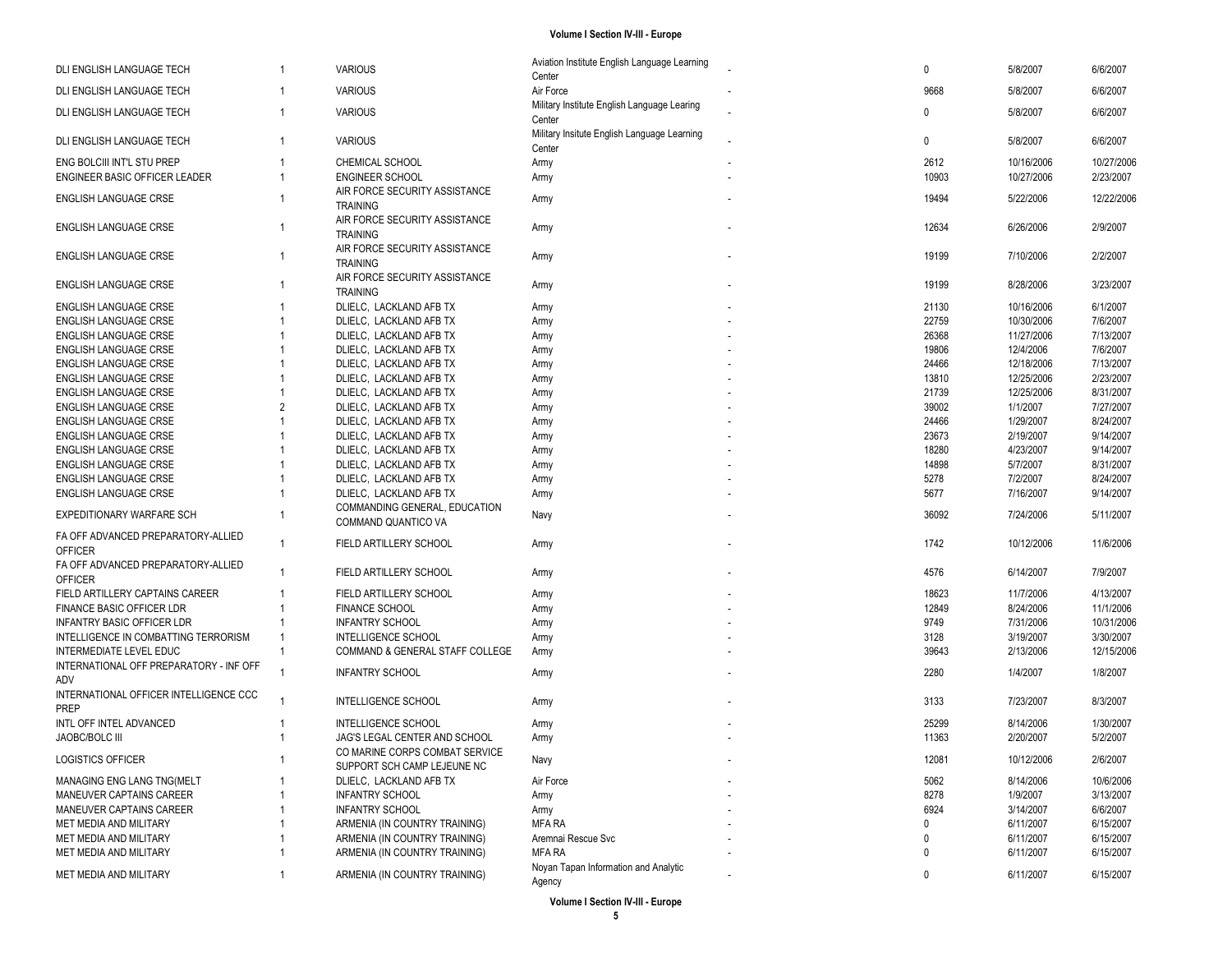| | | | | | | | |
|---|---|---|---|---|---|---|---|
| DLI ENGLISH LANGUAGE TECH | 1 | VARIOUS | Aviation Institute English Language Learning Center | - | 0 | 5/8/2007 | 6/6/2007 |
| DLI ENGLISH LANGUAGE TECH | 1 | VARIOUS | Air Force | - | 9668 | 5/8/2007 | 6/6/2007 |
| DLI ENGLISH LANGUAGE TECH | 1 | VARIOUS | Military Institute English Language Learing Center | - | 0 | 5/8/2007 | 6/6/2007 |
| DLI ENGLISH LANGUAGE TECH | 1 | VARIOUS | Military Insitute English Language Learning Center | - | 0 | 5/8/2007 | 6/6/2007 |
| ENG BOLCIII INT'L STU PREP | 1 | CHEMICAL SCHOOL | Army | - | 2612 | 10/16/2006 | 10/27/2006 |
| ENGINEER BASIC OFFICER LEADER | 1 | ENGINEER SCHOOL | Army | - | 10903 | 10/27/2006 | 2/23/2007 |
| ENGLISH LANGUAGE CRSE | 1 | AIR FORCE SECURITY ASSISTANCE TRAINING | Army | - | 19494 | 5/22/2006 | 12/22/2006 |
| ENGLISH LANGUAGE CRSE | 1 | AIR FORCE SECURITY ASSISTANCE TRAINING | Army | - | 12634 | 6/26/2006 | 2/9/2007 |
| ENGLISH LANGUAGE CRSE | 1 | AIR FORCE SECURITY ASSISTANCE TRAINING | Army | - | 19199 | 7/10/2006 | 2/2/2007 |
| ENGLISH LANGUAGE CRSE | 1 | AIR FORCE SECURITY ASSISTANCE TRAINING | Army | - | 19199 | 8/28/2006 | 3/23/2007 |
| ENGLISH LANGUAGE CRSE | 1 | DLIELC, LACKLAND AFB TX | Army | - | 21130 | 10/16/2006 | 6/1/2007 |
| ENGLISH LANGUAGE CRSE | 1 | DLIELC, LACKLAND AFB TX | Army | - | 22759 | 10/30/2006 | 7/6/2007 |
| ENGLISH LANGUAGE CRSE | 1 | DLIELC, LACKLAND AFB TX | Army | - | 26368 | 11/27/2006 | 7/13/2007 |
| ENGLISH LANGUAGE CRSE | 1 | DLIELC, LACKLAND AFB TX | Army | - | 19806 | 12/4/2006 | 7/6/2007 |
| ENGLISH LANGUAGE CRSE | 1 | DLIELC, LACKLAND AFB TX | Army | - | 24466 | 12/18/2006 | 7/13/2007 |
| ENGLISH LANGUAGE CRSE | 1 | DLIELC, LACKLAND AFB TX | Army | - | 13810 | 12/25/2006 | 2/23/2007 |
| ENGLISH LANGUAGE CRSE | 1 | DLIELC, LACKLAND AFB TX | Army | - | 21739 | 12/25/2006 | 8/31/2007 |
| ENGLISH LANGUAGE CRSE | 2 | DLIELC, LACKLAND AFB TX | Army | - | 39002 | 1/1/2007 | 7/27/2007 |
| ENGLISH LANGUAGE CRSE | 1 | DLIELC, LACKLAND AFB TX | Army | - | 24466 | 1/29/2007 | 8/24/2007 |
| ENGLISH LANGUAGE CRSE | 1 | DLIELC, LACKLAND AFB TX | Army | - | 23673 | 2/19/2007 | 9/14/2007 |
| ENGLISH LANGUAGE CRSE | 1 | DLIELC, LACKLAND AFB TX | Army | - | 18280 | 4/23/2007 | 9/14/2007 |
| ENGLISH LANGUAGE CRSE | 1 | DLIELC, LACKLAND AFB TX | Army | - | 14898 | 5/7/2007 | 8/31/2007 |
| ENGLISH LANGUAGE CRSE | 1 | DLIELC, LACKLAND AFB TX | Army | - | 5278 | 7/2/2007 | 8/24/2007 |
| ENGLISH LANGUAGE CRSE | 1 | DLIELC, LACKLAND AFB TX | Army | - | 5677 | 7/16/2007 | 9/14/2007 |
| EXPEDITIONARY WARFARE SCH | 1 | COMMANDING GENERAL, EDUCATION COMMAND QUANTICO VA | Navy | - | 36092 | 7/24/2006 | 5/11/2007 |
| FA OFF ADVANCED PREPARATORY-ALLIED OFFICER | 1 | FIELD ARTILLERY SCHOOL | Army | - | 1742 | 10/12/2006 | 11/6/2006 |
| FA OFF ADVANCED PREPARATORY-ALLIED OFFICER | 1 | FIELD ARTILLERY SCHOOL | Army | - | 4576 | 6/14/2007 | 7/9/2007 |
| FIELD ARTILLERY CAPTAINS CAREER | 1 | FIELD ARTILLERY SCHOOL | Army | - | 18623 | 11/7/2006 | 4/13/2007 |
| FINANCE BASIC OFFICER LDR | 1 | FINANCE SCHOOL | Army | - | 12849 | 8/24/2006 | 11/1/2006 |
| INFANTRY BASIC OFFICER LDR | 1 | INFANTRY SCHOOL | Army | - | 9749 | 7/31/2006 | 10/31/2006 |
| INTELLIGENCE IN COMBATTING TERRORISM | 1 | INTELLIGENCE SCHOOL | Army | - | 3128 | 3/19/2007 | 3/30/2007 |
| INTERMEDIATE LEVEL EDUC | 1 | COMMAND & GENERAL STAFF COLLEGE | Army | - | 39643 | 2/13/2006 | 12/15/2006 |
| INTERNATIONAL OFF PREPARATORY - INF OFF ADV | 1 | INFANTRY SCHOOL | Army | - | 2280 | 1/4/2007 | 1/8/2007 |
| INTERNATIONAL OFFICER INTELLIGENCE CCC PREP | 1 | INTELLIGENCE SCHOOL | Army | - | 3133 | 7/23/2007 | 8/3/2007 |
| INTL OFF INTEL ADVANCED | 1 | INTELLIGENCE SCHOOL | Army | - | 25299 | 8/14/2006 | 1/30/2007 |
| JAOBC/BOLC III | 1 | JAG'S LEGAL CENTER AND SCHOOL | Army | - | 11363 | 2/20/2007 | 5/2/2007 |
| LOGISTICS OFFICER | 1 | CO MARINE CORPS COMBAT SERVICE SUPPORT SCH CAMP LEJEUNE NC | Navy | - | 12081 | 10/12/2006 | 2/6/2007 |
| MANAGING ENG LANG TNG(MELT | 1 | DLIELC, LACKLAND AFB TX | Air Force | - | 5062 | 8/14/2006 | 10/6/2006 |
| MANEUVER CAPTAINS CAREER | 1 | INFANTRY SCHOOL | Army | - | 8278 | 1/9/2007 | 3/13/2007 |
| MANEUVER CAPTAINS CAREER | 1 | INFANTRY SCHOOL | Army | - | 6924 | 3/14/2007 | 6/6/2007 |
| MET MEDIA AND MILITARY | 1 | ARMENIA (IN COUNTRY TRAINING) | MFA RA | - | 0 | 6/11/2007 | 6/15/2007 |
| MET MEDIA AND MILITARY | 1 | ARMENIA (IN COUNTRY TRAINING) | Aremnai Rescue Svc | - | 0 | 6/11/2007 | 6/15/2007 |
| MET MEDIA AND MILITARY | 1 | ARMENIA (IN COUNTRY TRAINING) | MFA RA | - | 0 | 6/11/2007 | 6/15/2007 |
| MET MEDIA AND MILITARY | 1 | ARMENIA (IN COUNTRY TRAINING) | Noyan Tapan Information and Analytic Agency | - | 0 | 6/11/2007 | 6/15/2007 |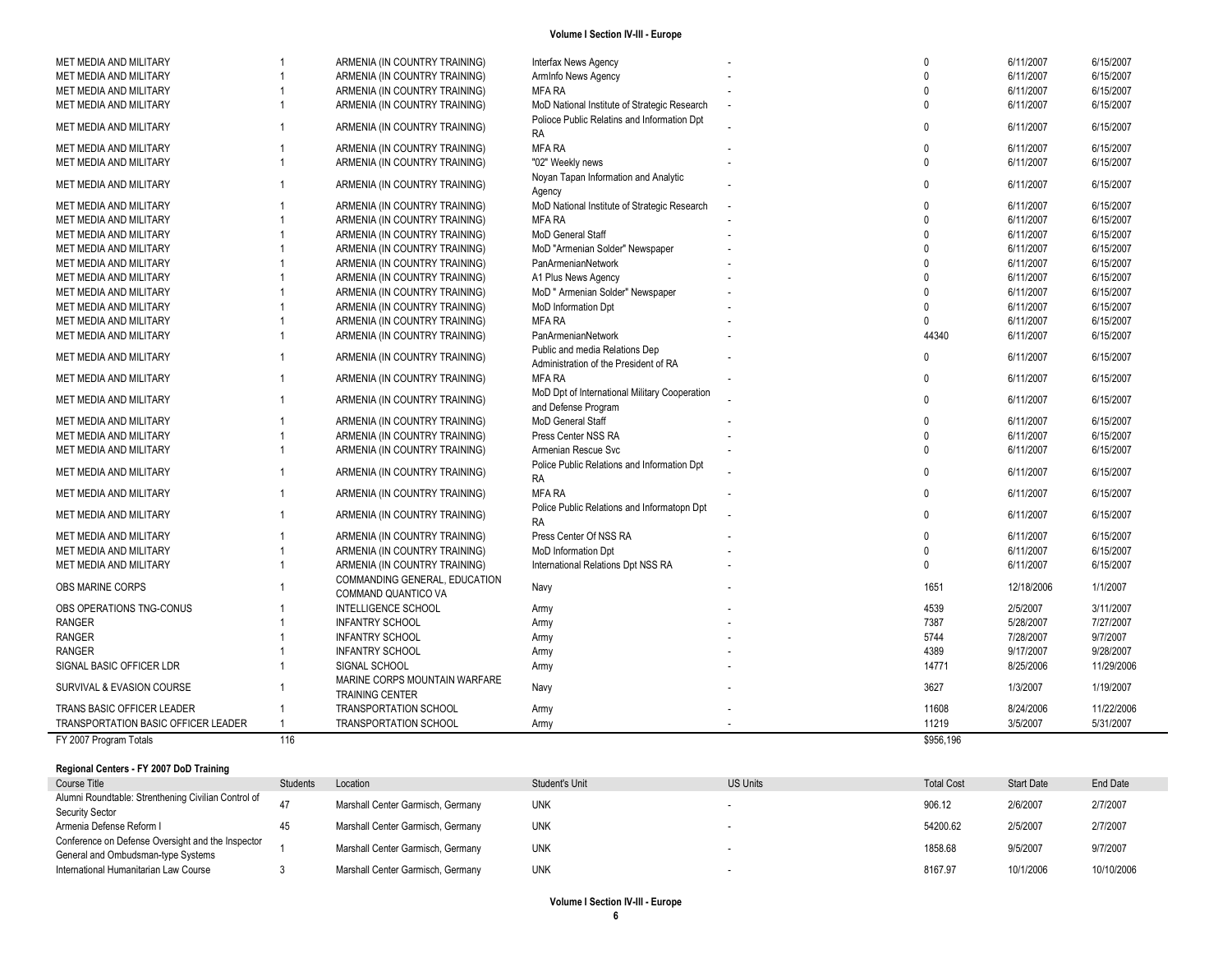| | | | | | | | |
|---|---|---|---|---|---|---|---|
| MET MEDIA AND MILITARY | 1 | ARMENIA (IN COUNTRY TRAINING) | Interfax News Agency | - | 0 | 6/11/2007 | 6/15/2007 |
| MET MEDIA AND MILITARY | 1 | ARMENIA (IN COUNTRY TRAINING) | ArmInfo News Agency | - | 0 | 6/11/2007 | 6/15/2007 |
| MET MEDIA AND MILITARY | 1 | ARMENIA (IN COUNTRY TRAINING) | MFA RA | - | 0 | 6/11/2007 | 6/15/2007 |
| MET MEDIA AND MILITARY | 1 | ARMENIA (IN COUNTRY TRAINING) | MoD National Institute of Strategic Research | - | 0 | 6/11/2007 | 6/15/2007 |
| MET MEDIA AND MILITARY | 1 | ARMENIA (IN COUNTRY TRAINING) | Polioce Public Relatins and Information Dpt RA | - | 0 | 6/11/2007 | 6/15/2007 |
| MET MEDIA AND MILITARY | 1 | ARMENIA (IN COUNTRY TRAINING) | MFA RA | - | 0 | 6/11/2007 | 6/15/2007 |
| MET MEDIA AND MILITARY | 1 | ARMENIA (IN COUNTRY TRAINING) | "02" Weekly news | - | 0 | 6/11/2007 | 6/15/2007 |
| MET MEDIA AND MILITARY | 1 | ARMENIA (IN COUNTRY TRAINING) | Noyan Tapan Information and Analytic Agency | - | 0 | 6/11/2007 | 6/15/2007 |
| MET MEDIA AND MILITARY | 1 | ARMENIA (IN COUNTRY TRAINING) | MoD National Institute of Strategic Research | - | 0 | 6/11/2007 | 6/15/2007 |
| MET MEDIA AND MILITARY | 1 | ARMENIA (IN COUNTRY TRAINING) | MFA RA | - | 0 | 6/11/2007 | 6/15/2007 |
| MET MEDIA AND MILITARY | 1 | ARMENIA (IN COUNTRY TRAINING) | MoD General Staff | - | 0 | 6/11/2007 | 6/15/2007 |
| MET MEDIA AND MILITARY | 1 | ARMENIA (IN COUNTRY TRAINING) | MoD "Armenian Solder" Newspaper | - | 0 | 6/11/2007 | 6/15/2007 |
| MET MEDIA AND MILITARY | 1 | ARMENIA (IN COUNTRY TRAINING) | PanArmenianNetwork | - | 0 | 6/11/2007 | 6/15/2007 |
| MET MEDIA AND MILITARY | 1 | ARMENIA (IN COUNTRY TRAINING) | A1 Plus News Agency | - | 0 | 6/11/2007 | 6/15/2007 |
| MET MEDIA AND MILITARY | 1 | ARMENIA (IN COUNTRY TRAINING) | MoD " Armenian Solder" Newspaper | - | 0 | 6/11/2007 | 6/15/2007 |
| MET MEDIA AND MILITARY | 1 | ARMENIA (IN COUNTRY TRAINING) | MoD Information Dpt | - | 0 | 6/11/2007 | 6/15/2007 |
| MET MEDIA AND MILITARY | 1 | ARMENIA (IN COUNTRY TRAINING) | MFA RA | - | 0 | 6/11/2007 | 6/15/2007 |
| MET MEDIA AND MILITARY | 1 | ARMENIA (IN COUNTRY TRAINING) | PanArmenianNetwork | - | 44340 | 6/11/2007 | 6/15/2007 |
| MET MEDIA AND MILITARY | 1 | ARMENIA (IN COUNTRY TRAINING) | Public and media Relations Dep Administration of the President of RA | - | 0 | 6/11/2007 | 6/15/2007 |
| MET MEDIA AND MILITARY | 1 | ARMENIA (IN COUNTRY TRAINING) | MFA RA | - | 0 | 6/11/2007 | 6/15/2007 |
| MET MEDIA AND MILITARY | 1 | ARMENIA (IN COUNTRY TRAINING) | MoD Dpt of International Military Cooperation and Defense Program | - | 0 | 6/11/2007 | 6/15/2007 |
| MET MEDIA AND MILITARY | 1 | ARMENIA (IN COUNTRY TRAINING) | MoD General Staff | - | 0 | 6/11/2007 | 6/15/2007 |
| MET MEDIA AND MILITARY | 1 | ARMENIA (IN COUNTRY TRAINING) | Press Center NSS RA | - | 0 | 6/11/2007 | 6/15/2007 |
| MET MEDIA AND MILITARY | 1 | ARMENIA (IN COUNTRY TRAINING) | Armenian Rescue Svc | - | 0 | 6/11/2007 | 6/15/2007 |
| MET MEDIA AND MILITARY | 1 | ARMENIA (IN COUNTRY TRAINING) | Police Public Relations and Information Dpt RA | - | 0 | 6/11/2007 | 6/15/2007 |
| MET MEDIA AND MILITARY | 1 | ARMENIA (IN COUNTRY TRAINING) | MFA RA | - | 0 | 6/11/2007 | 6/15/2007 |
| MET MEDIA AND MILITARY | 1 | ARMENIA (IN COUNTRY TRAINING) | Police Public Relations and Informatopn Dpt RA | - | 0 | 6/11/2007 | 6/15/2007 |
| MET MEDIA AND MILITARY | 1 | ARMENIA (IN COUNTRY TRAINING) | Press Center Of NSS RA | - | 0 | 6/11/2007 | 6/15/2007 |
| MET MEDIA AND MILITARY | 1 | ARMENIA (IN COUNTRY TRAINING) | MoD Information Dpt | - | 0 | 6/11/2007 | 6/15/2007 |
| MET MEDIA AND MILITARY | 1 | ARMENIA (IN COUNTRY TRAINING) | International Relations Dpt NSS RA | - | 0 | 6/11/2007 | 6/15/2007 |
| OBS MARINE CORPS | 1 | COMMANDING GENERAL, EDUCATION COMMAND QUANTICO VA | Navy | - | 1651 | 12/18/2006 | 1/1/2007 |
| OBS OPERATIONS TNG-CONUS | 1 | INTELLIGENCE SCHOOL | Army | - | 4539 | 2/5/2007 | 3/11/2007 |
| RANGER | 1 | INFANTRY SCHOOL | Army | - | 7387 | 5/28/2007 | 7/27/2007 |
| RANGER | 1 | INFANTRY SCHOOL | Army | - | 5744 | 7/28/2007 | 9/7/2007 |
| RANGER | 1 | INFANTRY SCHOOL | Army | - | 4389 | 9/17/2007 | 9/28/2007 |
| SIGNAL BASIC OFFICER LDR | 1 | SIGNAL SCHOOL | Army | - | 14771 | 8/25/2006 | 11/29/2006 |
| SURVIVAL & EVASION COURSE | 1 | MARINE CORPS MOUNTAIN WARFARE TRAINING CENTER | Navy | - | 3627 | 1/3/2007 | 1/19/2007 |
| TRANS BASIC OFFICER LEADER | 1 | TRANSPORTATION SCHOOL | Army | - | 11608 | 8/24/2006 | 11/22/2006 |
| TRANSPORTATION BASIC OFFICER LEADER | 1 | TRANSPORTATION SCHOOL | Army | - | 11219 | 3/5/2007 | 5/31/2007 |
| FY 2007 Program Totals | 116 | | | | $956,196 | | |

**Regional Centers - FY 2007 DoD Training**

| Course Title | Students | Location | Student's Unit | US Units | Total Cost | Start Date | End Date |
|---|---|---|---|---|---|---|---|
| Alumni Roundtable: Strenthening Civilian Control of Security Sector | 47 | Marshall Center Garmisch, Germany | UNK | - | 906.12 | 2/6/2007 | 2/7/2007 |
| Armenia Defense Reform I | 45 | Marshall Center Garmisch, Germany | UNK | - | 54200.62 | 2/5/2007 | 2/7/2007 |
| Conference on Defense Oversight and the Inspector General and Ombudsman-type Systems | 1 | Marshall Center Garmisch, Germany | UNK | - | 1858.68 | 9/5/2007 | 9/7/2007 |
| International Humanitarian Law Course | 3 | Marshall Center Garmisch, Germany | UNK | - | 8167.97 | 10/1/2006 | 10/10/2006 |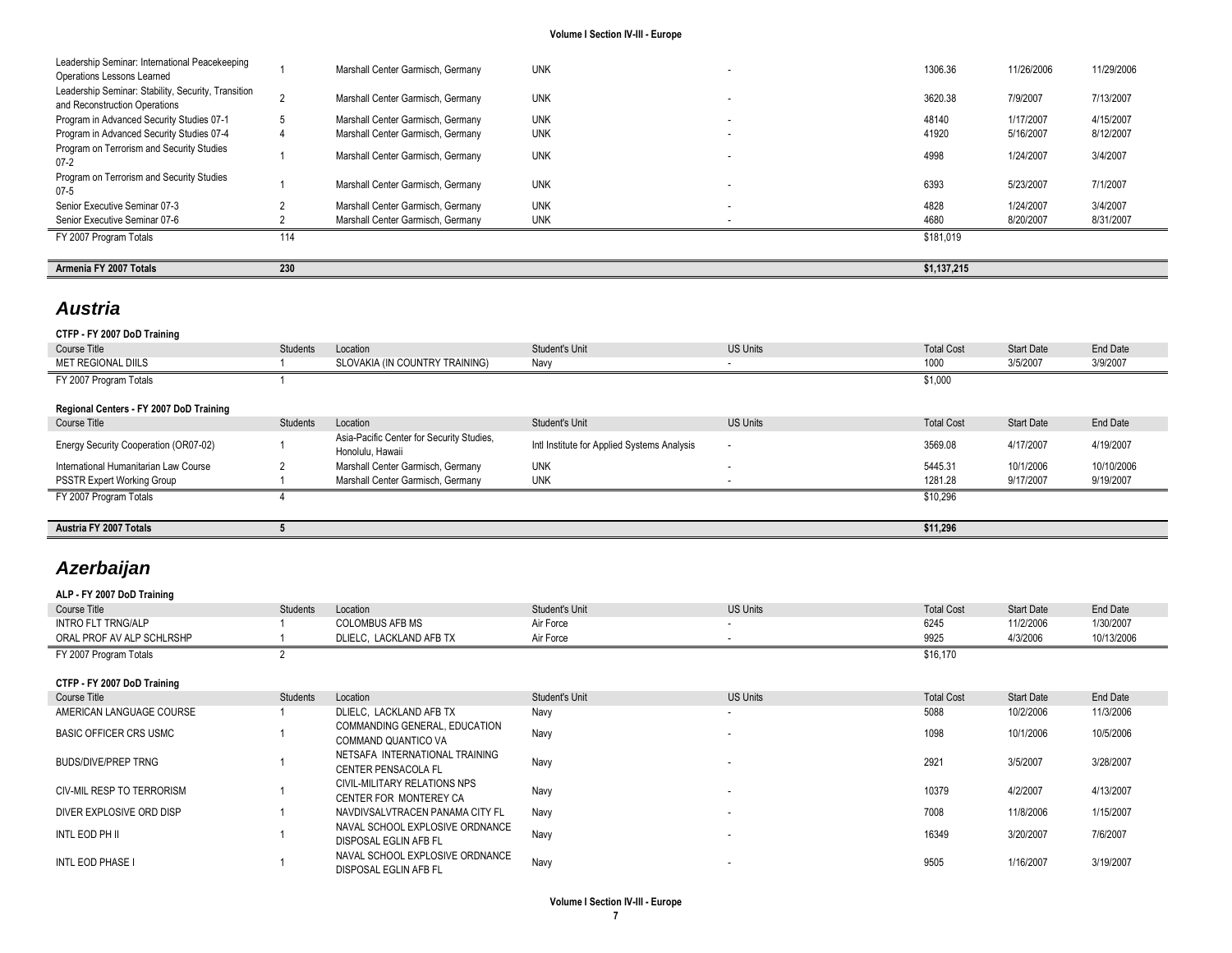| Course Title | Students | Location | Student's Unit | US Units | Total Cost | Start Date | End Date |
|---|---|---|---|---|---|---|---|
| Leadership Seminar: International Peacekeeping Operations Lessons Learned | 1 | Marshall Center Garmisch, Germany | UNK | - | 1306.36 | 11/26/2006 | 11/29/2006 |
| Leadership Seminar: Stability, Security, Transition and Reconstruction Operations | 2 | Marshall Center Garmisch, Germany | UNK | - | 3620.38 | 7/9/2007 | 7/13/2007 |
| Program in Advanced Security Studies 07-1 | 5 | Marshall Center Garmisch, Germany | UNK | - | 48140 | 1/17/2007 | 4/15/2007 |
| Program in Advanced Security Studies 07-4 | 4 | Marshall Center Garmisch, Germany | UNK | - | 41920 | 5/16/2007 | 8/12/2007 |
| Program on Terrorism and Security Studies 07-2 | 1 | Marshall Center Garmisch, Germany | UNK | - | 4998 | 1/24/2007 | 3/4/2007 |
| Program on Terrorism and Security Studies 07-5 | 1 | Marshall Center Garmisch, Germany | UNK | - | 6393 | 5/23/2007 | 7/1/2007 |
| Senior Executive Seminar 07-3 | 2 | Marshall Center Garmisch, Germany | UNK | - | 4828 | 1/24/2007 | 3/4/2007 |
| Senior Executive Seminar 07-6 | 2 | Marshall Center Garmisch, Germany | UNK | - | 4680 | 8/20/2007 | 8/31/2007 |
| FY 2007 Program Totals | 114 | | | | $181,019 | | |

| | | | |
|---|---|---|---|
| **Armenia FY 2007 Totals** | **230** | | **$1,137,215** |

## *Austria*

**CTFP - FY 2007 DoD Training**

| Course Title | Students | Location | Student's Unit | US Units | Total Cost | Start Date | End Date |
|---|---|---|---|---|---|---|---|
| MET REGIONAL DIILS | 1 | SLOVAKIA (IN COUNTRY TRAINING) | Navy | - | 1000 | 3/5/2007 | 3/9/2007 |
| FY 2007 Program Totals | 1 | | | | $1,000 | | |

**Regional Centers - FY 2007 DoD Training**

| Course Title | Students | Location | Student's Unit | US Units | Total Cost | Start Date | End Date |
|---|---|---|---|---|---|---|---|
| Energy Security Cooperation (OR07-02) | 1 | Asia-Pacific Center for Security Studies, Honolulu, Hawaii | Intl Institute for Applied Systems Analysis | - | 3569.08 | 4/17/2007 | 4/19/2007 |
| International Humanitarian Law Course | 2 | Marshall Center Garmisch, Germany | UNK | - | 5445.31 | 10/1/2006 | 10/10/2006 |
| PSSTR Expert Working Group | 1 | Marshall Center Garmisch, Germany | UNK | - | 1281.28 | 9/17/2007 | 9/19/2007 |
| FY 2007 Program Totals | 4 | | | | $10,296 | | |

| | | | |
|---|---|---|---|
| **Austria FY 2007 Totals** | **5** | | **$11,296** |

## *Azerbaijan*

**ALP - FY 2007 DoD Training**

| Course Title | Students | Location | Student's Unit | US Units | Total Cost | Start Date | End Date |
|---|---|---|---|---|---|---|---|
| INTRO FLT TRNG/ALP | 1 | COLOMBUS AFB MS | Air Force | - | 6245 | 11/2/2006 | 1/30/2007 |
| ORAL PROF AV ALP SCHLRSHP | 1 | DLIELC, LACKLAND AFB TX | Air Force | - | 9925 | 4/3/2006 | 10/13/2006 |
| FY 2007 Program Totals | 2 | | | | $16,170 | | |

**CTFP - FY 2007 DoD Training**

| Course Title | Students | Location | Student's Unit | US Units | Total Cost | Start Date | End Date |
|---|---|---|---|---|---|---|---|
| AMERICAN LANGUAGE COURSE | 1 | DLIELC, LACKLAND AFB TX | Navy | - | 5088 | 10/2/2006 | 11/3/2006 |
| BASIC OFFICER CRS USMC | 1 | COMMANDING GENERAL, EDUCATION COMMAND QUANTICO VA | Navy | - | 1098 | 10/1/2006 | 10/5/2006 |
| BUDS/DIVE/PREP TRNG | 1 | NETSAFA INTERNATIONAL TRAINING CENTER PENSACOLA FL | Navy | - | 2921 | 3/5/2007 | 3/28/2007 |
| CIV-MIL RESP TO TERRORISM | 1 | CIVIL-MILITARY RELATIONS NPS CENTER FOR MONTEREY CA | Navy | - | 10379 | 4/2/2007 | 4/13/2007 |
| DIVER EXPLOSIVE ORD DISP | 1 | NAVDIVSALVTRACEN PANAMA CITY FL | Navy | - | 7008 | 11/8/2006 | 1/15/2007 |
| INTL EOD PH II | 1 | NAVAL SCHOOL EXPLOSIVE ORDNANCE DISPOSAL EGLIN AFB FL | Navy | - | 16349 | 3/20/2007 | 7/6/2007 |
| INTL EOD PHASE I | 1 | NAVAL SCHOOL EXPLOSIVE ORDNANCE DISPOSAL EGLIN AFB FL | Navy | - | 9505 | 1/16/2007 | 3/19/2007 |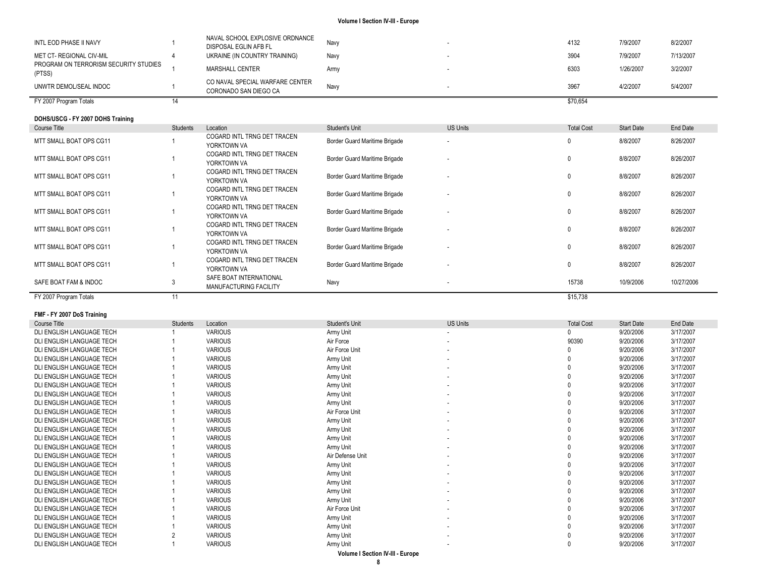| Course Title | Students | Location | Student's Unit | US Units | Total Cost | Start Date | End Date |
|---|---|---|---|---|---|---|---|
| INTL EOD PHASE II NAVY | 1 | NAVAL SCHOOL EXPLOSIVE ORDNANCE DISPOSAL EGLIN AFB FL | Navy | - | 4132 | 7/9/2007 | 8/2/2007 |
| MET CT- REGIONAL CIV-MIL | 4 | UKRAINE (IN COUNTRY TRAINING) | Navy | - | 3904 | 7/9/2007 | 7/13/2007 |
| PROGRAM ON TERRORISM SECURITY STUDIES (PTSS) | 1 | MARSHALL CENTER | Army | - | 6303 | 1/26/2007 | 3/2/2007 |
| UNWTR DEMOL/SEAL INDOC | 1 | CO NAVAL SPECIAL WARFARE CENTER CORONADO SAN DIEGO CA | Navy | - | 3967 | 4/2/2007 | 5/4/2007 |
| FY 2007 Program Totals | 14 | | | | $70,654 | | |

**DOHS/USCG - FY 2007 DOHS Training**

| Course Title | Students | Location | Student's Unit | US Units | Total Cost | Start Date | End Date |
|---|---|---|---|---|---|---|---|
| MTT SMALL BOAT OPS CG11 | 1 | COGARD INTL TRNG DET TRACEN YORKTOWN VA | Border Guard Maritime Brigade | - | 0 | 8/8/2007 | 8/26/2007 |
| MTT SMALL BOAT OPS CG11 | 1 | COGARD INTL TRNG DET TRACEN YORKTOWN VA | Border Guard Maritime Brigade | - | 0 | 8/8/2007 | 8/26/2007 |
| MTT SMALL BOAT OPS CG11 | 1 | COGARD INTL TRNG DET TRACEN YORKTOWN VA | Border Guard Maritime Brigade | - | 0 | 8/8/2007 | 8/26/2007 |
| MTT SMALL BOAT OPS CG11 | 1 | COGARD INTL TRNG DET TRACEN YORKTOWN VA | Border Guard Maritime Brigade | - | 0 | 8/8/2007 | 8/26/2007 |
| MTT SMALL BOAT OPS CG11 | 1 | COGARD INTL TRNG DET TRACEN YORKTOWN VA | Border Guard Maritime Brigade | - | 0 | 8/8/2007 | 8/26/2007 |
| MTT SMALL BOAT OPS CG11 | 1 | COGARD INTL TRNG DET TRACEN YORKTOWN VA | Border Guard Maritime Brigade | - | 0 | 8/8/2007 | 8/26/2007 |
| MTT SMALL BOAT OPS CG11 | 1 | COGARD INTL TRNG DET TRACEN YORKTOWN VA | Border Guard Maritime Brigade | - | 0 | 8/8/2007 | 8/26/2007 |
| MTT SMALL BOAT OPS CG11 | 1 | COGARD INTL TRNG DET TRACEN YORKTOWN VA | Border Guard Maritime Brigade | - | 0 | 8/8/2007 | 8/26/2007 |
| SAFE BOAT FAM & INDOC | 3 | SAFE BOAT INTERNATIONAL MANUFACTURING FACILITY | Navy | - | 15738 | 10/9/2006 | 10/27/2006 |
| FY 2007 Program Totals | 11 | | | | $15,738 | | |

**FMF - FY 2007 DoS Training**

| Course Title | Students | Location | Student's Unit | US Units | Total Cost | Start Date | End Date |
|---|---|---|---|---|---|---|---|
| DLI ENGLISH LANGUAGE TECH | 1 | VARIOUS | Army Unit | - | 0 | 9/20/2006 | 3/17/2007 |
| DLI ENGLISH LANGUAGE TECH | 1 | VARIOUS | Air Force | - | 90390 | 9/20/2006 | 3/17/2007 |
| DLI ENGLISH LANGUAGE TECH | 1 | VARIOUS | Air Force Unit | - | 0 | 9/20/2006 | 3/17/2007 |
| DLI ENGLISH LANGUAGE TECH | 1 | VARIOUS | Army Unit | - | 0 | 9/20/2006 | 3/17/2007 |
| DLI ENGLISH LANGUAGE TECH | 1 | VARIOUS | Army Unit | - | 0 | 9/20/2006 | 3/17/2007 |
| DLI ENGLISH LANGUAGE TECH | 1 | VARIOUS | Army Unit | - | 0 | 9/20/2006 | 3/17/2007 |
| DLI ENGLISH LANGUAGE TECH | 1 | VARIOUS | Army Unit | - | 0 | 9/20/2006 | 3/17/2007 |
| DLI ENGLISH LANGUAGE TECH | 1 | VARIOUS | Army Unit | - | 0 | 9/20/2006 | 3/17/2007 |
| DLI ENGLISH LANGUAGE TECH | 1 | VARIOUS | Army Unit | - | 0 | 9/20/2006 | 3/17/2007 |
| DLI ENGLISH LANGUAGE TECH | 1 | VARIOUS | Air Force Unit | - | 0 | 9/20/2006 | 3/17/2007 |
| DLI ENGLISH LANGUAGE TECH | 1 | VARIOUS | Army Unit | - | 0 | 9/20/2006 | 3/17/2007 |
| DLI ENGLISH LANGUAGE TECH | 1 | VARIOUS | Army Unit | - | 0 | 9/20/2006 | 3/17/2007 |
| DLI ENGLISH LANGUAGE TECH | 1 | VARIOUS | Army Unit | - | 0 | 9/20/2006 | 3/17/2007 |
| DLI ENGLISH LANGUAGE TECH | 1 | VARIOUS | Army Unit | - | 0 | 9/20/2006 | 3/17/2007 |
| DLI ENGLISH LANGUAGE TECH | 1 | VARIOUS | Air Defense Unit | - | 0 | 9/20/2006 | 3/17/2007 |
| DLI ENGLISH LANGUAGE TECH | 1 | VARIOUS | Army Unit | - | 0 | 9/20/2006 | 3/17/2007 |
| DLI ENGLISH LANGUAGE TECH | 1 | VARIOUS | Army Unit | - | 0 | 9/20/2006 | 3/17/2007 |
| DLI ENGLISH LANGUAGE TECH | 1 | VARIOUS | Army Unit | - | 0 | 9/20/2006 | 3/17/2007 |
| DLI ENGLISH LANGUAGE TECH | 1 | VARIOUS | Army Unit | - | 0 | 9/20/2006 | 3/17/2007 |
| DLI ENGLISH LANGUAGE TECH | 1 | VARIOUS | Army Unit | - | 0 | 9/20/2006 | 3/17/2007 |
| DLI ENGLISH LANGUAGE TECH | 1 | VARIOUS | Air Force Unit | - | 0 | 9/20/2006 | 3/17/2007 |
| DLI ENGLISH LANGUAGE TECH | 1 | VARIOUS | Army Unit | - | 0 | 9/20/2006 | 3/17/2007 |
| DLI ENGLISH LANGUAGE TECH | 1 | VARIOUS | Army Unit | - | 0 | 9/20/2006 | 3/17/2007 |
| DLI ENGLISH LANGUAGE TECH | 2 | VARIOUS | Army Unit | - | 0 | 9/20/2006 | 3/17/2007 |
| DLI ENGLISH LANGUAGE TECH | 1 | VARIOUS | Army Unit | - | 0 | 9/20/2006 | 3/17/2007 |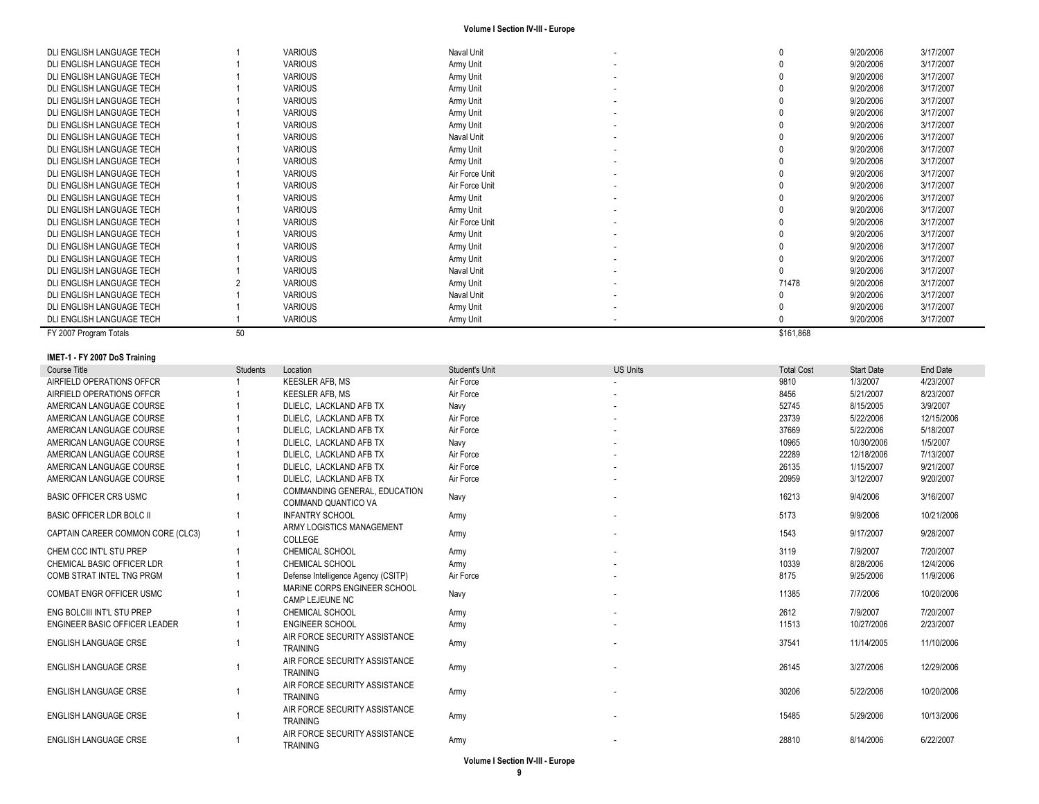| | | | | | | | |
|---|---|---|---|---|---|---|---|
| DLI ENGLISH LANGUAGE TECH | 1 | VARIOUS | Naval Unit | - | 0 | 9/20/2006 | 3/17/2007 |
| DLI ENGLISH LANGUAGE TECH | 1 | VARIOUS | Army Unit | - | 0 | 9/20/2006 | 3/17/2007 |
| DLI ENGLISH LANGUAGE TECH | 1 | VARIOUS | Army Unit | - | 0 | 9/20/2006 | 3/17/2007 |
| DLI ENGLISH LANGUAGE TECH | 1 | VARIOUS | Army Unit | - | 0 | 9/20/2006 | 3/17/2007 |
| DLI ENGLISH LANGUAGE TECH | 1 | VARIOUS | Army Unit | - | 0 | 9/20/2006 | 3/17/2007 |
| DLI ENGLISH LANGUAGE TECH | 1 | VARIOUS | Army Unit | - | 0 | 9/20/2006 | 3/17/2007 |
| DLI ENGLISH LANGUAGE TECH | 1 | VARIOUS | Army Unit | - | 0 | 9/20/2006 | 3/17/2007 |
| DLI ENGLISH LANGUAGE TECH | 1 | VARIOUS | Naval Unit | - | 0 | 9/20/2006 | 3/17/2007 |
| DLI ENGLISH LANGUAGE TECH | 1 | VARIOUS | Army Unit | - | 0 | 9/20/2006 | 3/17/2007 |
| DLI ENGLISH LANGUAGE TECH | 1 | VARIOUS | Army Unit | - | 0 | 9/20/2006 | 3/17/2007 |
| DLI ENGLISH LANGUAGE TECH | 1 | VARIOUS | Air Force Unit | - | 0 | 9/20/2006 | 3/17/2007 |
| DLI ENGLISH LANGUAGE TECH | 1 | VARIOUS | Air Force Unit | - | 0 | 9/20/2006 | 3/17/2007 |
| DLI ENGLISH LANGUAGE TECH | 1 | VARIOUS | Army Unit | - | 0 | 9/20/2006 | 3/17/2007 |
| DLI ENGLISH LANGUAGE TECH | 1 | VARIOUS | Army Unit | - | 0 | 9/20/2006 | 3/17/2007 |
| DLI ENGLISH LANGUAGE TECH | 1 | VARIOUS | Air Force Unit | - | 0 | 9/20/2006 | 3/17/2007 |
| DLI ENGLISH LANGUAGE TECH | 1 | VARIOUS | Army Unit | - | 0 | 9/20/2006 | 3/17/2007 |
| DLI ENGLISH LANGUAGE TECH | 1 | VARIOUS | Army Unit | - | 0 | 9/20/2006 | 3/17/2007 |
| DLI ENGLISH LANGUAGE TECH | 1 | VARIOUS | Army Unit | - | 0 | 9/20/2006 | 3/17/2007 |
| DLI ENGLISH LANGUAGE TECH | 1 | VARIOUS | Naval Unit | - | 0 | 9/20/2006 | 3/17/2007 |
| DLI ENGLISH LANGUAGE TECH | 2 | VARIOUS | Army Unit | - | 71478 | 9/20/2006 | 3/17/2007 |
| DLI ENGLISH LANGUAGE TECH | 1 | VARIOUS | Naval Unit | - | 0 | 9/20/2006 | 3/17/2007 |
| DLI ENGLISH LANGUAGE TECH | 1 | VARIOUS | Army Unit | - | 0 | 9/20/2006 | 3/17/2007 |
| DLI ENGLISH LANGUAGE TECH | 1 | VARIOUS | Army Unit | - | 0 | 9/20/2006 | 3/17/2007 |
| FY 2007 Program Totals | 50 | | | | $161,868 | | |

**IMET-1 - FY 2007 DoS Training**

| Course Title | Students | Location | Student's Unit | US Units | Total Cost | Start Date | End Date |
|---|---|---|---|---|---|---|---|
| AIRFIELD OPERATIONS OFFCR | 1 | KEESLER AFB, MS | Air Force | - | 9810 | 1/3/2007 | 4/23/2007 |
| AIRFIELD OPERATIONS OFFCR | 1 | KEESLER AFB, MS | Air Force | - | 8456 | 5/21/2007 | 8/23/2007 |
| AMERICAN LANGUAGE COURSE | 1 | DLIELC, LACKLAND AFB TX | Navy | - | 52745 | 8/15/2005 | 3/9/2007 |
| AMERICAN LANGUAGE COURSE | 1 | DLIELC, LACKLAND AFB TX | Air Force | - | 23739 | 5/22/2006 | 12/15/2006 |
| AMERICAN LANGUAGE COURSE | 1 | DLIELC, LACKLAND AFB TX | Air Force | - | 37669 | 5/22/2006 | 5/18/2007 |
| AMERICAN LANGUAGE COURSE | 1 | DLIELC, LACKLAND AFB TX | Navy | - | 10965 | 10/30/2006 | 1/5/2007 |
| AMERICAN LANGUAGE COURSE | 1 | DLIELC, LACKLAND AFB TX | Air Force | - | 22289 | 12/18/2006 | 7/13/2007 |
| AMERICAN LANGUAGE COURSE | 1 | DLIELC, LACKLAND AFB TX | Air Force | - | 26135 | 1/15/2007 | 9/21/2007 |
| AMERICAN LANGUAGE COURSE | 1 | DLIELC, LACKLAND AFB TX | Air Force | - | 20959 | 3/12/2007 | 9/20/2007 |
| BASIC OFFICER CRS USMC | 1 | COMMANDING GENERAL, EDUCATION COMMAND QUANTICO VA | Navy | - | 16213 | 9/4/2006 | 3/16/2007 |
| BASIC OFFICER LDR BOLC II | 1 | INFANTRY SCHOOL | Army | - | 5173 | 9/9/2006 | 10/21/2006 |
| CAPTAIN CAREER COMMON CORE (CLC3) | 1 | ARMY LOGISTICS MANAGEMENT COLLEGE | Army | - | 1543 | 9/17/2007 | 9/28/2007 |
| CHEM CCC INT'L STU PREP | 1 | CHEMICAL SCHOOL | Army | - | 3119 | 7/9/2007 | 7/20/2007 |
| CHEMICAL BASIC OFFICER LDR | 1 | CHEMICAL SCHOOL | Army | - | 10339 | 8/28/2006 | 12/4/2006 |
| COMB STRAT INTEL TNG PRGM | 1 | Defense Intelligence Agency (CSITP) | Air Force | - | 8175 | 9/25/2006 | 11/9/2006 |
| COMBAT ENGR OFFICER USMC | 1 | MARINE CORPS ENGINEER SCHOOL CAMP LEJEUNE NC | Navy | - | 11385 | 7/7/2006 | 10/20/2006 |
| ENG BOLCIII INT'L STU PREP | 1 | CHEMICAL SCHOOL | Army | - | 2612 | 7/9/2007 | 7/20/2007 |
| ENGINEER BASIC OFFICER LEADER | 1 | ENGINEER SCHOOL | Army | - | 11513 | 10/27/2006 | 2/23/2007 |
| ENGLISH LANGUAGE CRSE | 1 | AIR FORCE SECURITY ASSISTANCE TRAINING | Army | - | 37541 | 11/14/2005 | 11/10/2006 |
| ENGLISH LANGUAGE CRSE | 1 | AIR FORCE SECURITY ASSISTANCE TRAINING | Army | - | 26145 | 3/27/2006 | 12/29/2006 |
| ENGLISH LANGUAGE CRSE | 1 | AIR FORCE SECURITY ASSISTANCE TRAINING | Army | - | 30206 | 5/22/2006 | 10/20/2006 |
| ENGLISH LANGUAGE CRSE | 1 | AIR FORCE SECURITY ASSISTANCE TRAINING | Army | - | 15485 | 5/29/2006 | 10/13/2006 |
| ENGLISH LANGUAGE CRSE | 1 | AIR FORCE SECURITY ASSISTANCE TRAINING | Army | - | 28810 | 8/14/2006 | 6/22/2007 |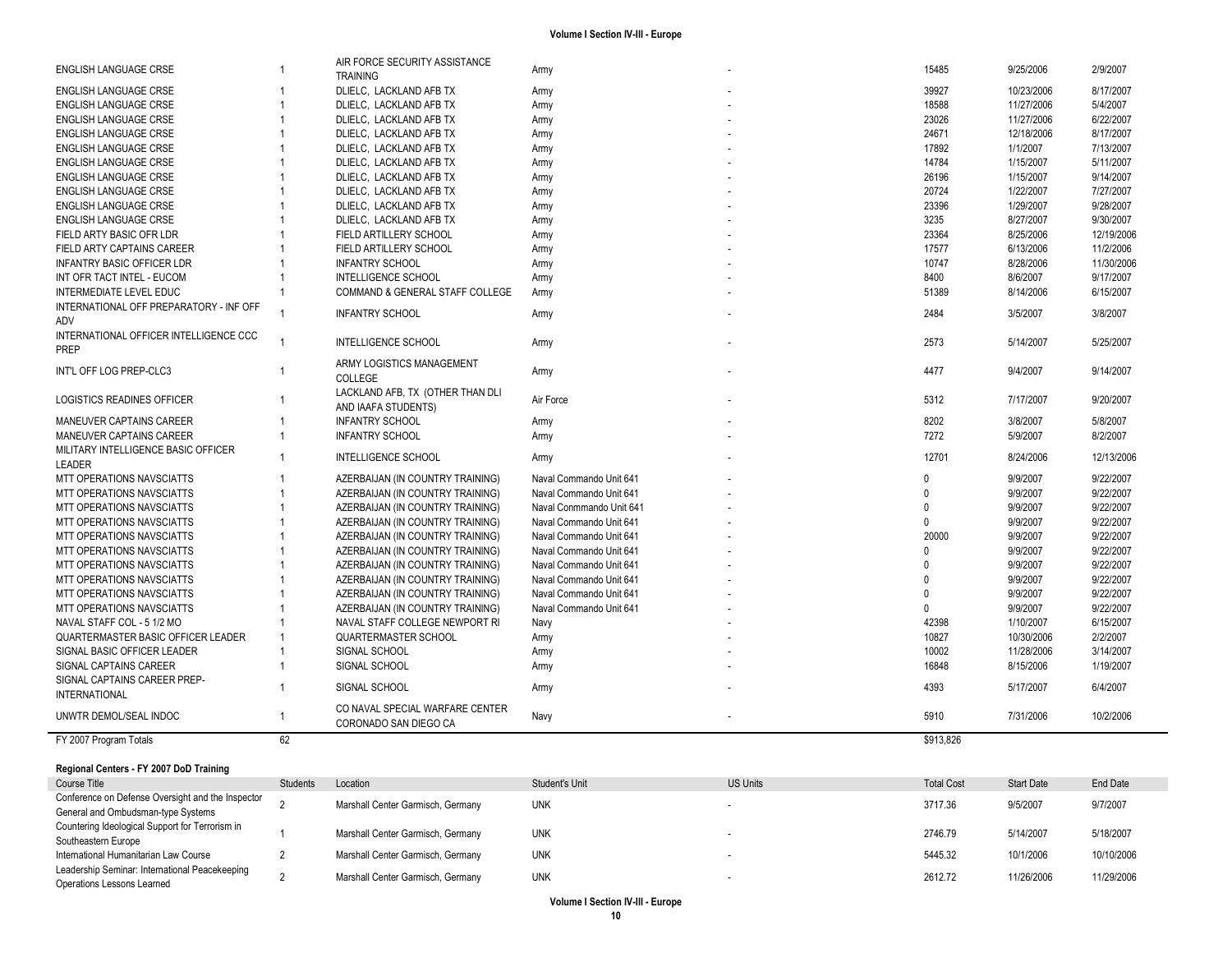| | | | | | | | |
|---|---|---|---|---|---|---|---|
| ENGLISH LANGUAGE CRSE | 1 | AIR FORCE SECURITY ASSISTANCE TRAINING | Army | - | 15485 | 9/25/2006 | 2/9/2007 |
| ENGLISH LANGUAGE CRSE | 1 | DLIELC, LACKLAND AFB TX | Army | - | 39927 | 10/23/2006 | 8/17/2007 |
| ENGLISH LANGUAGE CRSE | 1 | DLIELC, LACKLAND AFB TX | Army | - | 18588 | 11/27/2006 | 5/4/2007 |
| ENGLISH LANGUAGE CRSE | 1 | DLIELC, LACKLAND AFB TX | Army | - | 23026 | 11/27/2006 | 6/22/2007 |
| ENGLISH LANGUAGE CRSE | 1 | DLIELC, LACKLAND AFB TX | Army | - | 24671 | 12/18/2006 | 8/17/2007 |
| ENGLISH LANGUAGE CRSE | 1 | DLIELC, LACKLAND AFB TX | Army | - | 17892 | 1/1/2007 | 7/13/2007 |
| ENGLISH LANGUAGE CRSE | 1 | DLIELC, LACKLAND AFB TX | Army | - | 14784 | 1/15/2007 | 5/11/2007 |
| ENGLISH LANGUAGE CRSE | 1 | DLIELC, LACKLAND AFB TX | Army | - | 26196 | 1/15/2007 | 9/14/2007 |
| ENGLISH LANGUAGE CRSE | 1 | DLIELC, LACKLAND AFB TX | Army | - | 20724 | 1/22/2007 | 7/27/2007 |
| ENGLISH LANGUAGE CRSE | 1 | DLIELC, LACKLAND AFB TX | Army | - | 23396 | 1/29/2007 | 9/28/2007 |
| ENGLISH LANGUAGE CRSE | 1 | DLIELC, LACKLAND AFB TX | Army | - | 3235 | 8/27/2007 | 9/30/2007 |
| FIELD ARTY BASIC OFR LDR | 1 | FIELD ARTILLERY SCHOOL | Army | - | 23364 | 8/25/2006 | 12/19/2006 |
| FIELD ARTY CAPTAINS CAREER | 1 | FIELD ARTILLERY SCHOOL | Army | - | 17577 | 6/13/2006 | 11/2/2006 |
| INFANTRY BASIC OFFICER LDR | 1 | INFANTRY SCHOOL | Army | - | 10747 | 8/28/2006 | 11/30/2006 |
| INT OFR TACT INTEL - EUCOM | 1 | INTELLIGENCE SCHOOL | Army | - | 8400 | 8/6/2007 | 9/17/2007 |
| INTERMEDIATE LEVEL EDUC | 1 | COMMAND & GENERAL STAFF COLLEGE | Army | - | 51389 | 8/14/2006 | 6/15/2007 |
| INTERNATIONAL OFF PREPARATORY - INF OFF ADV | 1 | INFANTRY SCHOOL | Army | - | 2484 | 3/5/2007 | 3/8/2007 |
| INTERNATIONAL OFFICER INTELLIGENCE CCC PREP | 1 | INTELLIGENCE SCHOOL | Army | - | 2573 | 5/14/2007 | 5/25/2007 |
| INT'L OFF LOG PREP-CLC3 | 1 | ARMY LOGISTICS MANAGEMENT COLLEGE | Army | - | 4477 | 9/4/2007 | 9/14/2007 |
| LOGISTICS READINES OFFICER | 1 | LACKLAND AFB, TX (OTHER THAN DLI AND IAAFA STUDENTS) | Air Force | - | 5312 | 7/17/2007 | 9/20/2007 |
| MANEUVER CAPTAINS CAREER | 1 | INFANTRY SCHOOL | Army | - | 8202 | 3/8/2007 | 5/8/2007 |
| MANEUVER CAPTAINS CAREER | 1 | INFANTRY SCHOOL | Army | - | 7272 | 5/9/2007 | 8/2/2007 |
| MILITARY INTELLIGENCE BASIC OFFICER LEADER | 1 | INTELLIGENCE SCHOOL | Army | - | 12701 | 8/24/2006 | 12/13/2006 |
| MTT OPERATIONS NAVSCIATTS | 1 | AZERBAIJAN (IN COUNTRY TRAINING) | Naval Commando Unit 641 | - | 0 | 9/9/2007 | 9/22/2007 |
| MTT OPERATIONS NAVSCIATTS | 1 | AZERBAIJAN (IN COUNTRY TRAINING) | Naval Commando Unit 641 | - | 0 | 9/9/2007 | 9/22/2007 |
| MTT OPERATIONS NAVSCIATTS | 1 | AZERBAIJAN (IN COUNTRY TRAINING) | Naval Conmmando Unit 641 | - | 0 | 9/9/2007 | 9/22/2007 |
| MTT OPERATIONS NAVSCIATTS | 1 | AZERBAIJAN (IN COUNTRY TRAINING) | Naval Commando Unit 641 | - | 0 | 9/9/2007 | 9/22/2007 |
| MTT OPERATIONS NAVSCIATTS | 1 | AZERBAIJAN (IN COUNTRY TRAINING) | Naval Commando Unit 641 | - | 20000 | 9/9/2007 | 9/22/2007 |
| MTT OPERATIONS NAVSCIATTS | 1 | AZERBAIJAN (IN COUNTRY TRAINING) | Naval Commando Unit 641 | - | 0 | 9/9/2007 | 9/22/2007 |
| MTT OPERATIONS NAVSCIATTS | 1 | AZERBAIJAN (IN COUNTRY TRAINING) | Naval Commando Unit 641 | - | 0 | 9/9/2007 | 9/22/2007 |
| MTT OPERATIONS NAVSCIATTS | 1 | AZERBAIJAN (IN COUNTRY TRAINING) | Naval Commando Unit 641 | - | 0 | 9/9/2007 | 9/22/2007 |
| MTT OPERATIONS NAVSCIATTS | 1 | AZERBAIJAN (IN COUNTRY TRAINING) | Naval Commando Unit 641 | - | 0 | 9/9/2007 | 9/22/2007 |
| MTT OPERATIONS NAVSCIATTS | 1 | AZERBAIJAN (IN COUNTRY TRAINING) | Naval Commando Unit 641 | - | 0 | 9/9/2007 | 9/22/2007 |
| NAVAL STAFF COL - 5 1/2 MO | 1 | NAVAL STAFF COLLEGE NEWPORT RI | Navy | - | 42398 | 1/10/2007 | 6/15/2007 |
| QUARTERMASTER BASIC OFFICER LEADER | 1 | QUARTERMASTER SCHOOL | Army | - | 10827 | 10/30/2006 | 2/2/2007 |
| SIGNAL BASIC OFFICER LEADER | 1 | SIGNAL SCHOOL | Army | - | 10002 | 11/28/2006 | 3/14/2007 |
| SIGNAL CAPTAINS CAREER | 1 | SIGNAL SCHOOL | Army | - | 16848 | 8/15/2006 | 1/19/2007 |
| SIGNAL CAPTAINS CAREER PREP-INTERNATIONAL | 1 | SIGNAL SCHOOL | Army | - | 4393 | 5/17/2007 | 6/4/2007 |
| UNWTR DEMOL/SEAL INDOC | 1 | CO NAVAL SPECIAL WARFARE CENTER CORONADO SAN DIEGO CA | Navy | - | 5910 | 7/31/2006 | 10/2/2006 |
| FY 2007 Program Totals | 62 | | | | $913,826 | | |

**Regional Centers - FY 2007 DoD Training**

| Course Title | Students | Location | Student's Unit | US Units | Total Cost | Start Date | End Date |
|---|---|---|---|---|---|---|---|
| Conference on Defense Oversight and the Inspector General and Ombudsman-type Systems | 2 | Marshall Center Garmisch, Germany | UNK | - | 3717.36 | 9/5/2007 | 9/7/2007 |
| Countering Ideological Support for Terrorism in Southeastern Europe | 1 | Marshall Center Garmisch, Germany | UNK | - | 2746.79 | 5/14/2007 | 5/18/2007 |
| International Humanitarian Law Course | 2 | Marshall Center Garmisch, Germany | UNK | - | 5445.32 | 10/1/2006 | 10/10/2006 |
| Leadership Seminar: International Peacekeeping Operations Lessons Learned | 2 | Marshall Center Garmisch, Germany | UNK | - | 2612.72 | 11/26/2006 | 11/29/2006 |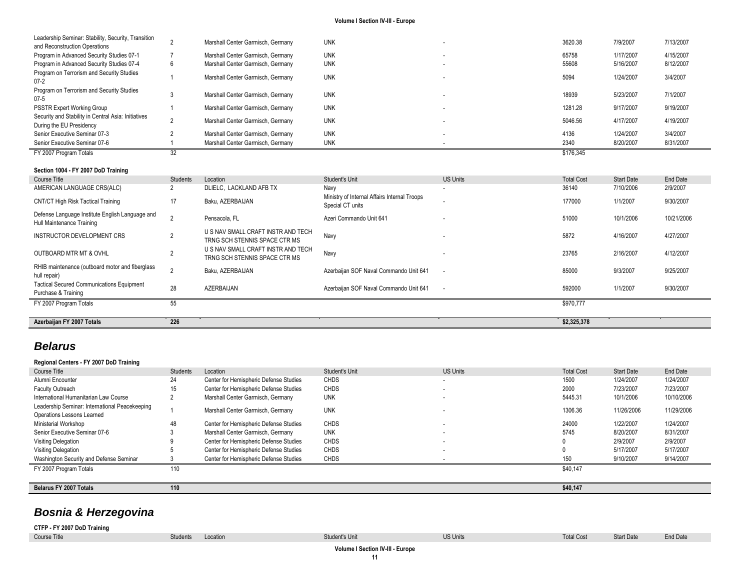| Course Title | Students | Location | Student's Unit | US Units | Total Cost | Start Date | End Date |
|---|---|---|---|---|---|---|---|
| Leadership Seminar: Stability, Security, Transition and Reconstruction Operations | 2 | Marshall Center Garmisch, Germany | UNK | - | 3620.38 | 7/9/2007 | 7/13/2007 |
| Program in Advanced Security Studies 07-1 | 7 | Marshall Center Garmisch, Germany | UNK | - | 65758 | 1/17/2007 | 4/15/2007 |
| Program in Advanced Security Studies 07-4 | 6 | Marshall Center Garmisch, Germany | UNK | - | 55608 | 5/16/2007 | 8/12/2007 |
| Program on Terrorism and Security Studies 07-2 | 1 | Marshall Center Garmisch, Germany | UNK | - | 5094 | 1/24/2007 | 3/4/2007 |
| Program on Terrorism and Security Studies 07-5 | 3 | Marshall Center Garmisch, Germany | UNK | - | 18939 | 5/23/2007 | 7/1/2007 |
| PSSTR Expert Working Group | 1 | Marshall Center Garmisch, Germany | UNK | - | 1281.28 | 9/17/2007 | 9/19/2007 |
| Security and Stability in Central Asia: Initiatives During the EU Presidency | 2 | Marshall Center Garmisch, Germany | UNK | - | 5046.56 | 4/17/2007 | 4/19/2007 |
| Senior Executive Seminar 07-3 | 2 | Marshall Center Garmisch, Germany | UNK | - | 4136 | 1/24/2007 | 3/4/2007 |
| Senior Executive Seminar 07-6 | 1 | Marshall Center Garmisch, Germany | UNK | - | 2340 | 8/20/2007 | 8/31/2007 |
| FY 2007 Program Totals | 32 | | | | $176,345 | | |

**Section 1004 - FY 2007 DoD Training**

| Course Title | Students | Location | Student's Unit | US Units | Total Cost | Start Date | End Date |
|---|---|---|---|---|---|---|---|
| AMERICAN LANGUAGE CRS(ALC) | 2 | DLIELC, LACKLAND AFB TX | Navy | - | 36140 | 7/10/2006 | 2/9/2007 |
| CNT/CT High Risk Tactical Training | 17 | Baku, AZERBAIJAN | Ministry of Internal Affairs Internal Troops Special CT units | - | 177000 | 1/1/2007 | 9/30/2007 |
| Defense Language Institute English Language and Hull Maintenance Training | 2 | Pensacola, FL | Azeri Commando Unit 641 | - | 51000 | 10/1/2006 | 10/21/2006 |
| INSTRUCTOR DEVELOPMENT CRS | 2 | U S NAV SMALL CRAFT INSTR AND TECH TRNG SCH STENNIS SPACE CTR MS | Navy | - | 5872 | 4/16/2007 | 4/27/2007 |
| OUTBOARD MTR MT & OVHL | 2 | U S NAV SMALL CRAFT INSTR AND TECH TRNG SCH STENNIS SPACE CTR MS | Navy | - | 23765 | 2/16/2007 | 4/12/2007 |
| RHIB maintenance (outboard motor and fiberglass hull repair) | 2 | Baku, AZERBAIJAN | Azerbaijan SOF Naval Commando Unit 641 | - | 85000 | 9/3/2007 | 9/25/2007 |
| Tactical Secured Communications Equipment Purchase & Training | 28 | AZERBAIJAN | Azerbaijan SOF Naval Commando Unit 641 | - | 592000 | 1/1/2007 | 9/30/2007 |
| FY 2007 Program Totals | 55 | | | | $970,777 | | |

| | | | | | | | |
|---|---|---|---|---|---|---|---|
| **Azerbaijan FY 2007 Totals** | **226** | | | | **$2,325,378** | | |

## *Belarus*

**Regional Centers - FY 2007 DoD Training**

| Course Title | Students | Location | Student's Unit | US Units | Total Cost | Start Date | End Date |
|---|---|---|---|---|---|---|---|
| Alumni Encounter | 24 | Center for Hemispheric Defense Studies | CHDS | - | 1500 | 1/24/2007 | 1/24/2007 |
| Faculty Outreach | 15 | Center for Hemispheric Defense Studies | CHDS | - | 2000 | 7/23/2007 | 7/23/2007 |
| International Humanitarian Law Course | 2 | Marshall Center Garmisch, Germany | UNK | - | 5445.31 | 10/1/2006 | 10/10/2006 |
| Leadership Seminar: International Peacekeeping Operations Lessons Learned | 1 | Marshall Center Garmisch, Germany | UNK | - | 1306.36 | 11/26/2006 | 11/29/2006 |
| Ministerial Workshop | 48 | Center for Hemispheric Defense Studies | CHDS | - | 24000 | 1/22/2007 | 1/24/2007 |
| Senior Executive Seminar 07-6 | 3 | Marshall Center Garmisch, Germany | UNK | - | 5745 | 8/20/2007 | 8/31/2007 |
| Visiting Delegation | 9 | Center for Hemispheric Defense Studies | CHDS | - | 0 | 2/9/2007 | 2/9/2007 |
| Visiting Delegation | 5 | Center for Hemispheric Defense Studies | CHDS | - | 0 | 5/17/2007 | 5/17/2007 |
| Washington Security and Defense Seminar | 3 | Center for Hemispheric Defense Studies | CHDS | - | 150 | 9/10/2007 | 9/14/2007 |
| FY 2007 Program Totals | 110 | | | | $40,147 | | |

| | | | | | | | |
|---|---|---|---|---|---|---|---|
| **Belarus FY 2007 Totals** | **110** | | | | **$40,147** | | |

## *Bosnia & Herzegovina*

**CTFP - FY 2007 DoD Training**

| Course Title | Students | Location | Student's Unit | US Units | Total Cost | Start Date | End Date |
|---|---|---|---|---|---|---|---|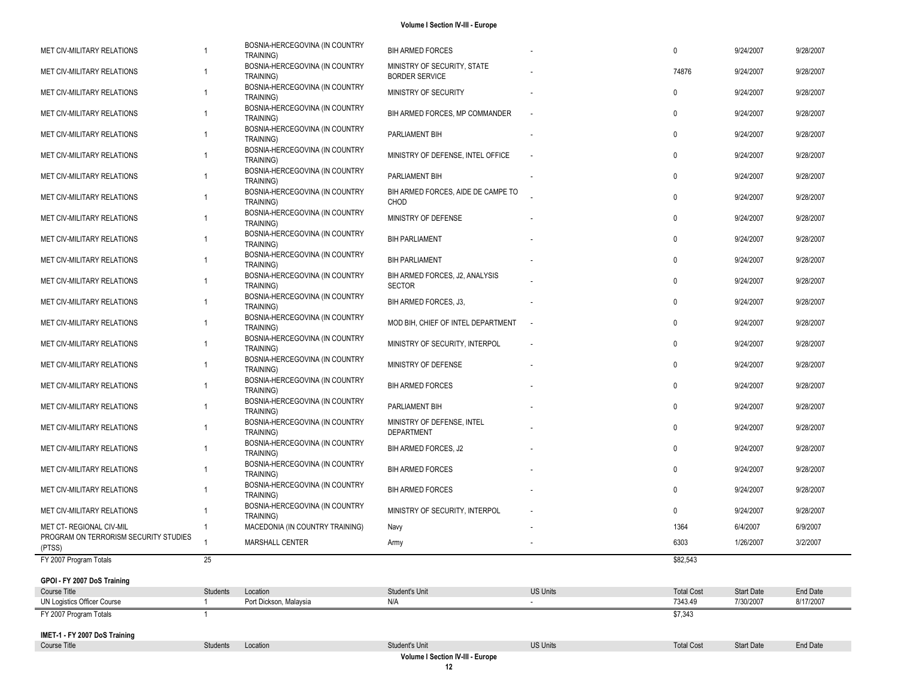| | | | | | | | |
|---|---|---|---|---|---|---|---|
| MET CIV-MILITARY RELATIONS | 1 | BOSNIA-HERCEGOVINA (IN COUNTRY TRAINING) | BIH ARMED FORCES | - | 0 | 9/24/2007 | 9/28/2007 |
| MET CIV-MILITARY RELATIONS | 1 | BOSNIA-HERCEGOVINA (IN COUNTRY TRAINING) | MINISTRY OF SECURITY, STATE BORDER SERVICE | - | 74876 | 9/24/2007 | 9/28/2007 |
| MET CIV-MILITARY RELATIONS | 1 | BOSNIA-HERCEGOVINA (IN COUNTRY TRAINING) | MINISTRY OF SECURITY | - | 0 | 9/24/2007 | 9/28/2007 |
| MET CIV-MILITARY RELATIONS | 1 | BOSNIA-HERCEGOVINA (IN COUNTRY TRAINING) | BIH ARMED FORCES, MP COMMANDER | - | 0 | 9/24/2007 | 9/28/2007 |
| MET CIV-MILITARY RELATIONS | 1 | BOSNIA-HERCEGOVINA (IN COUNTRY TRAINING) | PARLIAMENT BIH | - | 0 | 9/24/2007 | 9/28/2007 |
| MET CIV-MILITARY RELATIONS | 1 | BOSNIA-HERCEGOVINA (IN COUNTRY TRAINING) | MINISTRY OF DEFENSE, INTEL OFFICE | - | 0 | 9/24/2007 | 9/28/2007 |
| MET CIV-MILITARY RELATIONS | 1 | BOSNIA-HERCEGOVINA (IN COUNTRY TRAINING) | PARLIAMENT BIH | - | 0 | 9/24/2007 | 9/28/2007 |
| MET CIV-MILITARY RELATIONS | 1 | BOSNIA-HERCEGOVINA (IN COUNTRY TRAINING) | BIH ARMED FORCES, AIDE DE CAMPE TO CHOD | - | 0 | 9/24/2007 | 9/28/2007 |
| MET CIV-MILITARY RELATIONS | 1 | BOSNIA-HERCEGOVINA (IN COUNTRY TRAINING) | MINISTRY OF DEFENSE | - | 0 | 9/24/2007 | 9/28/2007 |
| MET CIV-MILITARY RELATIONS | 1 | BOSNIA-HERCEGOVINA (IN COUNTRY TRAINING) | BIH PARLIAMENT | - | 0 | 9/24/2007 | 9/28/2007 |
| MET CIV-MILITARY RELATIONS | 1 | BOSNIA-HERCEGOVINA (IN COUNTRY TRAINING) | BIH PARLIAMENT | - | 0 | 9/24/2007 | 9/28/2007 |
| MET CIV-MILITARY RELATIONS | 1 | BOSNIA-HERCEGOVINA (IN COUNTRY TRAINING) | BIH ARMED FORCES, J2, ANALYSIS SECTOR | - | 0 | 9/24/2007 | 9/28/2007 |
| MET CIV-MILITARY RELATIONS | 1 | BOSNIA-HERCEGOVINA (IN COUNTRY TRAINING) | BIH ARMED FORCES, J3, | - | 0 | 9/24/2007 | 9/28/2007 |
| MET CIV-MILITARY RELATIONS | 1 | BOSNIA-HERCEGOVINA (IN COUNTRY TRAINING) | MOD BIH, CHIEF OF INTEL DEPARTMENT | - | 0 | 9/24/2007 | 9/28/2007 |
| MET CIV-MILITARY RELATIONS | 1 | BOSNIA-HERCEGOVINA (IN COUNTRY TRAINING) | MINISTRY OF SECURITY, INTERPOL | - | 0 | 9/24/2007 | 9/28/2007 |
| MET CIV-MILITARY RELATIONS | 1 | BOSNIA-HERCEGOVINA (IN COUNTRY TRAINING) | MINISTRY OF DEFENSE | - | 0 | 9/24/2007 | 9/28/2007 |
| MET CIV-MILITARY RELATIONS | 1 | BOSNIA-HERCEGOVINA (IN COUNTRY TRAINING) | BIH ARMED FORCES | - | 0 | 9/24/2007 | 9/28/2007 |
| MET CIV-MILITARY RELATIONS | 1 | BOSNIA-HERCEGOVINA (IN COUNTRY TRAINING) | PARLIAMENT BIH | - | 0 | 9/24/2007 | 9/28/2007 |
| MET CIV-MILITARY RELATIONS | 1 | BOSNIA-HERCEGOVINA (IN COUNTRY TRAINING) | MINISTRY OF DEFENSE, INTEL DEPARTMENT | - | 0 | 9/24/2007 | 9/28/2007 |
| MET CIV-MILITARY RELATIONS | 1 | BOSNIA-HERCEGOVINA (IN COUNTRY TRAINING) | BIH ARMED FORCES, J2 | - | 0 | 9/24/2007 | 9/28/2007 |
| MET CIV-MILITARY RELATIONS | 1 | BOSNIA-HERCEGOVINA (IN COUNTRY TRAINING) | BIH ARMED FORCES | - | 0 | 9/24/2007 | 9/28/2007 |
| MET CIV-MILITARY RELATIONS | 1 | BOSNIA-HERCEGOVINA (IN COUNTRY TRAINING) | BIH ARMED FORCES | - | 0 | 9/24/2007 | 9/28/2007 |
| MET CIV-MILITARY RELATIONS | 1 | BOSNIA-HERCEGOVINA (IN COUNTRY TRAINING) | MINISTRY OF SECURITY, INTERPOL | - | 0 | 9/24/2007 | 9/28/2007 |
| MET CT- REGIONAL CIV-MIL | 1 | MACEDONIA (IN COUNTRY TRAINING) | Navy | - | 1364 | 6/4/2007 | 6/9/2007 |
| PROGRAM ON TERRORISM SECURITY STUDIES (PTSS) | 1 | MARSHALL CENTER | Army | - | 6303 | 1/26/2007 | 3/2/2007 |
| FY 2007 Program Totals | 25 | | | | $82,543 | | |

**GPOI - FY 2007 DoS Training**

| Course Title | Students | Location | Student's Unit | US Units | Total Cost | Start Date | End Date |
|---|---|---|---|---|---|---|---|
| UN Logistics Officer Course | 1 | Port Dickson, Malaysia | N/A | - | 7343.49 | 7/30/2007 | 8/17/2007 |
| FY 2007 Program Totals | 1 | | | | $7,343 | | |

**IMET-1 - FY 2007 DoS Training**

| Course Title | Students | Location | Student's Unit | US Units | Total Cost | Start Date | End Date |
|---|---|---|---|---|---|---|---|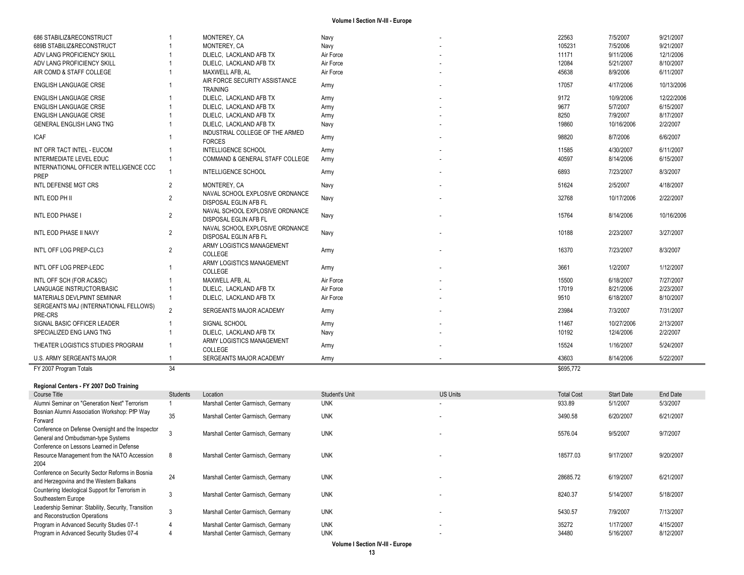| | | | | | | | |
|---|---|---|---|---|---|---|---|
| 686 STABILIZ&RECONSTRUCT | 1 | MONTEREY, CA | Navy | - | 22563 | 7/5/2007 | 9/21/2007 |
| 689B STABILIZ&RECONSTRUCT | 1 | MONTEREY, CA | Navy | - | 105231 | 7/5/2006 | 9/21/2007 |
| ADV LANG PROFICIENCY SKILL | 1 | DLIELC, LACKLAND AFB TX | Air Force | - | 11171 | 9/11/2006 | 12/1/2006 |
| ADV LANG PROFICIENCY SKILL | 1 | DLIELC, LACKLAND AFB TX | Air Force | - | 12084 | 5/21/2007 | 8/10/2007 |
| AIR COMD & STAFF COLLEGE | 1 | MAXWELL AFB, AL | Air Force | - | 45638 | 8/9/2006 | 6/11/2007 |
| ENGLISH LANGUAGE CRSE | 1 | AIR FORCE SECURITY ASSISTANCE TRAINING | Army | - | 17057 | 4/17/2006 | 10/13/2006 |
| ENGLISH LANGUAGE CRSE | 1 | DLIELC, LACKLAND AFB TX | Army | - | 9172 | 10/9/2006 | 12/22/2006 |
| ENGLISH LANGUAGE CRSE | 1 | DLIELC, LACKLAND AFB TX | Army | - | 9677 | 5/7/2007 | 6/15/2007 |
| ENGLISH LANGUAGE CRSE | 1 | DLIELC, LACKLAND AFB TX | Army | - | 8250 | 7/9/2007 | 8/17/2007 |
| GENERAL ENGLISH LANG TNG | 1 | DLIELC, LACKLAND AFB TX | Navy | - | 19860 | 10/16/2006 | 2/2/2007 |
| ICAF | 1 | INDUSTRIAL COLLEGE OF THE ARMED FORCES | Army | - | 98820 | 8/7/2006 | 6/6/2007 |
| INT OFR TACT INTEL - EUCOM | 1 | INTELLIGENCE SCHOOL | Army | - | 11585 | 4/30/2007 | 6/11/2007 |
| INTERMEDIATE LEVEL EDUC | 1 | COMMAND & GENERAL STAFF COLLEGE | Army | - | 40597 | 8/14/2006 | 6/15/2007 |
| INTERNATIONAL OFFICER INTELLIGENCE CCC PREP | 1 | INTELLIGENCE SCHOOL | Army | - | 6893 | 7/23/2007 | 8/3/2007 |
| INTL DEFENSE MGT CRS | 2 | MONTEREY, CA | Navy | - | 51624 | 2/5/2007 | 4/18/2007 |
| INTL EOD PH II | 2 | NAVAL SCHOOL EXPLOSIVE ORDNANCE DISPOSAL EGLIN AFB FL | Navy | - | 32768 | 10/17/2006 | 2/22/2007 |
| INTL EOD PHASE I | 2 | NAVAL SCHOOL EXPLOSIVE ORDNANCE DISPOSAL EGLIN AFB FL | Navy | - | 15764 | 8/14/2006 | 10/16/2006 |
| INTL EOD PHASE II NAVY | 2 | NAVAL SCHOOL EXPLOSIVE ORDNANCE DISPOSAL EGLIN AFB FL | Navy | - | 10188 | 2/23/2007 | 3/27/2007 |
| INT'L OFF LOG PREP-CLC3 | 2 | ARMY LOGISTICS MANAGEMENT COLLEGE | Army | - | 16370 | 7/23/2007 | 8/3/2007 |
| INT'L OFF LOG PREP-LEDC | 1 | ARMY LOGISTICS MANAGEMENT COLLEGE | Army | - | 3661 | 1/2/2007 | 1/12/2007 |
| INTL OFF SCH (FOR AC&SC) | 1 | MAXWELL AFB, AL | Air Force | - | 15500 | 6/18/2007 | 7/27/2007 |
| LANGUAGE INSTRUCTOR/BASIC | 1 | DLIELC, LACKLAND AFB TX | Air Force | - | 17019 | 8/21/2006 | 2/23/2007 |
| MATERIALS DEVLPMNT SEMINAR | 1 | DLIELC, LACKLAND AFB TX | Air Force | - | 9510 | 6/18/2007 | 8/10/2007 |
| SERGEANTS MAJ (INTERNATIONAL FELLOWS) PRE-CRS | 2 | SERGEANTS MAJOR ACADEMY | Army | - | 23984 | 7/3/2007 | 7/31/2007 |
| SIGNAL BASIC OFFICER LEADER | 1 | SIGNAL SCHOOL | Army | - | 11467 | 10/27/2006 | 2/13/2007 |
| SPECIALIZED ENG LANG TNG | 1 | DLIELC, LACKLAND AFB TX | Navy | - | 10192 | 12/4/2006 | 2/2/2007 |
| THEATER LOGISTICS STUDIES PROGRAM | 1 | ARMY LOGISTICS MANAGEMENT COLLEGE | Army | - | 15524 | 1/16/2007 | 5/24/2007 |
| U.S. ARMY SERGEANTS MAJOR | 1 | SERGEANTS MAJOR ACADEMY | Army | - | 43603 | 8/14/2006 | 5/22/2007 |
| FY 2007 Program Totals | 34 | | | | $695,772 | | |

**Regional Centers - FY 2007 DoD Training**

| Course Title | Students | Location | Student's Unit | US Units | Total Cost | Start Date | End Date |
|---|---|---|---|---|---|---|---|
| Alumni Seminar on "Generation Next" Terrorism | 1 | Marshall Center Garmisch, Germany | UNK | - | 933.89 | 5/1/2007 | 5/3/2007 |
| Bosnian Alumni Association Workshop: PfP Way Forward | 35 | Marshall Center Garmisch, Germany | UNK | - | 3490.58 | 6/20/2007 | 6/21/2007 |
| Conference on Defense Oversight and the Inspector General and Ombudsman-type Systems | 3 | Marshall Center Garmisch, Germany | UNK | - | 5576.04 | 9/5/2007 | 9/7/2007 |
| Conference on Lessons Learned in Defense Resource Management from the NATO Accession 2004 | 8 | Marshall Center Garmisch, Germany | UNK | - | 18577.03 | 9/17/2007 | 9/20/2007 |
| Conference on Security Sector Reforms in Bosnia and Herzegovina and the Western Balkans | 24 | Marshall Center Garmisch, Germany | UNK | - | 28685.72 | 6/19/2007 | 6/21/2007 |
| Countering Ideological Support for Terrorism in Southeastern Europe | 3 | Marshall Center Garmisch, Germany | UNK | - | 8240.37 | 5/14/2007 | 5/18/2007 |
| Leadership Seminar: Stability, Security, Transition and Reconstruction Operations | 3 | Marshall Center Garmisch, Germany | UNK | - | 5430.57 | 7/9/2007 | 7/13/2007 |
| Program in Advanced Security Studies 07-1 | 4 | Marshall Center Garmisch, Germany | UNK | - | 35272 | 1/17/2007 | 4/15/2007 |
| Program in Advanced Security Studies 07-4 | 4 | Marshall Center Garmisch, Germany | UNK | - | 34480 | 5/16/2007 | 8/12/2007 |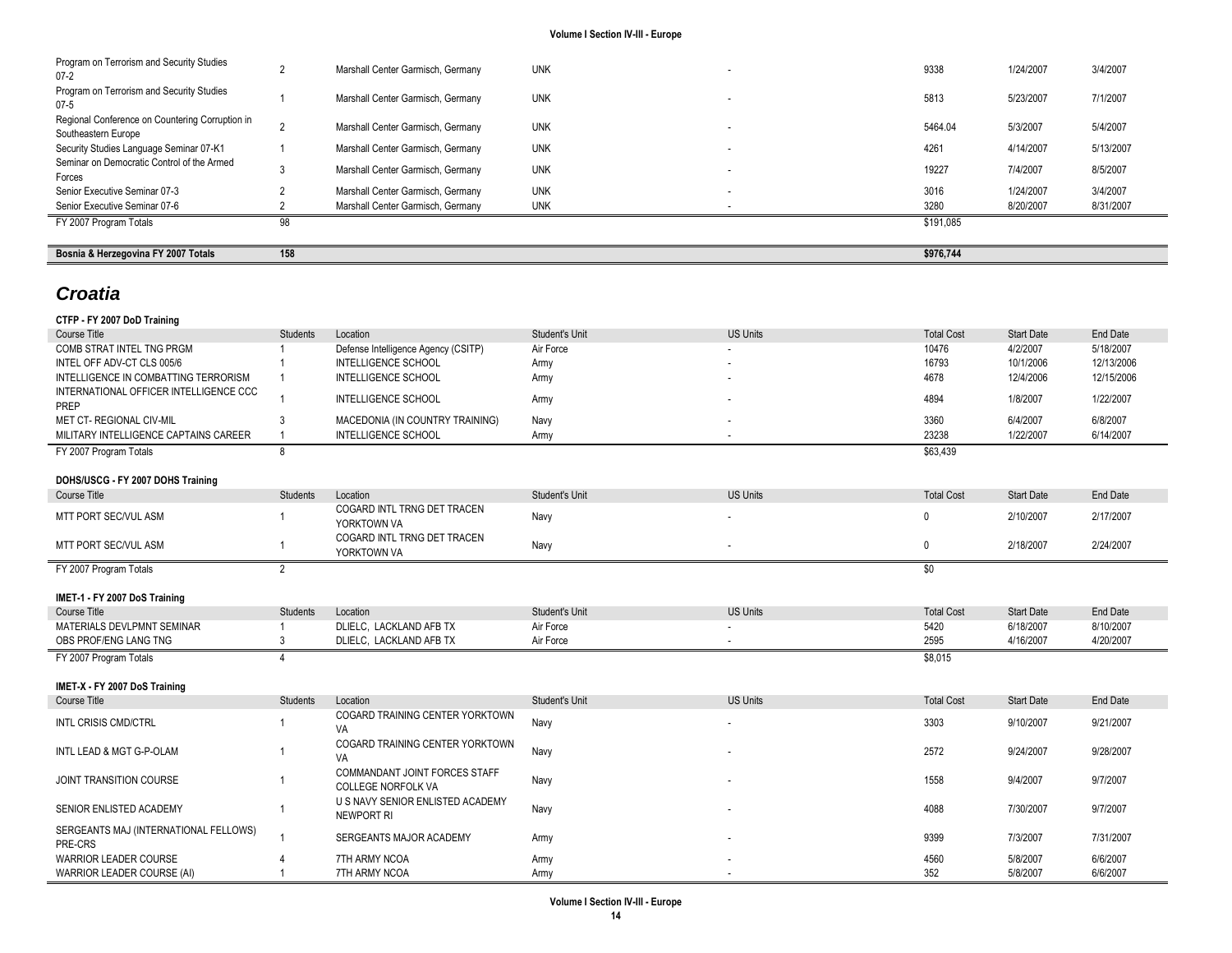| Course Title | Students | Location | Student's Unit | US Units | Total Cost | Start Date | End Date |
|---|---|---|---|---|---|---|---|
| Program on Terrorism and Security Studies 07-2 | 2 | Marshall Center Garmisch, Germany | UNK | - | 9338 | 1/24/2007 | 3/4/2007 |
| Program on Terrorism and Security Studies 07-5 | 1 | Marshall Center Garmisch, Germany | UNK | - | 5813 | 5/23/2007 | 7/1/2007 |
| Regional Conference on Countering Corruption in Southeastern Europe | 2 | Marshall Center Garmisch, Germany | UNK | - | 5464.04 | 5/3/2007 | 5/4/2007 |
| Security Studies Language Seminar 07-K1 | 1 | Marshall Center Garmisch, Germany | UNK | - | 4261 | 4/14/2007 | 5/13/2007 |
| Seminar on Democratic Control of the Armed Forces | 3 | Marshall Center Garmisch, Germany | UNK | - | 19227 | 7/4/2007 | 8/5/2007 |
| Senior Executive Seminar 07-3 | 2 | Marshall Center Garmisch, Germany | UNK | - | 3016 | 1/24/2007 | 3/4/2007 |
| Senior Executive Seminar 07-6 | 2 | Marshall Center Garmisch, Germany | UNK | - | 3280 | 8/20/2007 | 8/31/2007 |
| FY 2007 Program Totals | 98 | | | | $191,085 | | |

| **Bosnia & Herzegovina FY 2007 Totals** | **158** | | | | **$976,744** | | |
|---|---|---|---|---|---|---|---|

## *Croatia*

**CTFP - FY 2007 DoD Training**

| Course Title | Students | Location | Student's Unit | US Units | Total Cost | Start Date | End Date |
|---|---|---|---|---|---|---|---|
| COMB STRAT INTEL TNG PRGM | 1 | Defense Intelligence Agency (CSITP) | Air Force | - | 10476 | 4/2/2007 | 5/18/2007 |
| INTEL OFF ADV-CT CLS 005/6 | 1 | INTELLIGENCE SCHOOL | Army | - | 16793 | 10/1/2006 | 12/13/2006 |
| INTELLIGENCE IN COMBATTING TERRORISM | 1 | INTELLIGENCE SCHOOL | Army | - | 4678 | 12/4/2006 | 12/15/2006 |
| INTERNATIONAL OFFICER INTELLIGENCE CCC PREP | 1 | INTELLIGENCE SCHOOL | Army | - | 4894 | 1/8/2007 | 1/22/2007 |
| MET CT- REGIONAL CIV-MIL | 3 | MACEDONIA (IN COUNTRY TRAINING) | Navy | - | 3360 | 6/4/2007 | 6/8/2007 |
| MILITARY INTELLIGENCE CAPTAINS CAREER | 1 | INTELLIGENCE SCHOOL | Army | - | 23238 | 1/22/2007 | 6/14/2007 |
| FY 2007 Program Totals | 8 | | | | $63,439 | | |

**DOHS/USCG - FY 2007 DOHS Training**

| Course Title | Students | Location | Student's Unit | US Units | Total Cost | Start Date | End Date |
|---|---|---|---|---|---|---|---|
| MTT PORT SEC/VUL ASM | 1 | COGARD INTL TRNG DET TRACEN YORKTOWN VA | Navy | - | 0 | 2/10/2007 | 2/17/2007 |
| MTT PORT SEC/VUL ASM | 1 | COGARD INTL TRNG DET TRACEN YORKTOWN VA | Navy | - | 0 | 2/18/2007 | 2/24/2007 |
| FY 2007 Program Totals | 2 | | | | $0 | | |

**IMET-1 - FY 2007 DoS Training**

| Course Title | Students | Location | Student's Unit | US Units | Total Cost | Start Date | End Date |
|---|---|---|---|---|---|---|---|
| MATERIALS DEVLPMNT SEMINAR | 1 | DLIELC, LACKLAND AFB TX | Air Force | - | 5420 | 6/18/2007 | 8/10/2007 |
| OBS PROF/ENG LANG TNG | 3 | DLIELC, LACKLAND AFB TX | Air Force | - | 2595 | 4/16/2007 | 4/20/2007 |
| FY 2007 Program Totals | 4 | | | | $8,015 | | |

**IMET-X - FY 2007 DoS Training**

| Course Title | Students | Location | Student's Unit | US Units | Total Cost | Start Date | End Date |
|---|---|---|---|---|---|---|---|
| INTL CRISIS CMD/CTRL | 1 | COGARD TRAINING CENTER YORKTOWN VA | Navy | - | 3303 | 9/10/2007 | 9/21/2007 |
| INTL LEAD & MGT G-P-OLAM | 1 | COGARD TRAINING CENTER YORKTOWN VA | Navy | - | 2572 | 9/24/2007 | 9/28/2007 |
| JOINT TRANSITION COURSE | 1 | COMMANDANT JOINT FORCES STAFF COLLEGE NORFOLK VA | Navy | - | 1558 | 9/4/2007 | 9/7/2007 |
| SENIOR ENLISTED ACADEMY | 1 | U S NAVY SENIOR ENLISTED ACADEMY NEWPORT RI | Navy | - | 4088 | 7/30/2007 | 9/7/2007 |
| SERGEANTS MAJ (INTERNATIONAL FELLOWS) PRE-CRS | 1 | SERGEANTS MAJOR ACADEMY | Army | - | 9399 | 7/3/2007 | 7/31/2007 |
| WARRIOR LEADER COURSE | 4 | 7TH ARMY NCOA | Army | - | 4560 | 5/8/2007 | 6/6/2007 |
| WARRIOR LEADER COURSE (AI) | 1 | 7TH ARMY NCOA | Army | - | 352 | 5/8/2007 | 6/6/2007 |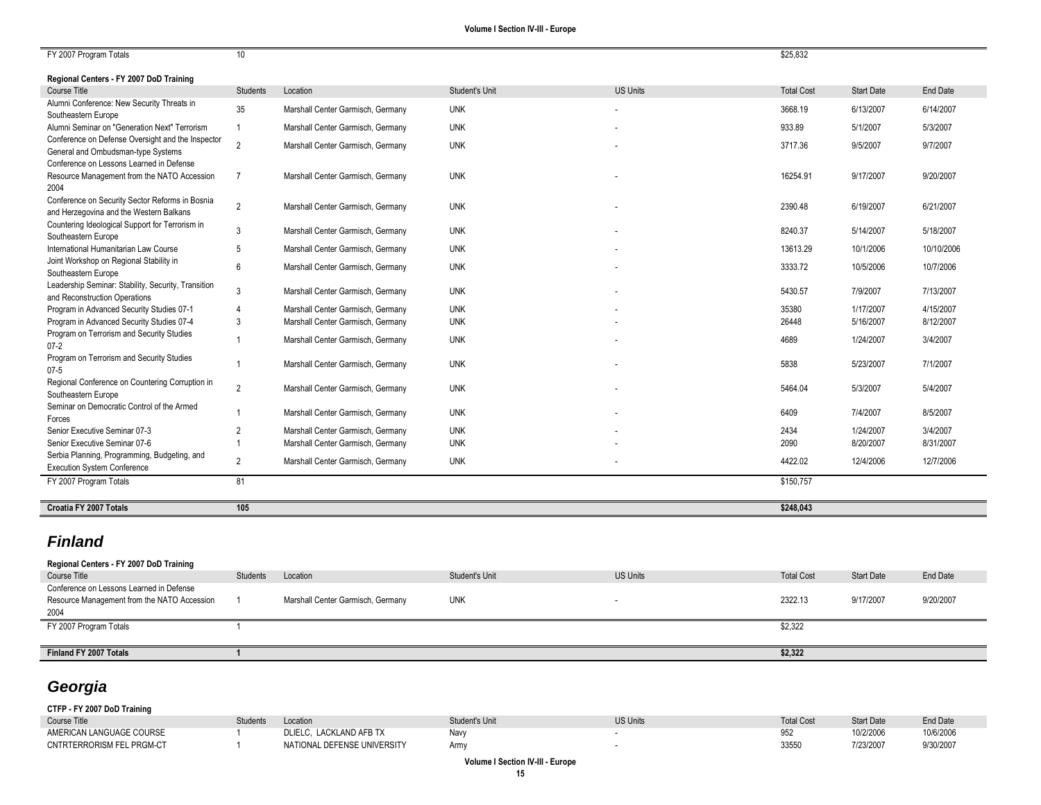| FY 2007 Program Totals | 10 | | | | $25,832 | | |
|---|---|---|---|---|---|---|---|

**Regional Centers - FY 2007 DoD Training**

| Course Title | Students | Location | Student's Unit | US Units | Total Cost | Start Date | End Date |
|---|---|---|---|---|---|---|---|
| Alumni Conference: New Security Threats in Southeastern Europe | 35 | Marshall Center Garmisch, Germany | UNK | - | 3668.19 | 6/13/2007 | 6/14/2007 |
| Alumni Seminar on "Generation Next" Terrorism | 1 | Marshall Center Garmisch, Germany | UNK | - | 933.89 | 5/1/2007 | 5/3/2007 |
| Conference on Defense Oversight and the Inspector General and Ombudsman-type Systems | 2 | Marshall Center Garmisch, Germany | UNK | - | 3717.36 | 9/5/2007 | 9/7/2007 |
| Conference on Lessons Learned in Defense Resource Management from the NATO Accession 2004 | 7 | Marshall Center Garmisch, Germany | UNK | - | 16254.91 | 9/17/2007 | 9/20/2007 |
| Conference on Security Sector Reforms in Bosnia and Herzegovina and the Western Balkans | 2 | Marshall Center Garmisch, Germany | UNK | - | 2390.48 | 6/19/2007 | 6/21/2007 |
| Countering Ideological Support for Terrorism in Southeastern Europe | 3 | Marshall Center Garmisch, Germany | UNK | - | 8240.37 | 5/14/2007 | 5/18/2007 |
| International Humanitarian Law Course | 5 | Marshall Center Garmisch, Germany | UNK | - | 13613.29 | 10/1/2006 | 10/10/2006 |
| Joint Workshop on Regional Stability in Southeastern Europe | 6 | Marshall Center Garmisch, Germany | UNK | - | 3333.72 | 10/5/2006 | 10/7/2006 |
| Leadership Seminar: Stability, Security, Transition and Reconstruction Operations | 3 | Marshall Center Garmisch, Germany | UNK | - | 5430.57 | 7/9/2007 | 7/13/2007 |
| Program in Advanced Security Studies 07-1 | 4 | Marshall Center Garmisch, Germany | UNK | - | 35380 | 1/17/2007 | 4/15/2007 |
| Program in Advanced Security Studies 07-4 | 3 | Marshall Center Garmisch, Germany | UNK | - | 26448 | 5/16/2007 | 8/12/2007 |
| Program on Terrorism and Security Studies 07-2 | 1 | Marshall Center Garmisch, Germany | UNK | - | 4689 | 1/24/2007 | 3/4/2007 |
| Program on Terrorism and Security Studies 07-5 | 1 | Marshall Center Garmisch, Germany | UNK | - | 5838 | 5/23/2007 | 7/1/2007 |
| Regional Conference on Countering Corruption in Southeastern Europe | 2 | Marshall Center Garmisch, Germany | UNK | - | 5464.04 | 5/3/2007 | 5/4/2007 |
| Seminar on Democratic Control of the Armed Forces | 1 | Marshall Center Garmisch, Germany | UNK | - | 6409 | 7/4/2007 | 8/5/2007 |
| Senior Executive Seminar 07-3 | 2 | Marshall Center Garmisch, Germany | UNK | - | 2434 | 1/24/2007 | 3/4/2007 |
| Senior Executive Seminar 07-6 | 1 | Marshall Center Garmisch, Germany | UNK | - | 2090 | 8/20/2007 | 8/31/2007 |
| Serbia Planning, Programming, Budgeting, and Execution System Conference | 2 | Marshall Center Garmisch, Germany | UNK | - | 4422.02 | 12/4/2006 | 12/7/2006 |
| FY 2007 Program Totals | 81 | | | | $150,757 | | |

| **Croatia FY 2007 Totals** | **105** | | | | **$248,043** | | |
|---|---|---|---|---|---|---|---|

## *Finland*

**Regional Centers - FY 2007 DoD Training**

| Course Title | Students | Location | Student's Unit | US Units | Total Cost | Start Date | End Date |
|---|---|---|---|---|---|---|---|
| Conference on Lessons Learned in Defense Resource Management from the NATO Accession 2004 | 1 | Marshall Center Garmisch, Germany | UNK | - | 2322.13 | 9/17/2007 | 9/20/2007 |
| FY 2007 Program Totals | 1 | | | | $2,322 | | |

| **Finland FY 2007 Totals** | **1** | | | | **$2,322** | | |
|---|---|---|---|---|---|---|---|

## *Georgia*

**CTFP - FY 2007 DoD Training**

| Course Title | Students | Location | Student's Unit | US Units | Total Cost | Start Date | End Date |
|---|---|---|---|---|---|---|---|
| AMERICAN LANGUAGE COURSE | 1 | DLIELC, LACKLAND AFB TX | Navy | - | 952 | 10/2/2006 | 10/6/2006 |
| CNTRTERRORISM FEL PRGM-CT | 1 | NATIONAL DEFENSE UNIVERSITY | Army | - | 33550 | 7/23/2007 | 9/30/2007 |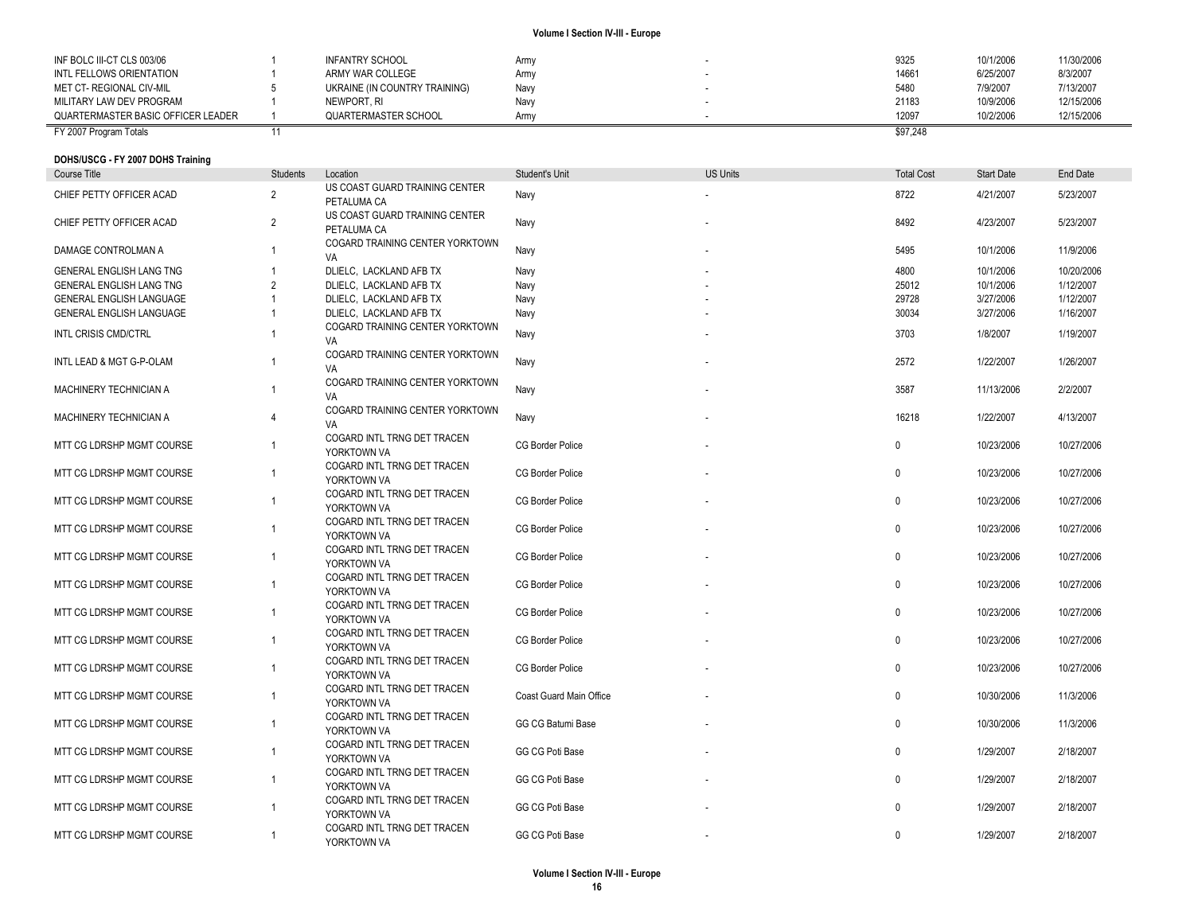| Course Title | Students | Location | Student's Unit | US Units | Total Cost | Start Date | End Date |
|---|---|---|---|---|---|---|---|
| INF BOLC III-CT CLS 003/06 | 1 | INFANTRY SCHOOL | Army | - | 9325 | 10/1/2006 | 11/30/2006 |
| INTL FELLOWS ORIENTATION | 1 | ARMY WAR COLLEGE | Army | - | 14661 | 6/25/2007 | 8/3/2007 |
| MET CT- REGIONAL CIV-MIL | 5 | UKRAINE (IN COUNTRY TRAINING) | Navy | - | 5480 | 7/9/2007 | 7/13/2007 |
| MILITARY LAW DEV PROGRAM | 1 | NEWPORT, RI | Navy | - | 21183 | 10/9/2006 | 12/15/2006 |
| QUARTERMASTER BASIC OFFICER LEADER | 1 | QUARTERMASTER SCHOOL | Army | - | 12097 | 10/2/2006 | 12/15/2006 |
| FY 2007 Program Totals | 11 | | | | $97,248 | | |

**DOHS/USCG - FY 2007 DOHS Training**

| Course Title | Students | Location | Student's Unit | US Units | Total Cost | Start Date | End Date |
|---|---|---|---|---|---|---|---|
| CHIEF PETTY OFFICER ACAD | 2 | US COAST GUARD TRAINING CENTER PETALUMA CA | Navy | - | 8722 | 4/21/2007 | 5/23/2007 |
| CHIEF PETTY OFFICER ACAD | 2 | US COAST GUARD TRAINING CENTER PETALUMA CA | Navy | - | 8492 | 4/23/2007 | 5/23/2007 |
| DAMAGE CONTROLMAN A | 1 | COGARD TRAINING CENTER YORKTOWN VA | Navy | - | 5495 | 10/1/2006 | 11/9/2006 |
| GENERAL ENGLISH LANG TNG | 1 | DLIELC, LACKLAND AFB TX | Navy | - | 4800 | 10/1/2006 | 10/20/2006 |
| GENERAL ENGLISH LANG TNG | 2 | DLIELC, LACKLAND AFB TX | Navy | - | 25012 | 10/1/2006 | 1/12/2007 |
| GENERAL ENGLISH LANGUAGE | 1 | DLIELC, LACKLAND AFB TX | Navy | - | 29728 | 3/27/2006 | 1/12/2007 |
| GENERAL ENGLISH LANGUAGE | 1 | DLIELC, LACKLAND AFB TX | Navy | - | 30034 | 3/27/2006 | 1/16/2007 |
| INTL CRISIS CMD/CTRL | 1 | COGARD TRAINING CENTER YORKTOWN VA | Navy | - | 3703 | 1/8/2007 | 1/19/2007 |
| INTL LEAD & MGT G-P-OLAM | 1 | COGARD TRAINING CENTER YORKTOWN VA | Navy | - | 2572 | 1/22/2007 | 1/26/2007 |
| MACHINERY TECHNICIAN A | 1 | COGARD TRAINING CENTER YORKTOWN VA | Navy | - | 3587 | 11/13/2006 | 2/2/2007 |
| MACHINERY TECHNICIAN A | 4 | COGARD TRAINING CENTER YORKTOWN VA | Navy | - | 16218 | 1/22/2007 | 4/13/2007 |
| MTT CG LDRSHP MGMT COURSE | 1 | COGARD INTL TRNG DET TRACEN YORKTOWN VA | CG Border Police | - | 0 | 10/23/2006 | 10/27/2006 |
| MTT CG LDRSHP MGMT COURSE | 1 | COGARD INTL TRNG DET TRACEN YORKTOWN VA | CG Border Police | - | 0 | 10/23/2006 | 10/27/2006 |
| MTT CG LDRSHP MGMT COURSE | 1 | COGARD INTL TRNG DET TRACEN YORKTOWN VA | CG Border Police | - | 0 | 10/23/2006 | 10/27/2006 |
| MTT CG LDRSHP MGMT COURSE | 1 | COGARD INTL TRNG DET TRACEN YORKTOWN VA | CG Border Police | - | 0 | 10/23/2006 | 10/27/2006 |
| MTT CG LDRSHP MGMT COURSE | 1 | COGARD INTL TRNG DET TRACEN YORKTOWN VA | CG Border Police | - | 0 | 10/23/2006 | 10/27/2006 |
| MTT CG LDRSHP MGMT COURSE | 1 | COGARD INTL TRNG DET TRACEN YORKTOWN VA | CG Border Police | - | 0 | 10/23/2006 | 10/27/2006 |
| MTT CG LDRSHP MGMT COURSE | 1 | COGARD INTL TRNG DET TRACEN YORKTOWN VA | CG Border Police | - | 0 | 10/23/2006 | 10/27/2006 |
| MTT CG LDRSHP MGMT COURSE | 1 | COGARD INTL TRNG DET TRACEN YORKTOWN VA | CG Border Police | - | 0 | 10/23/2006 | 10/27/2006 |
| MTT CG LDRSHP MGMT COURSE | 1 | COGARD INTL TRNG DET TRACEN YORKTOWN VA | CG Border Police | - | 0 | 10/23/2006 | 10/27/2006 |
| MTT CG LDRSHP MGMT COURSE | 1 | COGARD INTL TRNG DET TRACEN YORKTOWN VA | Coast Guard Main Office | - | 0 | 10/30/2006 | 11/3/2006 |
| MTT CG LDRSHP MGMT COURSE | 1 | COGARD INTL TRNG DET TRACEN YORKTOWN VA | GG CG Batumi Base | - | 0 | 10/30/2006 | 11/3/2006 |
| MTT CG LDRSHP MGMT COURSE | 1 | COGARD INTL TRNG DET TRACEN YORKTOWN VA | GG CG Poti Base | - | 0 | 1/29/2007 | 2/18/2007 |
| MTT CG LDRSHP MGMT COURSE | 1 | COGARD INTL TRNG DET TRACEN YORKTOWN VA | GG CG Poti Base | - | 0 | 1/29/2007 | 2/18/2007 |
| MTT CG LDRSHP MGMT COURSE | 1 | COGARD INTL TRNG DET TRACEN YORKTOWN VA | GG CG Poti Base | - | 0 | 1/29/2007 | 2/18/2007 |
| MTT CG LDRSHP MGMT COURSE | 1 | COGARD INTL TRNG DET TRACEN YORKTOWN VA | GG CG Poti Base | - | 0 | 1/29/2007 | 2/18/2007 |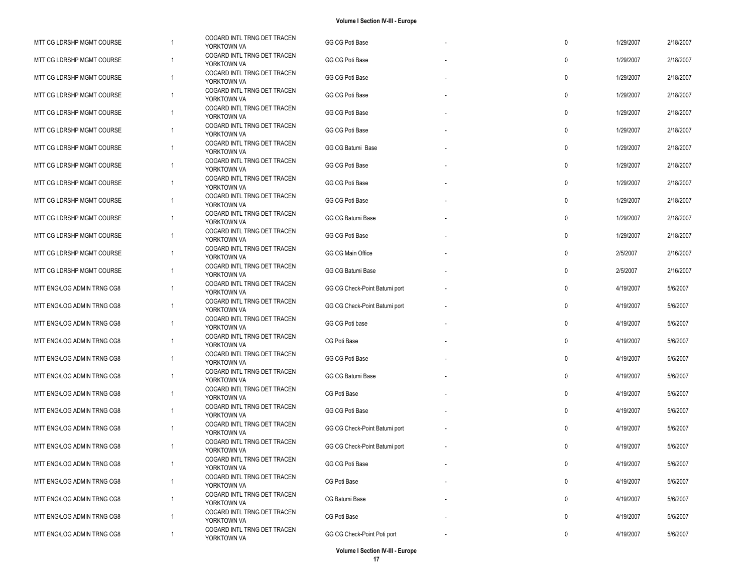| | | | | | | | |
|---|---|---|---|---|---|---|---|
| MTT CG LDRSHP MGMT COURSE | 1 | COGARD INTL TRNG DET TRACEN YORKTOWN VA | GG CG Poti Base | - | 0 | 1/29/2007 | 2/18/2007 |
| MTT CG LDRSHP MGMT COURSE | 1 | COGARD INTL TRNG DET TRACEN YORKTOWN VA | GG CG Poti Base | - | 0 | 1/29/2007 | 2/18/2007 |
| MTT CG LDRSHP MGMT COURSE | 1 | COGARD INTL TRNG DET TRACEN YORKTOWN VA | GG CG Poti Base | - | 0 | 1/29/2007 | 2/18/2007 |
| MTT CG LDRSHP MGMT COURSE | 1 | COGARD INTL TRNG DET TRACEN YORKTOWN VA | GG CG Poti Base | - | 0 | 1/29/2007 | 2/18/2007 |
| MTT CG LDRSHP MGMT COURSE | 1 | COGARD INTL TRNG DET TRACEN YORKTOWN VA | GG CG Poti Base | - | 0 | 1/29/2007 | 2/18/2007 |
| MTT CG LDRSHP MGMT COURSE | 1 | COGARD INTL TRNG DET TRACEN YORKTOWN VA | GG CG Poti Base | - | 0 | 1/29/2007 | 2/18/2007 |
| MTT CG LDRSHP MGMT COURSE | 1 | COGARD INTL TRNG DET TRACEN YORKTOWN VA | GG CG Batumi Base | - | 0 | 1/29/2007 | 2/18/2007 |
| MTT CG LDRSHP MGMT COURSE | 1 | COGARD INTL TRNG DET TRACEN YORKTOWN VA | GG CG Poti Base | - | 0 | 1/29/2007 | 2/18/2007 |
| MTT CG LDRSHP MGMT COURSE | 1 | COGARD INTL TRNG DET TRACEN YORKTOWN VA | GG CG Poti Base | - | 0 | 1/29/2007 | 2/18/2007 |
| MTT CG LDRSHP MGMT COURSE | 1 | COGARD INTL TRNG DET TRACEN YORKTOWN VA | GG CG Poti Base | - | 0 | 1/29/2007 | 2/18/2007 |
| MTT CG LDRSHP MGMT COURSE | 1 | COGARD INTL TRNG DET TRACEN YORKTOWN VA | GG CG Batumi Base | - | 0 | 1/29/2007 | 2/18/2007 |
| MTT CG LDRSHP MGMT COURSE | 1 | COGARD INTL TRNG DET TRACEN YORKTOWN VA | GG CG Poti Base | - | 0 | 1/29/2007 | 2/18/2007 |
| MTT CG LDRSHP MGMT COURSE | 1 | COGARD INTL TRNG DET TRACEN YORKTOWN VA | GG CG Main Office | - | 0 | 2/5/2007 | 2/16/2007 |
| MTT CG LDRSHP MGMT COURSE | 1 | COGARD INTL TRNG DET TRACEN YORKTOWN VA | GG CG Batumi Base | - | 0 | 2/5/2007 | 2/16/2007 |
| MTT ENG/LOG ADMIN TRNG CG8 | 1 | COGARD INTL TRNG DET TRACEN YORKTOWN VA | GG CG Check-Point Batumi port | - | 0 | 4/19/2007 | 5/6/2007 |
| MTT ENG/LOG ADMIN TRNG CG8 | 1 | COGARD INTL TRNG DET TRACEN YORKTOWN VA | GG CG Check-Point Batumi port | - | 0 | 4/19/2007 | 5/6/2007 |
| MTT ENG/LOG ADMIN TRNG CG8 | 1 | COGARD INTL TRNG DET TRACEN YORKTOWN VA | GG CG Poti base | - | 0 | 4/19/2007 | 5/6/2007 |
| MTT ENG/LOG ADMIN TRNG CG8 | 1 | COGARD INTL TRNG DET TRACEN YORKTOWN VA | CG Poti Base | - | 0 | 4/19/2007 | 5/6/2007 |
| MTT ENG/LOG ADMIN TRNG CG8 | 1 | COGARD INTL TRNG DET TRACEN YORKTOWN VA | GG CG Poti Base | - | 0 | 4/19/2007 | 5/6/2007 |
| MTT ENG/LOG ADMIN TRNG CG8 | 1 | COGARD INTL TRNG DET TRACEN YORKTOWN VA | GG CG Batumi Base | - | 0 | 4/19/2007 | 5/6/2007 |
| MTT ENG/LOG ADMIN TRNG CG8 | 1 | COGARD INTL TRNG DET TRACEN YORKTOWN VA | CG Poti Base | - | 0 | 4/19/2007 | 5/6/2007 |
| MTT ENG/LOG ADMIN TRNG CG8 | 1 | COGARD INTL TRNG DET TRACEN YORKTOWN VA | GG CG Poti Base | - | 0 | 4/19/2007 | 5/6/2007 |
| MTT ENG/LOG ADMIN TRNG CG8 | 1 | COGARD INTL TRNG DET TRACEN YORKTOWN VA | GG CG Check-Point Batumi port | - | 0 | 4/19/2007 | 5/6/2007 |
| MTT ENG/LOG ADMIN TRNG CG8 | 1 | COGARD INTL TRNG DET TRACEN YORKTOWN VA | GG CG Check-Point Batumi port | - | 0 | 4/19/2007 | 5/6/2007 |
| MTT ENG/LOG ADMIN TRNG CG8 | 1 | COGARD INTL TRNG DET TRACEN YORKTOWN VA | GG CG Poti Base | - | 0 | 4/19/2007 | 5/6/2007 |
| MTT ENG/LOG ADMIN TRNG CG8 | 1 | COGARD INTL TRNG DET TRACEN YORKTOWN VA | CG Poti Base | - | 0 | 4/19/2007 | 5/6/2007 |
| MTT ENG/LOG ADMIN TRNG CG8 | 1 | COGARD INTL TRNG DET TRACEN YORKTOWN VA | CG Batumi Base | - | 0 | 4/19/2007 | 5/6/2007 |
| MTT ENG/LOG ADMIN TRNG CG8 | 1 | COGARD INTL TRNG DET TRACEN YORKTOWN VA | CG Poti Base | - | 0 | 4/19/2007 | 5/6/2007 |
| MTT ENG/LOG ADMIN TRNG CG8 | 1 | COGARD INTL TRNG DET TRACEN YORKTOWN VA | GG CG Check-Point Poti port | - | 0 | 4/19/2007 | 5/6/2007 |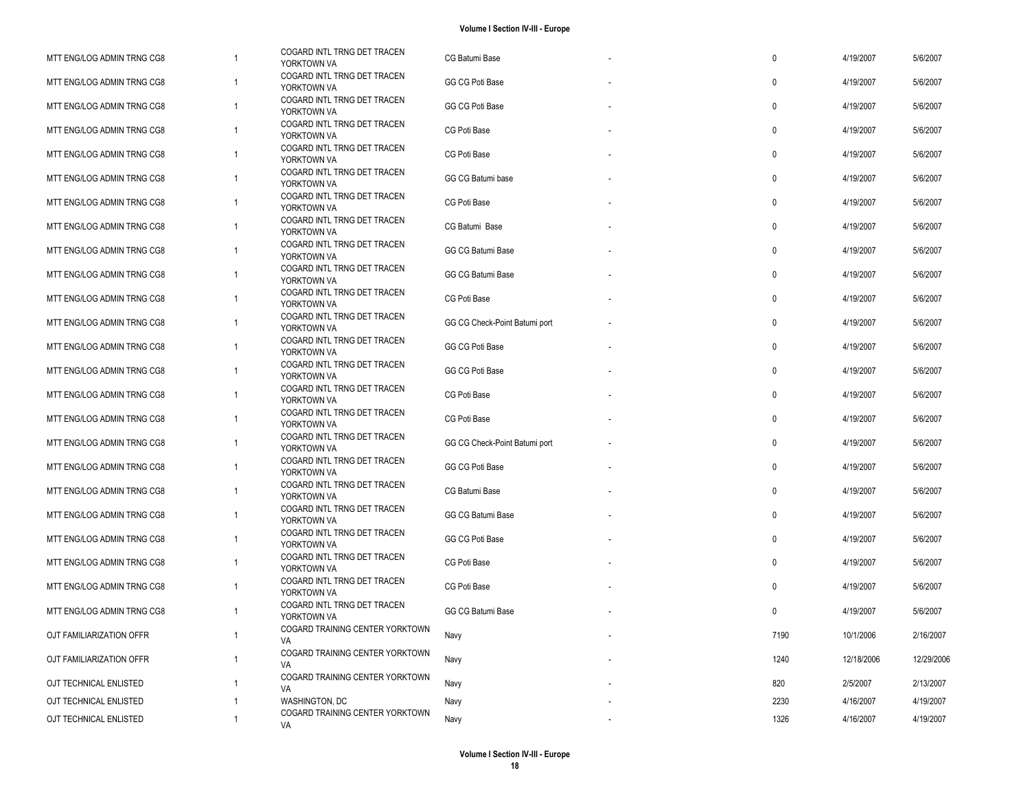| | | | | | | | |
|---|---|---|---|---|---|---|---|
| MTT ENG/LOG ADMIN TRNG CG8 | 1 | COGARD INTL TRNG DET TRACEN YORKTOWN VA | CG Batumi Base | - | 0 | 4/19/2007 | 5/6/2007 |
| MTT ENG/LOG ADMIN TRNG CG8 | 1 | COGARD INTL TRNG DET TRACEN YORKTOWN VA | GG CG Poti Base | - | 0 | 4/19/2007 | 5/6/2007 |
| MTT ENG/LOG ADMIN TRNG CG8 | 1 | COGARD INTL TRNG DET TRACEN YORKTOWN VA | GG CG Poti Base | - | 0 | 4/19/2007 | 5/6/2007 |
| MTT ENG/LOG ADMIN TRNG CG8 | 1 | COGARD INTL TRNG DET TRACEN YORKTOWN VA | CG Poti Base | - | 0 | 4/19/2007 | 5/6/2007 |
| MTT ENG/LOG ADMIN TRNG CG8 | 1 | COGARD INTL TRNG DET TRACEN YORKTOWN VA | CG Poti Base | - | 0 | 4/19/2007 | 5/6/2007 |
| MTT ENG/LOG ADMIN TRNG CG8 | 1 | COGARD INTL TRNG DET TRACEN YORKTOWN VA | GG CG Batumi base | - | 0 | 4/19/2007 | 5/6/2007 |
| MTT ENG/LOG ADMIN TRNG CG8 | 1 | COGARD INTL TRNG DET TRACEN YORKTOWN VA | CG Poti Base | - | 0 | 4/19/2007 | 5/6/2007 |
| MTT ENG/LOG ADMIN TRNG CG8 | 1 | COGARD INTL TRNG DET TRACEN YORKTOWN VA | CG Batumi Base | - | 0 | 4/19/2007 | 5/6/2007 |
| MTT ENG/LOG ADMIN TRNG CG8 | 1 | COGARD INTL TRNG DET TRACEN YORKTOWN VA | GG CG Batumi Base | - | 0 | 4/19/2007 | 5/6/2007 |
| MTT ENG/LOG ADMIN TRNG CG8 | 1 | COGARD INTL TRNG DET TRACEN YORKTOWN VA | GG CG Batumi Base | - | 0 | 4/19/2007 | 5/6/2007 |
| MTT ENG/LOG ADMIN TRNG CG8 | 1 | COGARD INTL TRNG DET TRACEN YORKTOWN VA | CG Poti Base | - | 0 | 4/19/2007 | 5/6/2007 |
| MTT ENG/LOG ADMIN TRNG CG8 | 1 | COGARD INTL TRNG DET TRACEN YORKTOWN VA | GG CG Check-Point Batumi port | - | 0 | 4/19/2007 | 5/6/2007 |
| MTT ENG/LOG ADMIN TRNG CG8 | 1 | COGARD INTL TRNG DET TRACEN YORKTOWN VA | GG CG Poti Base | - | 0 | 4/19/2007 | 5/6/2007 |
| MTT ENG/LOG ADMIN TRNG CG8 | 1 | COGARD INTL TRNG DET TRACEN YORKTOWN VA | GG CG Poti Base | - | 0 | 4/19/2007 | 5/6/2007 |
| MTT ENG/LOG ADMIN TRNG CG8 | 1 | COGARD INTL TRNG DET TRACEN YORKTOWN VA | CG Poti Base | - | 0 | 4/19/2007 | 5/6/2007 |
| MTT ENG/LOG ADMIN TRNG CG8 | 1 | COGARD INTL TRNG DET TRACEN YORKTOWN VA | CG Poti Base | - | 0 | 4/19/2007 | 5/6/2007 |
| MTT ENG/LOG ADMIN TRNG CG8 | 1 | COGARD INTL TRNG DET TRACEN YORKTOWN VA | GG CG Check-Point Batumi port | - | 0 | 4/19/2007 | 5/6/2007 |
| MTT ENG/LOG ADMIN TRNG CG8 | 1 | COGARD INTL TRNG DET TRACEN YORKTOWN VA | GG CG Poti Base | - | 0 | 4/19/2007 | 5/6/2007 |
| MTT ENG/LOG ADMIN TRNG CG8 | 1 | COGARD INTL TRNG DET TRACEN YORKTOWN VA | CG Batumi Base | - | 0 | 4/19/2007 | 5/6/2007 |
| MTT ENG/LOG ADMIN TRNG CG8 | 1 | COGARD INTL TRNG DET TRACEN YORKTOWN VA | GG CG Batumi Base | - | 0 | 4/19/2007 | 5/6/2007 |
| MTT ENG/LOG ADMIN TRNG CG8 | 1 | COGARD INTL TRNG DET TRACEN YORKTOWN VA | GG CG Poti Base | - | 0 | 4/19/2007 | 5/6/2007 |
| MTT ENG/LOG ADMIN TRNG CG8 | 1 | COGARD INTL TRNG DET TRACEN YORKTOWN VA | CG Poti Base | - | 0 | 4/19/2007 | 5/6/2007 |
| MTT ENG/LOG ADMIN TRNG CG8 | 1 | COGARD INTL TRNG DET TRACEN YORKTOWN VA | CG Poti Base | - | 0 | 4/19/2007 | 5/6/2007 |
| MTT ENG/LOG ADMIN TRNG CG8 | 1 | COGARD INTL TRNG DET TRACEN YORKTOWN VA | GG CG Batumi Base | - | 0 | 4/19/2007 | 5/6/2007 |
| OJT FAMILIARIZATION OFFR | 1 | COGARD TRAINING CENTER YORKTOWN VA | Navy | - | 7190 | 10/1/2006 | 2/16/2007 |
| OJT FAMILIARIZATION OFFR | 1 | COGARD TRAINING CENTER YORKTOWN VA | Navy | - | 1240 | 12/18/2006 | 12/29/2006 |
| OJT TECHNICAL ENLISTED | 1 | COGARD TRAINING CENTER YORKTOWN VA | Navy | - | 820 | 2/5/2007 | 2/13/2007 |
| OJT TECHNICAL ENLISTED | 1 | WASHINGTON, DC | Navy | - | 2230 | 4/16/2007 | 4/19/2007 |
| OJT TECHNICAL ENLISTED | 1 | COGARD TRAINING CENTER YORKTOWN VA | Navy | - | 1326 | 4/16/2007 | 4/19/2007 |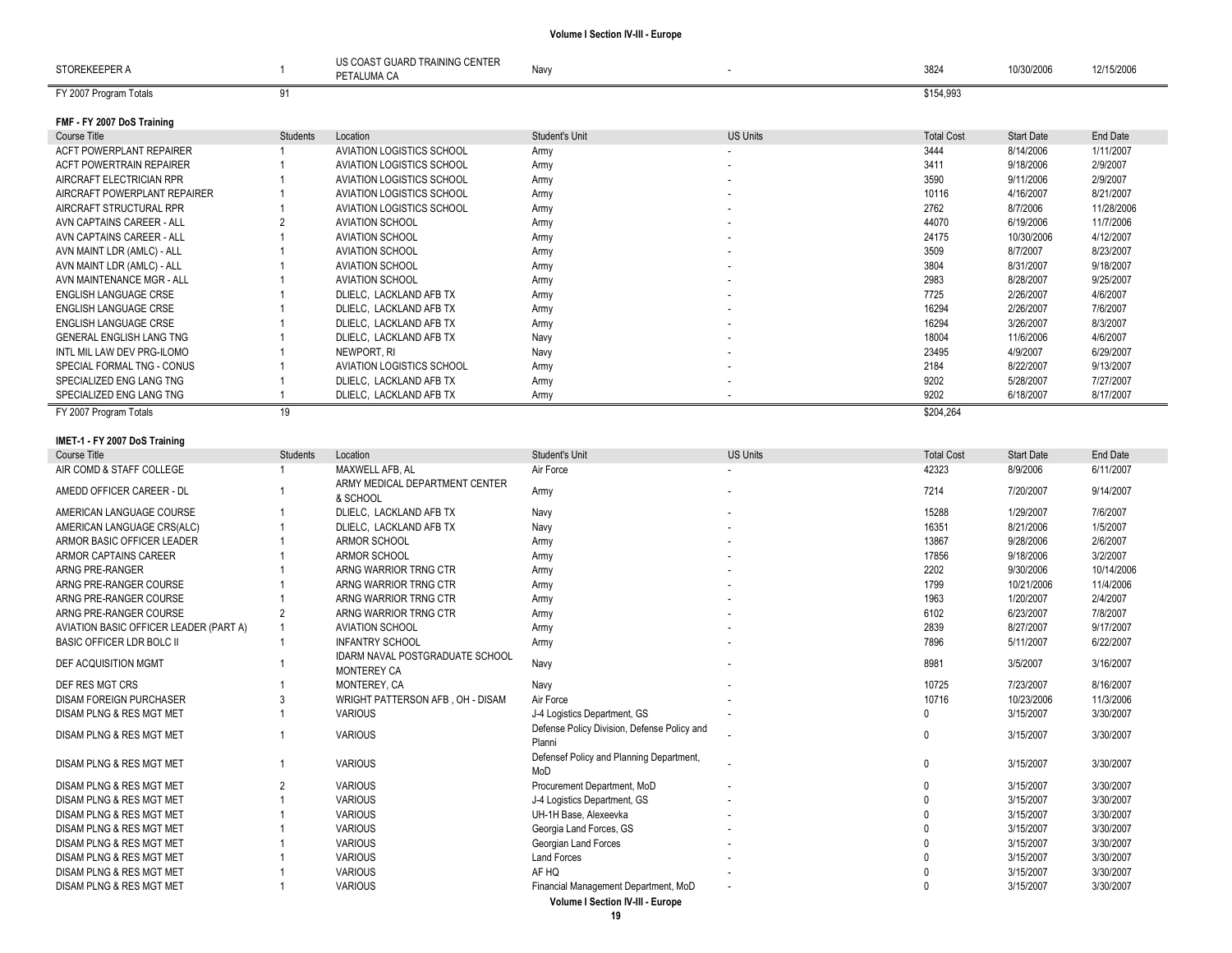| STOREKEEPER A | 1 | US COAST GUARD TRAINING CENTER PETALUMA CA | Navy | - | 3824 | 10/30/2006 | 12/15/2006 |
|---|---|---|---|---|---|---|---|
| FY 2007 Program Totals | 91 | | | | $154,993 | | |

**FMF - FY 2007 DoS Training**

| Course Title | Students | Location | Student's Unit | US Units | Total Cost | Start Date | End Date |
|---|---|---|---|---|---|---|---|
| ACFT POWERPLANT REPAIRER | 1 | AVIATION LOGISTICS SCHOOL | Army | - | 3444 | 8/14/2006 | 1/11/2007 |
| ACFT POWERTRAIN REPAIRER | 1 | AVIATION LOGISTICS SCHOOL | Army | - | 3411 | 9/18/2006 | 2/9/2007 |
| AIRCRAFT ELECTRICIAN RPR | 1 | AVIATION LOGISTICS SCHOOL | Army | - | 3590 | 9/11/2006 | 2/9/2007 |
| AIRCRAFT POWERPLANT REPAIRER | 1 | AVIATION LOGISTICS SCHOOL | Army | - | 10116 | 4/16/2007 | 8/21/2007 |
| AIRCRAFT STRUCTURAL RPR | 1 | AVIATION LOGISTICS SCHOOL | Army | - | 2762 | 8/7/2006 | 11/28/2006 |
| AVN CAPTAINS CAREER - ALL | 2 | AVIATION SCHOOL | Army | - | 44070 | 6/19/2006 | 11/7/2006 |
| AVN CAPTAINS CAREER - ALL | 1 | AVIATION SCHOOL | Army | - | 24175 | 10/30/2006 | 4/12/2007 |
| AVN MAINT LDR (AMLC) - ALL | 1 | AVIATION SCHOOL | Army | - | 3509 | 8/7/2007 | 8/23/2007 |
| AVN MAINT LDR (AMLC) - ALL | 1 | AVIATION SCHOOL | Army | - | 3804 | 8/31/2007 | 9/18/2007 |
| AVN MAINTENANCE MGR - ALL | 1 | AVIATION SCHOOL | Army | - | 2983 | 8/28/2007 | 9/25/2007 |
| ENGLISH LANGUAGE CRSE | 1 | DLIELC, LACKLAND AFB TX | Army | - | 7725 | 2/26/2007 | 4/6/2007 |
| ENGLISH LANGUAGE CRSE | 1 | DLIELC, LACKLAND AFB TX | Army | - | 16294 | 2/26/2007 | 7/6/2007 |
| ENGLISH LANGUAGE CRSE | 1 | DLIELC, LACKLAND AFB TX | Army | - | 16294 | 3/26/2007 | 8/3/2007 |
| GENERAL ENGLISH LANG TNG | 1 | DLIELC, LACKLAND AFB TX | Navy | - | 18004 | 11/6/2006 | 4/6/2007 |
| INTL MIL LAW DEV PRG-ILOMO | 1 | NEWPORT, RI | Navy | - | 23495 | 4/9/2007 | 6/29/2007 |
| SPECIAL FORMAL TNG - CONUS | 1 | AVIATION LOGISTICS SCHOOL | Army | - | 2184 | 8/22/2007 | 9/13/2007 |
| SPECIALIZED ENG LANG TNG | 1 | DLIELC, LACKLAND AFB TX | Army | - | 9202 | 5/28/2007 | 7/27/2007 |
| SPECIALIZED ENG LANG TNG | 1 | DLIELC, LACKLAND AFB TX | Army | - | 9202 | 6/18/2007 | 8/17/2007 |
| FY 2007 Program Totals | 19 | | | | $204,264 | | |

**IMET-1 - FY 2007 DoS Training**

| Course Title | Students | Location | Student's Unit | US Units | Total Cost | Start Date | End Date |
|---|---|---|---|---|---|---|---|
| AIR COMD & STAFF COLLEGE | 1 | MAXWELL AFB, AL | Air Force | - | 42323 | 8/9/2006 | 6/11/2007 |
| AMEDD OFFICER CAREER - DL | 1 | ARMY MEDICAL DEPARTMENT CENTER & SCHOOL | Army | - | 7214 | 7/20/2007 | 9/14/2007 |
| AMERICAN LANGUAGE COURSE | 1 | DLIELC, LACKLAND AFB TX | Navy | - | 15288 | 1/29/2007 | 7/6/2007 |
| AMERICAN LANGUAGE CRS(ALC) | 1 | DLIELC, LACKLAND AFB TX | Navy | - | 16351 | 8/21/2006 | 1/5/2007 |
| ARMOR BASIC OFFICER LEADER | 1 | ARMOR SCHOOL | Army | - | 13867 | 9/28/2006 | 2/6/2007 |
| ARMOR CAPTAINS CAREER | 1 | ARMOR SCHOOL | Army | - | 17856 | 9/18/2006 | 3/2/2007 |
| ARNG PRE-RANGER | 1 | ARNG WARRIOR TRNG CTR | Army | - | 2202 | 9/30/2006 | 10/14/2006 |
| ARNG PRE-RANGER COURSE | 1 | ARNG WARRIOR TRNG CTR | Army | - | 1799 | 10/21/2006 | 11/4/2006 |
| ARNG PRE-RANGER COURSE | 1 | ARNG WARRIOR TRNG CTR | Army | - | 1963 | 1/20/2007 | 2/4/2007 |
| ARNG PRE-RANGER COURSE | 2 | ARNG WARRIOR TRNG CTR | Army | - | 6102 | 6/23/2007 | 7/8/2007 |
| AVIATION BASIC OFFICER LEADER (PART A) | 1 | AVIATION SCHOOL | Army | - | 2839 | 8/27/2007 | 9/17/2007 |
| BASIC OFFICER LDR BOLC II | 1 | INFANTRY SCHOOL | Army | - | 7896 | 5/11/2007 | 6/22/2007 |
| DEF ACQUISITION MGMT | 1 | IDARM NAVAL POSTGRADUATE SCHOOL MONTEREY CA | Navy | - | 8981 | 3/5/2007 | 3/16/2007 |
| DEF RES MGT CRS | 1 | MONTEREY, CA | Navy | - | 10725 | 7/23/2007 | 8/16/2007 |
| DISAM FOREIGN PURCHASER | 3 | WRIGHT PATTERSON AFB , OH - DISAM | Air Force | - | 10716 | 10/23/2006 | 11/3/2006 |
| DISAM PLNG & RES MGT MET | 1 | VARIOUS | J-4 Logistics Department, GS | - | 0 | 3/15/2007 | 3/30/2007 |
| DISAM PLNG & RES MGT MET | 1 | VARIOUS | Defense Policy Division, Defense Policy and Planni | - | 0 | 3/15/2007 | 3/30/2007 |
| DISAM PLNG & RES MGT MET | 1 | VARIOUS | Defensef Policy and Planning Department, MoD | - | 0 | 3/15/2007 | 3/30/2007 |
| DISAM PLNG & RES MGT MET | 2 | VARIOUS | Procurement Department, MoD | - | 0 | 3/15/2007 | 3/30/2007 |
| DISAM PLNG & RES MGT MET | 1 | VARIOUS | J-4 Logistics Department, GS | - | 0 | 3/15/2007 | 3/30/2007 |
| DISAM PLNG & RES MGT MET | 1 | VARIOUS | UH-1H Base, Alexeevka | - | 0 | 3/15/2007 | 3/30/2007 |
| DISAM PLNG & RES MGT MET | 1 | VARIOUS | Georgia Land Forces, GS | - | 0 | 3/15/2007 | 3/30/2007 |
| DISAM PLNG & RES MGT MET | 1 | VARIOUS | Georgian Land Forces | - | 0 | 3/15/2007 | 3/30/2007 |
| DISAM PLNG & RES MGT MET | 1 | VARIOUS | Land Forces | - | 0 | 3/15/2007 | 3/30/2007 |
| DISAM PLNG & RES MGT MET | 1 | VARIOUS | AF HQ | - | 0 | 3/15/2007 | 3/30/2007 |
| DISAM PLNG & RES MGT MET | 1 | VARIOUS | Financial Management Department, MoD | - | 0 | 3/15/2007 | 3/30/2007 |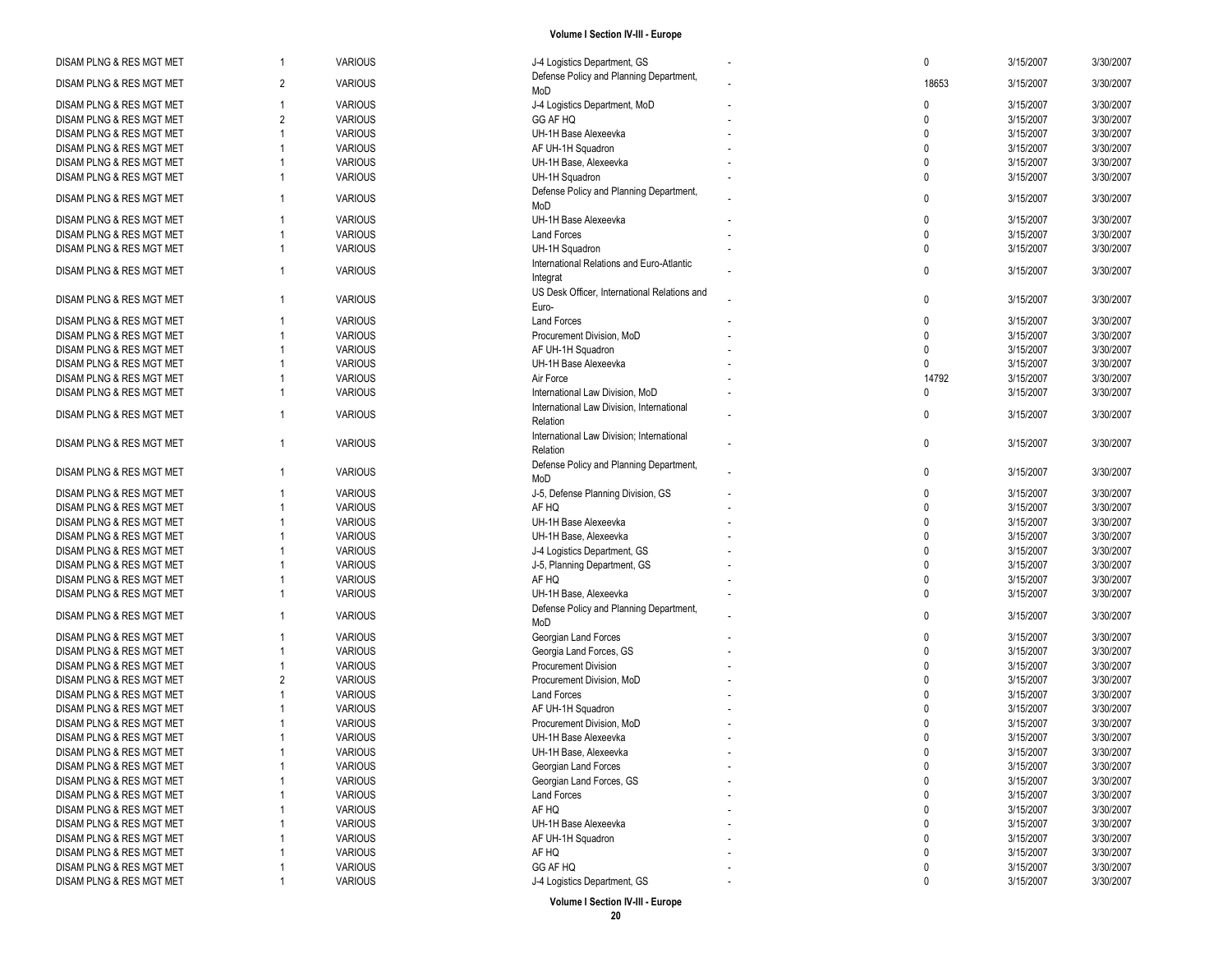| | | | | | | | |
|---|---|---|---|---|---|---|---|
| DISAM PLNG & RES MGT MET | 1 | VARIOUS | J-4 Logistics Department, GS | - | 0 | 3/15/2007 | 3/30/2007 |
| DISAM PLNG & RES MGT MET | 2 | VARIOUS | Defense Policy and Planning Department, MoD | - | 18653 | 3/15/2007 | 3/30/2007 |
| DISAM PLNG & RES MGT MET | 1 | VARIOUS | J-4 Logistics Department, MoD | - | 0 | 3/15/2007 | 3/30/2007 |
| DISAM PLNG & RES MGT MET | 2 | VARIOUS | GG AF HQ | - | 0 | 3/15/2007 | 3/30/2007 |
| DISAM PLNG & RES MGT MET | 1 | VARIOUS | UH-1H Base Alexeevka | - | 0 | 3/15/2007 | 3/30/2007 |
| DISAM PLNG & RES MGT MET | 1 | VARIOUS | AF UH-1H Squadron | - | 0 | 3/15/2007 | 3/30/2007 |
| DISAM PLNG & RES MGT MET | 1 | VARIOUS | UH-1H Base, Alexeevka | - | 0 | 3/15/2007 | 3/30/2007 |
| DISAM PLNG & RES MGT MET | 1 | VARIOUS | UH-1H Squadron | - | 0 | 3/15/2007 | 3/30/2007 |
| DISAM PLNG & RES MGT MET | 1 | VARIOUS | Defense Policy and Planning Department, MoD | - | 0 | 3/15/2007 | 3/30/2007 |
| DISAM PLNG & RES MGT MET | 1 | VARIOUS | UH-1H Base Alexeevka | - | 0 | 3/15/2007 | 3/30/2007 |
| DISAM PLNG & RES MGT MET | 1 | VARIOUS | Land Forces | - | 0 | 3/15/2007 | 3/30/2007 |
| DISAM PLNG & RES MGT MET | 1 | VARIOUS | UH-1H Squadron | - | 0 | 3/15/2007 | 3/30/2007 |
| DISAM PLNG & RES MGT MET | 1 | VARIOUS | International Relations and Euro-Atlantic Integrat | - | 0 | 3/15/2007 | 3/30/2007 |
| DISAM PLNG & RES MGT MET | 1 | VARIOUS | US Desk Officer, International Relations and Euro- | - | 0 | 3/15/2007 | 3/30/2007 |
| DISAM PLNG & RES MGT MET | 1 | VARIOUS | Land Forces | - | 0 | 3/15/2007 | 3/30/2007 |
| DISAM PLNG & RES MGT MET | 1 | VARIOUS | Procurement Division, MoD | - | 0 | 3/15/2007 | 3/30/2007 |
| DISAM PLNG & RES MGT MET | 1 | VARIOUS | AF UH-1H Squadron | - | 0 | 3/15/2007 | 3/30/2007 |
| DISAM PLNG & RES MGT MET | 1 | VARIOUS | UH-1H Base Alexeevka | - | 0 | 3/15/2007 | 3/30/2007 |
| DISAM PLNG & RES MGT MET | 1 | VARIOUS | Air Force | - | 14792 | 3/15/2007 | 3/30/2007 |
| DISAM PLNG & RES MGT MET | 1 | VARIOUS | International Law Division, MoD | - | 0 | 3/15/2007 | 3/30/2007 |
| DISAM PLNG & RES MGT MET | 1 | VARIOUS | International Law Division, International Relation | - | 0 | 3/15/2007 | 3/30/2007 |
| DISAM PLNG & RES MGT MET | 1 | VARIOUS | International Law Division; International Relation | - | 0 | 3/15/2007 | 3/30/2007 |
| DISAM PLNG & RES MGT MET | 1 | VARIOUS | Defense Policy and Planning Department, MoD | - | 0 | 3/15/2007 | 3/30/2007 |
| DISAM PLNG & RES MGT MET | 1 | VARIOUS | J-5, Defense Planning Division, GS | - | 0 | 3/15/2007 | 3/30/2007 |
| DISAM PLNG & RES MGT MET | 1 | VARIOUS | AF HQ | - | 0 | 3/15/2007 | 3/30/2007 |
| DISAM PLNG & RES MGT MET | 1 | VARIOUS | UH-1H Base Alexeevka | - | 0 | 3/15/2007 | 3/30/2007 |
| DISAM PLNG & RES MGT MET | 1 | VARIOUS | UH-1H Base, Alexeevka | - | 0 | 3/15/2007 | 3/30/2007 |
| DISAM PLNG & RES MGT MET | 1 | VARIOUS | J-4 Logistics Department, GS | - | 0 | 3/15/2007 | 3/30/2007 |
| DISAM PLNG & RES MGT MET | 1 | VARIOUS | J-5, Planning Department, GS | - | 0 | 3/15/2007 | 3/30/2007 |
| DISAM PLNG & RES MGT MET | 1 | VARIOUS | AF HQ | - | 0 | 3/15/2007 | 3/30/2007 |
| DISAM PLNG & RES MGT MET | 1 | VARIOUS | UH-1H Base, Alexeevka | - | 0 | 3/15/2007 | 3/30/2007 |
| DISAM PLNG & RES MGT MET | 1 | VARIOUS | Defense Policy and Planning Department, MoD | - | 0 | 3/15/2007 | 3/30/2007 |
| DISAM PLNG & RES MGT MET | 1 | VARIOUS | Georgian Land Forces | - | 0 | 3/15/2007 | 3/30/2007 |
| DISAM PLNG & RES MGT MET | 1 | VARIOUS | Georgia Land Forces, GS | - | 0 | 3/15/2007 | 3/30/2007 |
| DISAM PLNG & RES MGT MET | 1 | VARIOUS | Procurement Division | - | 0 | 3/15/2007 | 3/30/2007 |
| DISAM PLNG & RES MGT MET | 2 | VARIOUS | Procurement Division, MoD | - | 0 | 3/15/2007 | 3/30/2007 |
| DISAM PLNG & RES MGT MET | 1 | VARIOUS | Land Forces | - | 0 | 3/15/2007 | 3/30/2007 |
| DISAM PLNG & RES MGT MET | 1 | VARIOUS | AF UH-1H Squadron | - | 0 | 3/15/2007 | 3/30/2007 |
| DISAM PLNG & RES MGT MET | 1 | VARIOUS | Procurement Division, MoD | - | 0 | 3/15/2007 | 3/30/2007 |
| DISAM PLNG & RES MGT MET | 1 | VARIOUS | UH-1H Base Alexeevka | - | 0 | 3/15/2007 | 3/30/2007 |
| DISAM PLNG & RES MGT MET | 1 | VARIOUS | UH-1H Base, Alexeevka | - | 0 | 3/15/2007 | 3/30/2007 |
| DISAM PLNG & RES MGT MET | 1 | VARIOUS | Georgian Land Forces | - | 0 | 3/15/2007 | 3/30/2007 |
| DISAM PLNG & RES MGT MET | 1 | VARIOUS | Georgian Land Forces, GS | - | 0 | 3/15/2007 | 3/30/2007 |
| DISAM PLNG & RES MGT MET | 1 | VARIOUS | Land Forces | - | 0 | 3/15/2007 | 3/30/2007 |
| DISAM PLNG & RES MGT MET | 1 | VARIOUS | AF HQ | - | 0 | 3/15/2007 | 3/30/2007 |
| DISAM PLNG & RES MGT MET | 1 | VARIOUS | UH-1H Base Alexeevka | - | 0 | 3/15/2007 | 3/30/2007 |
| DISAM PLNG & RES MGT MET | 1 | VARIOUS | AF UH-1H Squadron | - | 0 | 3/15/2007 | 3/30/2007 |
| DISAM PLNG & RES MGT MET | 1 | VARIOUS | AF HQ | - | 0 | 3/15/2007 | 3/30/2007 |
| DISAM PLNG & RES MGT MET | 1 | VARIOUS | GG AF HQ | - | 0 | 3/15/2007 | 3/30/2007 |
| DISAM PLNG & RES MGT MET | 1 | VARIOUS | J-4 Logistics Department, GS | - | 0 | 3/15/2007 | 3/30/2007 |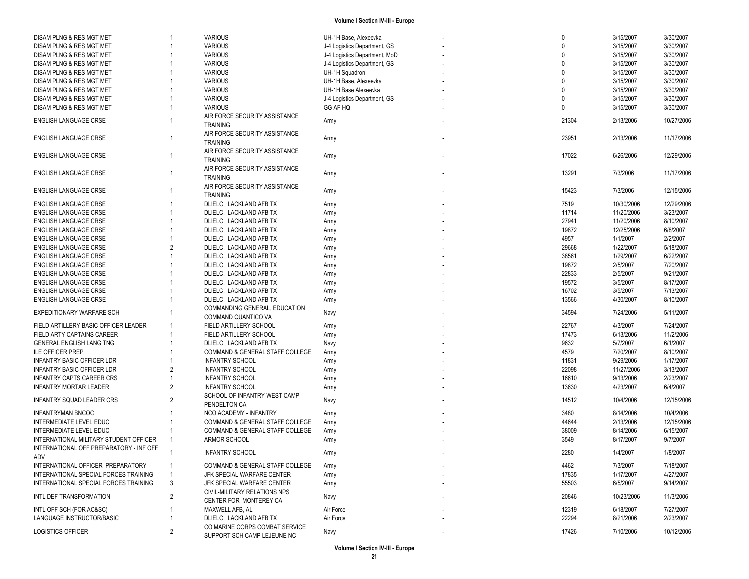| | | | | | | | |
|---|---|---|---|---|---|---|---|
| DISAM PLNG & RES MGT MET | 1 | VARIOUS | UH-1H Base, Alexeevka | - | 0 | 3/15/2007 | 3/30/2007 |
| DISAM PLNG & RES MGT MET | 1 | VARIOUS | J-4 Logistics Department, GS | - | 0 | 3/15/2007 | 3/30/2007 |
| DISAM PLNG & RES MGT MET | 1 | VARIOUS | J-4 Logistics Department, MoD | - | 0 | 3/15/2007 | 3/30/2007 |
| DISAM PLNG & RES MGT MET | 1 | VARIOUS | J-4 Logistics Department, GS | - | 0 | 3/15/2007 | 3/30/2007 |
| DISAM PLNG & RES MGT MET | 1 | VARIOUS | UH-1H Squadron | - | 0 | 3/15/2007 | 3/30/2007 |
| DISAM PLNG & RES MGT MET | 1 | VARIOUS | UH-1H Base, Alexeevka | - | 0 | 3/15/2007 | 3/30/2007 |
| DISAM PLNG & RES MGT MET | 1 | VARIOUS | UH-1H Base Alexeevka | - | 0 | 3/15/2007 | 3/30/2007 |
| DISAM PLNG & RES MGT MET | 1 | VARIOUS | J-4 Logistics Department, GS | - | 0 | 3/15/2007 | 3/30/2007 |
| DISAM PLNG & RES MGT MET | 1 | VARIOUS | GG AF HQ | - | 0 | 3/15/2007 | 3/30/2007 |
| ENGLISH LANGUAGE CRSE | 1 | AIR FORCE SECURITY ASSISTANCE TRAINING | Army | - | 21304 | 2/13/2006 | 10/27/2006 |
| ENGLISH LANGUAGE CRSE | 1 | AIR FORCE SECURITY ASSISTANCE TRAINING | Army | - | 23951 | 2/13/2006 | 11/17/2006 |
| ENGLISH LANGUAGE CRSE | 1 | AIR FORCE SECURITY ASSISTANCE TRAINING | Army | - | 17022 | 6/26/2006 | 12/29/2006 |
| ENGLISH LANGUAGE CRSE | 1 | AIR FORCE SECURITY ASSISTANCE TRAINING | Army | - | 13291 | 7/3/2006 | 11/17/2006 |
| ENGLISH LANGUAGE CRSE | 1 | AIR FORCE SECURITY ASSISTANCE TRAINING | Army | - | 15423 | 7/3/2006 | 12/15/2006 |
| ENGLISH LANGUAGE CRSE | 1 | DLIELC, LACKLAND AFB TX | Army | - | 7519 | 10/30/2006 | 12/29/2006 |
| ENGLISH LANGUAGE CRSE | 1 | DLIELC, LACKLAND AFB TX | Army | - | 11714 | 11/20/2006 | 3/23/2007 |
| ENGLISH LANGUAGE CRSE | 1 | DLIELC, LACKLAND AFB TX | Army | - | 27941 | 11/20/2006 | 8/10/2007 |
| ENGLISH LANGUAGE CRSE | 1 | DLIELC, LACKLAND AFB TX | Army | - | 19872 | 12/25/2006 | 6/8/2007 |
| ENGLISH LANGUAGE CRSE | 1 | DLIELC, LACKLAND AFB TX | Army | - | 4957 | 1/1/2007 | 2/2/2007 |
| ENGLISH LANGUAGE CRSE | 2 | DLIELC, LACKLAND AFB TX | Army | - | 29668 | 1/22/2007 | 5/18/2007 |
| ENGLISH LANGUAGE CRSE | 1 | DLIELC, LACKLAND AFB TX | Army | - | 38561 | 1/29/2007 | 6/22/2007 |
| ENGLISH LANGUAGE CRSE | 1 | DLIELC, LACKLAND AFB TX | Army | - | 19872 | 2/5/2007 | 7/20/2007 |
| ENGLISH LANGUAGE CRSE | 1 | DLIELC, LACKLAND AFB TX | Army | - | 22833 | 2/5/2007 | 9/21/2007 |
| ENGLISH LANGUAGE CRSE | 1 | DLIELC, LACKLAND AFB TX | Army | - | 19572 | 3/5/2007 | 8/17/2007 |
| ENGLISH LANGUAGE CRSE | 1 | DLIELC, LACKLAND AFB TX | Army | - | 16702 | 3/5/2007 | 7/13/2007 |
| ENGLISH LANGUAGE CRSE | 1 | DLIELC, LACKLAND AFB TX | Army | - | 13566 | 4/30/2007 | 8/10/2007 |
| EXPEDITIONARY WARFARE SCH | 1 | COMMANDING GENERAL, EDUCATION COMMAND QUANTICO VA | Navy | - | 34594 | 7/24/2006 | 5/11/2007 |
| FIELD ARTILLERY BASIC OFFICER LEADER | 1 | FIELD ARTILLERY SCHOOL | Army | - | 22767 | 4/3/2007 | 7/24/2007 |
| FIELD ARTY CAPTAINS CAREER | 1 | FIELD ARTILLERY SCHOOL | Army | - | 17473 | 6/13/2006 | 11/2/2006 |
| GENERAL ENGLISH LANG TNG | 1 | DLIELC, LACKLAND AFB TX | Navy | - | 9632 | 5/7/2007 | 6/1/2007 |
| ILE OFFICER PREP | 1 | COMMAND & GENERAL STAFF COLLEGE | Army | - | 4579 | 7/20/2007 | 8/10/2007 |
| INFANTRY BASIC OFFICER LDR | 1 | INFANTRY SCHOOL | Army | - | 11831 | 9/29/2006 | 1/17/2007 |
| INFANTRY BASIC OFFICER LDR | 2 | INFANTRY SCHOOL | Army | - | 22098 | 11/27/2006 | 3/13/2007 |
| INFANTRY CAPTS CAREER CRS | 1 | INFANTRY SCHOOL | Army | - | 16610 | 9/13/2006 | 2/23/2007 |
| INFANTRY MORTAR LEADER | 2 | INFANTRY SCHOOL | Army | - | 13630 | 4/23/2007 | 6/4/2007 |
| INFANTRY SQUAD LEADER CRS | 2 | SCHOOL OF INFANTRY WEST CAMP PENDELTON CA | Navy | - | 14512 | 10/4/2006 | 12/15/2006 |
| INFANTRYMAN BNCOC | 1 | NCO ACADEMY - INFANTRY | Army | - | 3480 | 8/14/2006 | 10/4/2006 |
| INTERMEDIATE LEVEL EDUC | 1 | COMMAND & GENERAL STAFF COLLEGE | Army | - | 44644 | 2/13/2006 | 12/15/2006 |
| INTERMEDIATE LEVEL EDUC | 1 | COMMAND & GENERAL STAFF COLLEGE | Army | - | 38009 | 8/14/2006 | 6/15/2007 |
| INTERNATIONAL MILITARY STUDENT OFFICER | 1 | ARMOR SCHOOL | Army | - | 3549 | 8/17/2007 | 9/7/2007 |
| INTERNATIONAL OFF PREPARATORY - INF OFF ADV | 1 | INFANTRY SCHOOL | Army | - | 2280 | 1/4/2007 | 1/8/2007 |
| INTERNATIONAL OFFICER PREPARATORY | 1 | COMMAND & GENERAL STAFF COLLEGE | Army | - | 4462 | 7/3/2007 | 7/18/2007 |
| INTERNATIONAL SPECIAL FORCES TRAINING | 1 | JFK SPECIAL WARFARE CENTER | Army | - | 17835 | 1/17/2007 | 4/27/2007 |
| INTERNATIONAL SPECIAL FORCES TRAINING | 3 | JFK SPECIAL WARFARE CENTER | Army | - | 55503 | 6/5/2007 | 9/14/2007 |
| INTL DEF TRANSFORMATION | 2 | CIVIL-MILITARY RELATIONS NPS CENTER FOR MONTEREY CA | Navy | - | 20846 | 10/23/2006 | 11/3/2006 |
| INTL OFF SCH (FOR AC&SC) | 1 | MAXWELL AFB, AL | Air Force | - | 12319 | 6/18/2007 | 7/27/2007 |
| LANGUAGE INSTRUCTOR/BASIC | 1 | DLIELC, LACKLAND AFB TX | Air Force | - | 22294 | 8/21/2006 | 2/23/2007 |
| LOGISTICS OFFICER | 2 | CO MARINE CORPS COMBAT SERVICE SUPPORT SCH CAMP LEJEUNE NC | Navy | - | 17426 | 7/10/2006 | 10/12/2006 |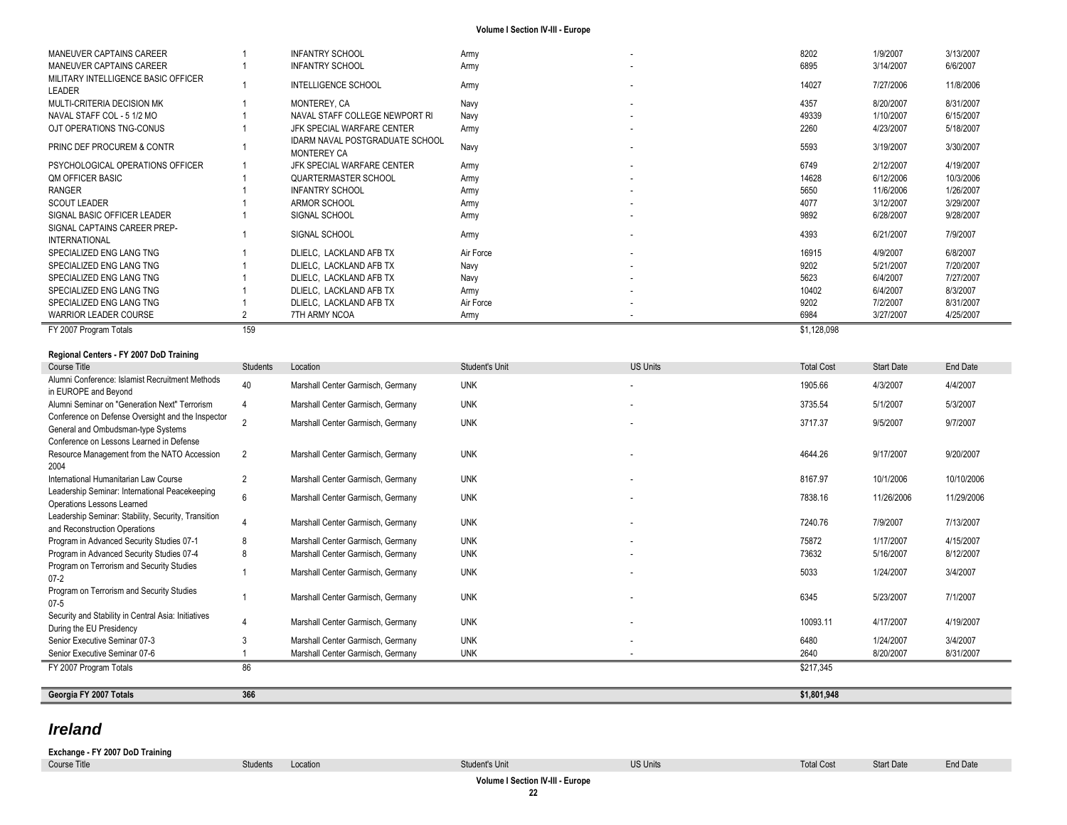| Course Title | Students | Location | Student's Unit | US Units | Total Cost | Start Date | End Date |
|---|---|---|---|---|---|---|---|
| MANEUVER CAPTAINS CAREER | 1 | INFANTRY SCHOOL | Army | - | 8202 | 1/9/2007 | 3/13/2007 |
| MANEUVER CAPTAINS CAREER | 1 | INFANTRY SCHOOL | Army | - | 6895 | 3/14/2007 | 6/6/2007 |
| MILITARY INTELLIGENCE BASIC OFFICER LEADER | 1 | INTELLIGENCE SCHOOL | Army | - | 14027 | 7/27/2006 | 11/8/2006 |
| MULTI-CRITERIA DECISION MK | 1 | MONTEREY, CA | Navy | - | 4357 | 8/20/2007 | 8/31/2007 |
| NAVAL STAFF COL - 5 1/2 MO | 1 | NAVAL STAFF COLLEGE NEWPORT RI | Navy | - | 49339 | 1/10/2007 | 6/15/2007 |
| OJT OPERATIONS TNG-CONUS | 1 | JFK SPECIAL WARFARE CENTER | Army | - | 2260 | 4/23/2007 | 5/18/2007 |
| PRINC DEF PROCUREM & CONTR | 1 | IDARM NAVAL POSTGRADUATE SCHOOL MONTEREY CA | Navy | - | 5593 | 3/19/2007 | 3/30/2007 |
| PSYCHOLOGICAL OPERATIONS OFFICER | 1 | JFK SPECIAL WARFARE CENTER | Army | - | 6749 | 2/12/2007 | 4/19/2007 |
| QM OFFICER BASIC | 1 | QUARTERMASTER SCHOOL | Army | - | 14628 | 6/12/2006 | 10/3/2006 |
| RANGER | 1 | INFANTRY SCHOOL | Army | - | 5650 | 11/6/2006 | 1/26/2007 |
| SCOUT LEADER | 1 | ARMOR SCHOOL | Army | - | 4077 | 3/12/2007 | 3/29/2007 |
| SIGNAL BASIC OFFICER LEADER | 1 | SIGNAL SCHOOL | Army | - | 9892 | 6/28/2007 | 9/28/2007 |
| SIGNAL CAPTAINS CAREER PREP-INTERNATIONAL | 1 | SIGNAL SCHOOL | Army | - | 4393 | 6/21/2007 | 7/9/2007 |
| SPECIALIZED ENG LANG TNG | 1 | DLIELC, LACKLAND AFB TX | Air Force | - | 16915 | 4/9/2007 | 6/8/2007 |
| SPECIALIZED ENG LANG TNG | 1 | DLIELC, LACKLAND AFB TX | Navy | - | 9202 | 5/21/2007 | 7/20/2007 |
| SPECIALIZED ENG LANG TNG | 1 | DLIELC, LACKLAND AFB TX | Navy | - | 5623 | 6/4/2007 | 7/27/2007 |
| SPECIALIZED ENG LANG TNG | 1 | DLIELC, LACKLAND AFB TX | Army | - | 10402 | 6/4/2007 | 8/3/2007 |
| SPECIALIZED ENG LANG TNG | 1 | DLIELC, LACKLAND AFB TX | Air Force | - | 9202 | 7/2/2007 | 8/31/2007 |
| WARRIOR LEADER COURSE | 2 | 7TH ARMY NCOA | Army | - | 6984 | 3/27/2007 | 4/25/2007 |
| FY 2007 Program Totals | 159 | | | | $1,128,098 | | |

**Regional Centers - FY 2007 DoD Training**

| Course Title | Students | Location | Student's Unit | US Units | Total Cost | Start Date | End Date |
|---|---|---|---|---|---|---|---|
| Alumni Conference: Islamist Recruitment Methods in EUROPE and Beyond | 40 | Marshall Center Garmisch, Germany | UNK | - | 1905.66 | 4/3/2007 | 4/4/2007 |
| Alumni Seminar on "Generation Next" Terrorism | 4 | Marshall Center Garmisch, Germany | UNK | - | 3735.54 | 5/1/2007 | 5/3/2007 |
| Conference on Defense Oversight and the Inspector General and Ombudsman-type Systems | 2 | Marshall Center Garmisch, Germany | UNK | - | 3717.37 | 9/5/2007 | 9/7/2007 |
| Conference on Lessons Learned in Defense Resource Management from the NATO Accession 2004 | 2 | Marshall Center Garmisch, Germany | UNK | - | 4644.26 | 9/17/2007 | 9/20/2007 |
| International Humanitarian Law Course | 2 | Marshall Center Garmisch, Germany | UNK | - | 8167.97 | 10/1/2006 | 10/10/2006 |
| Leadership Seminar: International Peacekeeping Operations Lessons Learned | 6 | Marshall Center Garmisch, Germany | UNK | - | 7838.16 | 11/26/2006 | 11/29/2006 |
| Leadership Seminar: Stability, Security, Transition and Reconstruction Operations | 4 | Marshall Center Garmisch, Germany | UNK | - | 7240.76 | 7/9/2007 | 7/13/2007 |
| Program in Advanced Security Studies 07-1 | 8 | Marshall Center Garmisch, Germany | UNK | - | 75872 | 1/17/2007 | 4/15/2007 |
| Program in Advanced Security Studies 07-4 | 8 | Marshall Center Garmisch, Germany | UNK | - | 73632 | 5/16/2007 | 8/12/2007 |
| Program on Terrorism and Security Studies 07-2 | 1 | Marshall Center Garmisch, Germany | UNK | - | 5033 | 1/24/2007 | 3/4/2007 |
| Program on Terrorism and Security Studies 07-5 | 1 | Marshall Center Garmisch, Germany | UNK | - | 6345 | 5/23/2007 | 7/1/2007 |
| Security and Stability in Central Asia: Initiatives During the EU Presidency | 4 | Marshall Center Garmisch, Germany | UNK | - | 10093.11 | 4/17/2007 | 4/19/2007 |
| Senior Executive Seminar 07-3 | 3 | Marshall Center Garmisch, Germany | UNK | - | 6480 | 1/24/2007 | 3/4/2007 |
| Senior Executive Seminar 07-6 | 1 | Marshall Center Garmisch, Germany | UNK | - | 2640 | 8/20/2007 | 8/31/2007 |
| FY 2007 Program Totals | 86 | | | | $217,345 | | |

| | | | | | | | |
|---|---|---|---|---|---|---|---|
| **Georgia FY 2007 Totals** | **366** | | | | **$1,801,948** | | |

## *Ireland*

**Exchange - FY 2007 DoD Training**

| Course Title | Students | Location | Student's Unit | US Units | Total Cost | Start Date | End Date |
|---|---|---|---|---|---|---|---|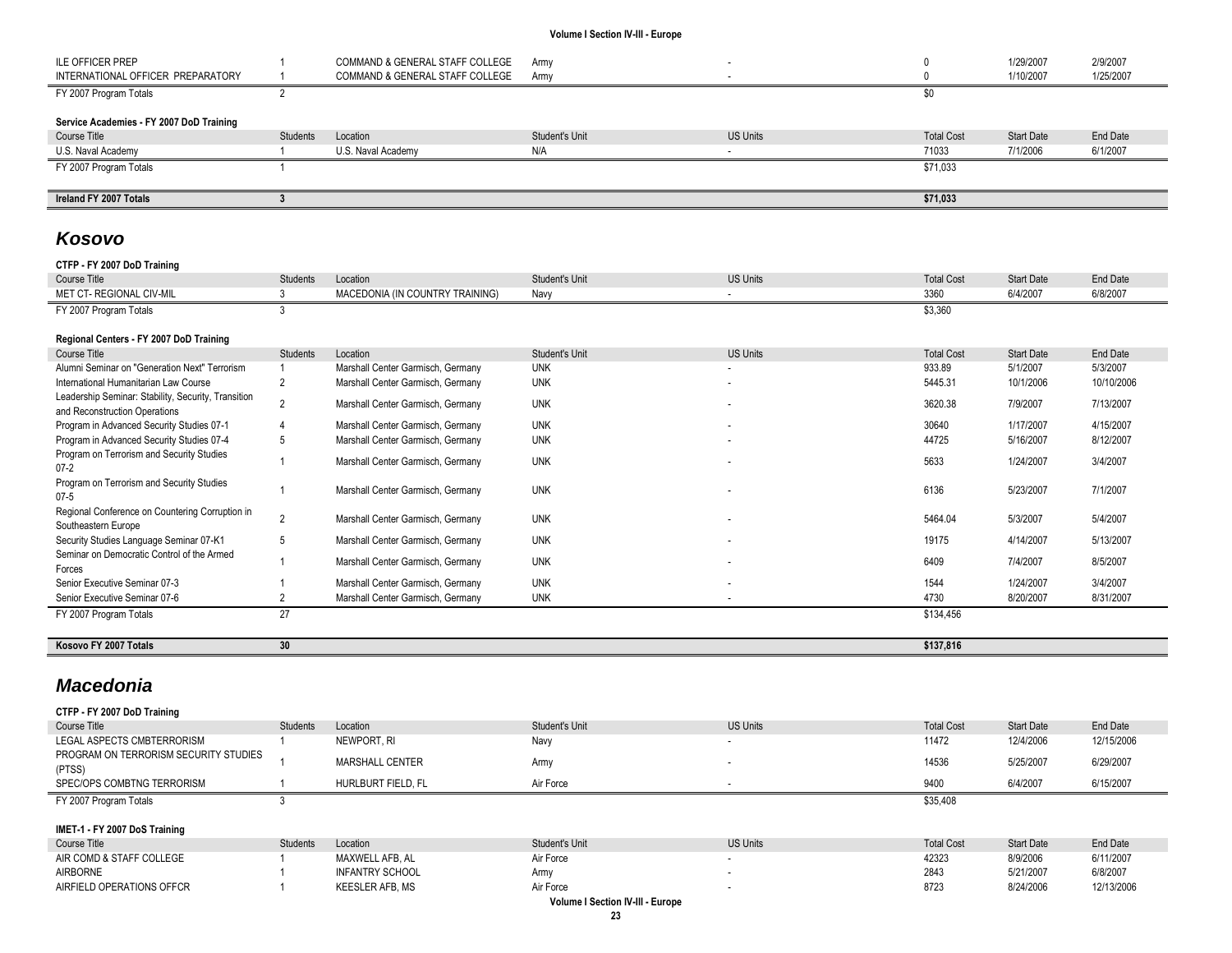| | | | | | | | |
|---|---|---|---|---|---|---|---|
| ILE OFFICER PREP | 1 | COMMAND & GENERAL STAFF COLLEGE | Army | - | 0 | 1/29/2007 | 2/9/2007 |
| INTERNATIONAL OFFICER PREPARATORY | 1 | COMMAND & GENERAL STAFF COLLEGE | Army | - | 0 | 1/10/2007 | 1/25/2007 |
| FY 2007 Program Totals | 2 | | | | $0 | | |

**Service Academies - FY 2007 DoD Training**

| Course Title | Students | Location | Student's Unit | US Units | Total Cost | Start Date | End Date |
|---|---|---|---|---|---|---|---|
| U.S. Naval Academy | 1 | U.S. Naval Academy | N/A | - | 71033 | 7/1/2006 | 6/1/2007 |
| FY 2007 Program Totals | 1 | | | | $71,033 | | |

| | | | | | | | |
|---|---|---|---|---|---|---|---|
| **Ireland FY 2007 Totals** | **3** | | | | **$71,033** | | |

## *Kosovo*

**CTFP - FY 2007 DoD Training**

| Course Title | Students | Location | Student's Unit | US Units | Total Cost | Start Date | End Date |
|---|---|---|---|---|---|---|---|
| MET CT- REGIONAL CIV-MIL | 3 | MACEDONIA (IN COUNTRY TRAINING) | Navy | - | 3360 | 6/4/2007 | 6/8/2007 |
| FY 2007 Program Totals | 3 | | | | $3,360 | | |

**Regional Centers - FY 2007 DoD Training**

| Course Title | Students | Location | Student's Unit | US Units | Total Cost | Start Date | End Date |
|---|---|---|---|---|---|---|---|
| Alumni Seminar on "Generation Next" Terrorism | 1 | Marshall Center Garmisch, Germany | UNK | - | 933.89 | 5/1/2007 | 5/3/2007 |
| International Humanitarian Law Course | 2 | Marshall Center Garmisch, Germany | UNK | - | 5445.31 | 10/1/2006 | 10/10/2006 |
| Leadership Seminar: Stability, Security, Transition and Reconstruction Operations | 2 | Marshall Center Garmisch, Germany | UNK | - | 3620.38 | 7/9/2007 | 7/13/2007 |
| Program in Advanced Security Studies 07-1 | 4 | Marshall Center Garmisch, Germany | UNK | - | 30640 | 1/17/2007 | 4/15/2007 |
| Program in Advanced Security Studies 07-4 | 5 | Marshall Center Garmisch, Germany | UNK | - | 44725 | 5/16/2007 | 8/12/2007 |
| Program on Terrorism and Security Studies 07-2 | 1 | Marshall Center Garmisch, Germany | UNK | - | 5633 | 1/24/2007 | 3/4/2007 |
| Program on Terrorism and Security Studies 07-5 | 1 | Marshall Center Garmisch, Germany | UNK | - | 6136 | 5/23/2007 | 7/1/2007 |
| Regional Conference on Countering Corruption in Southeastern Europe | 2 | Marshall Center Garmisch, Germany | UNK | - | 5464.04 | 5/3/2007 | 5/4/2007 |
| Security Studies Language Seminar 07-K1 | 5 | Marshall Center Garmisch, Germany | UNK | - | 19175 | 4/14/2007 | 5/13/2007 |
| Seminar on Democratic Control of the Armed Forces | 1 | Marshall Center Garmisch, Germany | UNK | - | 6409 | 7/4/2007 | 8/5/2007 |
| Senior Executive Seminar 07-3 | 1 | Marshall Center Garmisch, Germany | UNK | - | 1544 | 1/24/2007 | 3/4/2007 |
| Senior Executive Seminar 07-6 | 2 | Marshall Center Garmisch, Germany | UNK | - | 4730 | 8/20/2007 | 8/31/2007 |
| FY 2007 Program Totals | 27 | | | | $134,456 | | |

| | | | | | | | |
|---|---|---|---|---|---|---|---|
| **Kosovo FY 2007 Totals** | **30** | | | | **$137,816** | | |

## *Macedonia*

**CTFP - FY 2007 DoD Training**

| Course Title | Students | Location | Student's Unit | US Units | Total Cost | Start Date | End Date |
|---|---|---|---|---|---|---|---|
| LEGAL ASPECTS CMBTERRORISM | 1 | NEWPORT, RI | Navy | - | 11472 | 12/4/2006 | 12/15/2006 |
| PROGRAM ON TERRORISM SECURITY STUDIES (PTSS) | 1 | MARSHALL CENTER | Army | - | 14536 | 5/25/2007 | 6/29/2007 |
| SPEC/OPS COMBTNG TERRORISM | 1 | HURLBURT FIELD, FL | Air Force | - | 9400 | 6/4/2007 | 6/15/2007 |
| FY 2007 Program Totals | 3 | | | | $35,408 | | |

**IMET-1 - FY 2007 DoS Training**

| Course Title | Students | Location | Student's Unit | US Units | Total Cost | Start Date | End Date |
|---|---|---|---|---|---|---|---|
| AIR COMD & STAFF COLLEGE | 1 | MAXWELL AFB, AL | Air Force | - | 42323 | 8/9/2006 | 6/11/2007 |
| AIRBORNE | 1 | INFANTRY SCHOOL | Army | - | 2843 | 5/21/2007 | 6/8/2007 |
| AIRFIELD OPERATIONS OFFCR | 1 | KEESLER AFB, MS | Air Force | - | 8723 | 8/24/2006 | 12/13/2006 |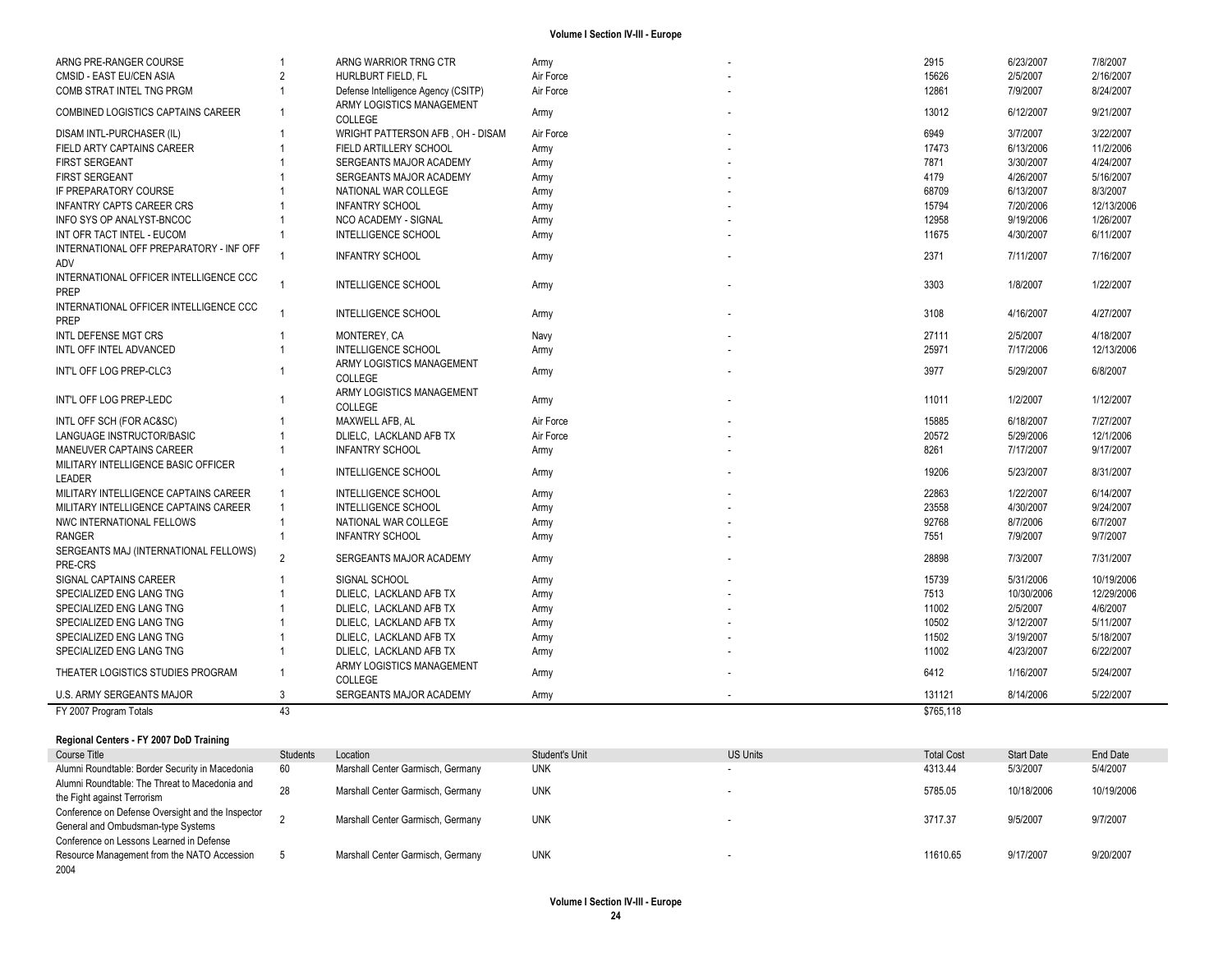| | | | | | | | |
|---|---|---|---|---|---|---|---|
| ARNG PRE-RANGER COURSE | 1 | ARNG WARRIOR TRNG CTR | Army | - | 2915 | 6/23/2007 | 7/8/2007 |
| CMSID - EAST EU/CEN ASIA | 2 | HURLBURT FIELD, FL | Air Force | - | 15626 | 2/5/2007 | 2/16/2007 |
| COMB STRAT INTEL TNG PRGM | 1 | Defense Intelligence Agency (CSITP) | Air Force | - | 12861 | 7/9/2007 | 8/24/2007 |
| COMBINED LOGISTICS CAPTAINS CAREER | 1 | ARMY LOGISTICS MANAGEMENT COLLEGE | Army | - | 13012 | 6/12/2007 | 9/21/2007 |
| DISAM INTL-PURCHASER (IL) | 1 | WRIGHT PATTERSON AFB , OH - DISAM | Air Force | - | 6949 | 3/7/2007 | 3/22/2007 |
| FIELD ARTY CAPTAINS CAREER | 1 | FIELD ARTILLERY SCHOOL | Army | - | 17473 | 6/13/2006 | 11/2/2006 |
| FIRST SERGEANT | 1 | SERGEANTS MAJOR ACADEMY | Army | - | 7871 | 3/30/2007 | 4/24/2007 |
| FIRST SERGEANT | 1 | SERGEANTS MAJOR ACADEMY | Army | - | 4179 | 4/26/2007 | 5/16/2007 |
| IF PREPARATORY COURSE | 1 | NATIONAL WAR COLLEGE | Army | - | 68709 | 6/13/2007 | 8/3/2007 |
| INFANTRY CAPTS CAREER CRS | 1 | INFANTRY SCHOOL | Army | - | 15794 | 7/20/2006 | 12/13/2006 |
| INFO SYS OP ANALYST-BNCOC | 1 | NCO ACADEMY - SIGNAL | Army | - | 12958 | 9/19/2006 | 1/26/2007 |
| INT OFR TACT INTEL - EUCOM | 1 | INTELLIGENCE SCHOOL | Army | - | 11675 | 4/30/2007 | 6/11/2007 |
| INTERNATIONAL OFF PREPARATORY - INF OFF ADV | 1 | INFANTRY SCHOOL | Army | - | 2371 | 7/11/2007 | 7/16/2007 |
| INTERNATIONAL OFFICER INTELLIGENCE CCC PREP | 1 | INTELLIGENCE SCHOOL | Army | - | 3303 | 1/8/2007 | 1/22/2007 |
| INTERNATIONAL OFFICER INTELLIGENCE CCC PREP | 1 | INTELLIGENCE SCHOOL | Army | - | 3108 | 4/16/2007 | 4/27/2007 |
| INTL DEFENSE MGT CRS | 1 | MONTEREY, CA | Navy | - | 27111 | 2/5/2007 | 4/18/2007 |
| INTL OFF INTEL ADVANCED | 1 | INTELLIGENCE SCHOOL | Army | - | 25971 | 7/17/2006 | 12/13/2006 |
| INT'L OFF LOG PREP-CLC3 | 1 | ARMY LOGISTICS MANAGEMENT COLLEGE | Army | - | 3977 | 5/29/2007 | 6/8/2007 |
| INT'L OFF LOG PREP-LEDC | 1 | ARMY LOGISTICS MANAGEMENT COLLEGE | Army | - | 11011 | 1/2/2007 | 1/12/2007 |
| INTL OFF SCH (FOR AC&SC) | 1 | MAXWELL AFB, AL | Air Force | - | 15885 | 6/18/2007 | 7/27/2007 |
| LANGUAGE INSTRUCTOR/BASIC | 1 | DLIELC, LACKLAND AFB TX | Air Force | - | 20572 | 5/29/2006 | 12/1/2006 |
| MANEUVER CAPTAINS CAREER | 1 | INFANTRY SCHOOL | Army | - | 8261 | 7/17/2007 | 9/17/2007 |
| MILITARY INTELLIGENCE BASIC OFFICER LEADER | 1 | INTELLIGENCE SCHOOL | Army | - | 19206 | 5/23/2007 | 8/31/2007 |
| MILITARY INTELLIGENCE CAPTAINS CAREER | 1 | INTELLIGENCE SCHOOL | Army | - | 22863 | 1/22/2007 | 6/14/2007 |
| MILITARY INTELLIGENCE CAPTAINS CAREER | 1 | INTELLIGENCE SCHOOL | Army | - | 23558 | 4/30/2007 | 9/24/2007 |
| NWC INTERNATIONAL FELLOWS | 1 | NATIONAL WAR COLLEGE | Army | - | 92768 | 8/7/2006 | 6/7/2007 |
| RANGER | 1 | INFANTRY SCHOOL | Army | - | 7551 | 7/9/2007 | 9/7/2007 |
| SERGEANTS MAJ (INTERNATIONAL FELLOWS) PRE-CRS | 2 | SERGEANTS MAJOR ACADEMY | Army | - | 28898 | 7/3/2007 | 7/31/2007 |
| SIGNAL CAPTAINS CAREER | 1 | SIGNAL SCHOOL | Army | - | 15739 | 5/31/2006 | 10/19/2006 |
| SPECIALIZED ENG LANG TNG | 1 | DLIELC, LACKLAND AFB TX | Army | - | 7513 | 10/30/2006 | 12/29/2006 |
| SPECIALIZED ENG LANG TNG | 1 | DLIELC, LACKLAND AFB TX | Army | - | 11002 | 2/5/2007 | 4/6/2007 |
| SPECIALIZED ENG LANG TNG | 1 | DLIELC, LACKLAND AFB TX | Army | - | 10502 | 3/12/2007 | 5/11/2007 |
| SPECIALIZED ENG LANG TNG | 1 | DLIELC, LACKLAND AFB TX | Army | - | 11502 | 3/19/2007 | 5/18/2007 |
| SPECIALIZED ENG LANG TNG | 1 | DLIELC, LACKLAND AFB TX | Army | - | 11002 | 4/23/2007 | 6/22/2007 |
| THEATER LOGISTICS STUDIES PROGRAM | 1 | ARMY LOGISTICS MANAGEMENT COLLEGE | Army | - | 6412 | 1/16/2007 | 5/24/2007 |
| U.S. ARMY SERGEANTS MAJOR | 3 | SERGEANTS MAJOR ACADEMY | Army | - | 131121 | 8/14/2006 | 5/22/2007 |
| FY 2007 Program Totals | 43 | | | | $765,118 | | |

**Regional Centers - FY 2007 DoD Training**

| Course Title | Students | Location | Student's Unit | US Units | Total Cost | Start Date | End Date |
|---|---|---|---|---|---|---|---|
| Alumni Roundtable: Border Security in Macedonia | 60 | Marshall Center Garmisch, Germany | UNK | - | 4313.44 | 5/3/2007 | 5/4/2007 |
| Alumni Roundtable: The Threat to Macedonia and the Fight against Terrorism | 28 | Marshall Center Garmisch, Germany | UNK | - | 5785.05 | 10/18/2006 | 10/19/2006 |
| Conference on Defense Oversight and the Inspector General and Ombudsman-type Systems | 2 | Marshall Center Garmisch, Germany | UNK | - | 3717.37 | 9/5/2007 | 9/7/2007 |
| Conference on Lessons Learned in Defense Resource Management from the NATO Accession 2004 | 5 | Marshall Center Garmisch, Germany | UNK | - | 11610.65 | 9/17/2007 | 9/20/2007 |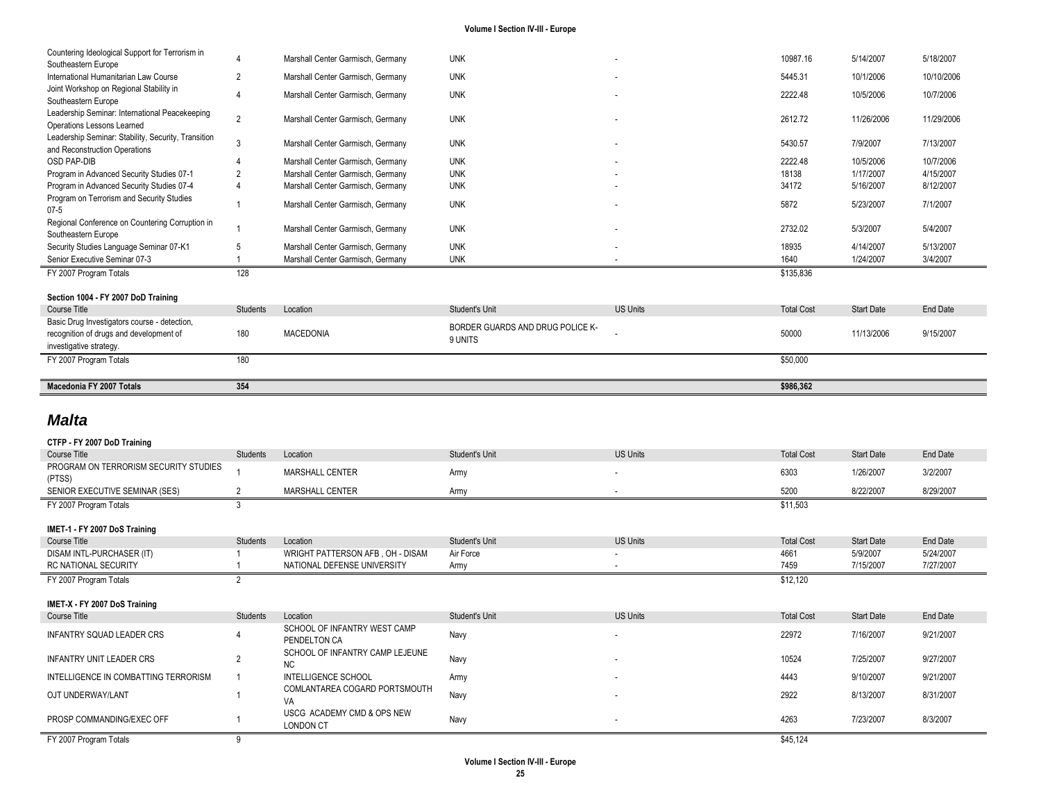| Course Title | Students | Location | Student's Unit | US Units | Total Cost | Start Date | End Date |
|---|---|---|---|---|---|---|---|
| Countering Ideological Support for Terrorism in Southeastern Europe | 4 | Marshall Center Garmisch, Germany | UNK | - | 10987.16 | 5/14/2007 | 5/18/2007 |
| International Humanitarian Law Course | 2 | Marshall Center Garmisch, Germany | UNK | - | 5445.31 | 10/1/2006 | 10/10/2006 |
| Joint Workshop on Regional Stability in Southeastern Europe | 4 | Marshall Center Garmisch, Germany | UNK | - | 2222.48 | 10/5/2006 | 10/7/2006 |
| Leadership Seminar: International Peacekeeping Operations Lessons Learned | 2 | Marshall Center Garmisch, Germany | UNK | - | 2612.72 | 11/26/2006 | 11/29/2006 |
| Leadership Seminar: Stability, Security, Transition and Reconstruction Operations | 3 | Marshall Center Garmisch, Germany | UNK | - | 5430.57 | 7/9/2007 | 7/13/2007 |
| OSD PAP-DIB | 4 | Marshall Center Garmisch, Germany | UNK | - | 2222.48 | 10/5/2006 | 10/7/2006 |
| Program in Advanced Security Studies 07-1 | 2 | Marshall Center Garmisch, Germany | UNK | - | 18138 | 1/17/2007 | 4/15/2007 |
| Program in Advanced Security Studies 07-4 | 4 | Marshall Center Garmisch, Germany | UNK | - | 34172 | 5/16/2007 | 8/12/2007 |
| Program on Terrorism and Security Studies 07-5 | 1 | Marshall Center Garmisch, Germany | UNK | - | 5872 | 5/23/2007 | 7/1/2007 |
| Regional Conference on Countering Corruption in Southeastern Europe | 1 | Marshall Center Garmisch, Germany | UNK | - | 2732.02 | 5/3/2007 | 5/4/2007 |
| Security Studies Language Seminar 07-K1 | 5 | Marshall Center Garmisch, Germany | UNK | - | 18935 | 4/14/2007 | 5/13/2007 |
| Senior Executive Seminar 07-3 | 1 | Marshall Center Garmisch, Germany | UNK | - | 1640 | 1/24/2007 | 3/4/2007 |
| FY 2007 Program Totals | 128 | | | | $135,836 | | |

**Section 1004 - FY 2007 DoD Training**

| Course Title | Students | Location | Student's Unit | US Units | Total Cost | Start Date | End Date |
|---|---|---|---|---|---|---|---|
| Basic Drug Investigators course - detection, recognition of drugs and development of investigative strategy. | 180 | MACEDONIA | BORDER GUARDS AND DRUG POLICE K-9 UNITS | - | 50000 | 11/13/2006 | 9/15/2007 |
| FY 2007 Program Totals | 180 | | | | $50,000 | | |

| | | | | | | | |
|---|---|---|---|---|---|---|---|
| **Macedonia FY 2007 Totals** | **354** | | | | **$986,362** | | |

## *Malta*

**CTFP - FY 2007 DoD Training**

| Course Title | Students | Location | Student's Unit | US Units | Total Cost | Start Date | End Date |
|---|---|---|---|---|---|---|---|
| PROGRAM ON TERRORISM SECURITY STUDIES (PTSS) | 1 | MARSHALL CENTER | Army | - | 6303 | 1/26/2007 | 3/2/2007 |
| SENIOR EXECUTIVE SEMINAR (SES) | 2 | MARSHALL CENTER | Army | - | 5200 | 8/22/2007 | 8/29/2007 |
| FY 2007 Program Totals | 3 | | | | $11,503 | | |

**IMET-1 - FY 2007 DoS Training**

| Course Title | Students | Location | Student's Unit | US Units | Total Cost | Start Date | End Date |
|---|---|---|---|---|---|---|---|
| DISAM INTL-PURCHASER (IT) | 1 | WRIGHT PATTERSON AFB , OH - DISAM | Air Force | - | 4661 | 5/9/2007 | 5/24/2007 |
| RC NATIONAL SECURITY | 1 | NATIONAL DEFENSE UNIVERSITY | Army | - | 7459 | 7/15/2007 | 7/27/2007 |
| FY 2007 Program Totals | 2 | | | | $12,120 | | |

**IMET-X - FY 2007 DoS Training**

| Course Title | Students | Location | Student's Unit | US Units | Total Cost | Start Date | End Date |
|---|---|---|---|---|---|---|---|
| INFANTRY SQUAD LEADER CRS | 4 | SCHOOL OF INFANTRY WEST CAMP PENDELTON CA | Navy | - | 22972 | 7/16/2007 | 9/21/2007 |
| INFANTRY UNIT LEADER CRS | 2 | SCHOOL OF INFANTRY CAMP LEJEUNE NC | Navy | - | 10524 | 7/25/2007 | 9/27/2007 |
| INTELLIGENCE IN COMBATTING TERRORISM | 1 | INTELLIGENCE SCHOOL | Army | - | 4443 | 9/10/2007 | 9/21/2007 |
| OJT UNDERWAY/LANT | 1 | COMLANTAREA COGARD PORTSMOUTH VA | Navy | - | 2922 | 8/13/2007 | 8/31/2007 |
| PROSP COMMANDING/EXEC OFF | 1 | USCG ACADEMY CMD & OPS NEW LONDON CT | Navy | - | 4263 | 7/23/2007 | 8/3/2007 |
| FY 2007 Program Totals | 9 | | | | $45,124 | | |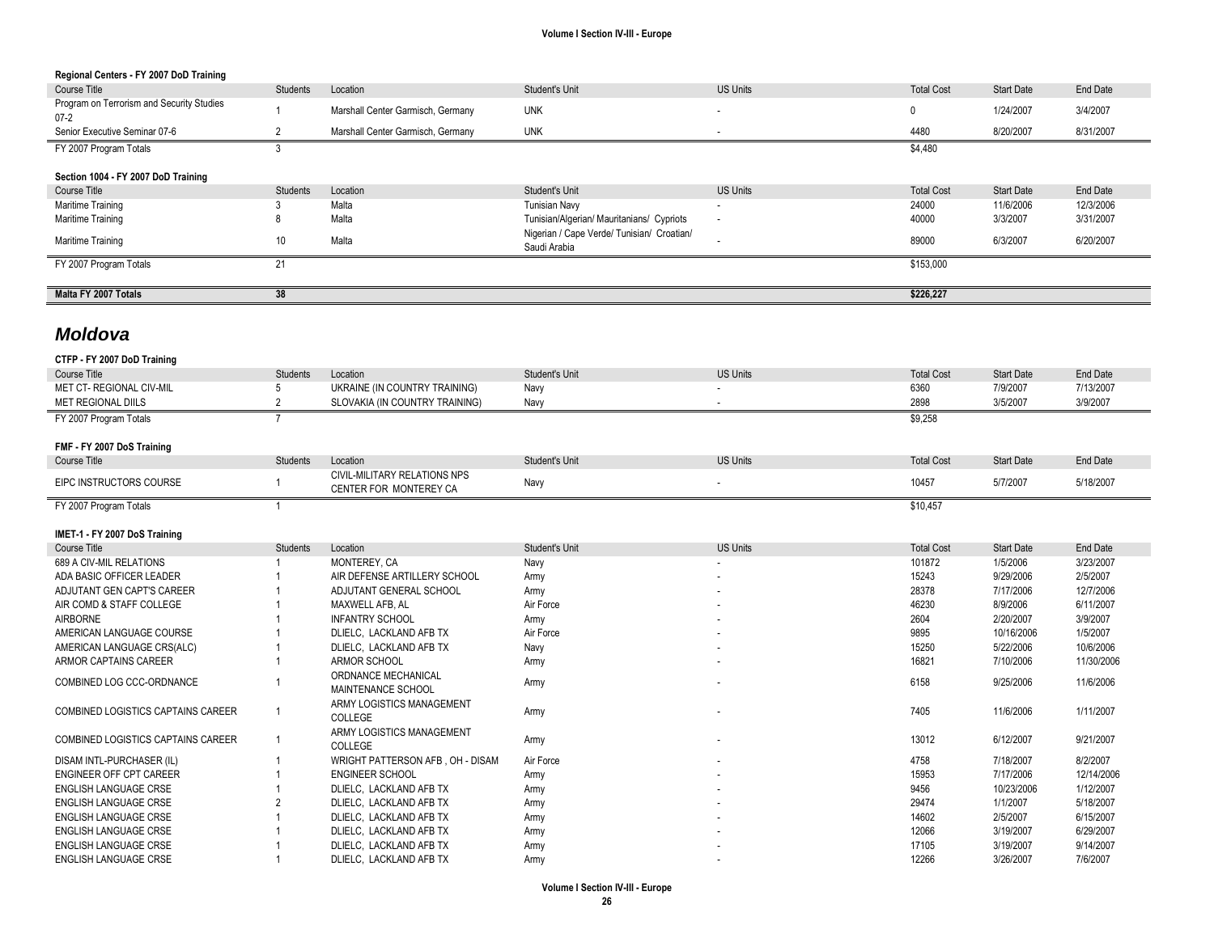**Regional Centers - FY 2007 DoD Training**

| Course Title | Students | Location | Student's Unit | US Units | Total Cost | Start Date | End Date |
|---|---|---|---|---|---|---|---|
| Program on Terrorism and Security Studies 07-2 | 1 | Marshall Center Garmisch, Germany | UNK | - | 0 | 1/24/2007 | 3/4/2007 |
| Senior Executive Seminar 07-6 | 2 | Marshall Center Garmisch, Germany | UNK | - | 4480 | 8/20/2007 | 8/31/2007 |
| FY 2007 Program Totals | 3 | | | | $4,480 | | |

**Section 1004 - FY 2007 DoD Training**

| Course Title | Students | Location | Student's Unit | US Units | Total Cost | Start Date | End Date |
|---|---|---|---|---|---|---|---|
| Maritime Training | 3 | Malta | Tunisian Navy | - | 24000 | 11/6/2006 | 12/3/2006 |
| Maritime Training | 8 | Malta | Tunisian/Algerian/ Mauritanians/ Cypriots | - | 40000 | 3/3/2007 | 3/31/2007 |
| Maritime Training | 10 | Malta | Nigerian / Cape Verde/ Tunisian/ Croatian/ Saudi Arabia | - | 89000 | 6/3/2007 | 6/20/2007 |
| FY 2007 Program Totals | 21 | | | | $153,000 | | |

| | | | | | | | |
|---|---|---|---|---|---|---|---|
| **Malta FY 2007 Totals** | **38** | | | | **$226,227** | | |

## *Moldova*

**CTFP - FY 2007 DoD Training**

| Course Title | Students | Location | Student's Unit | US Units | Total Cost | Start Date | End Date |
|---|---|---|---|---|---|---|---|
| MET CT- REGIONAL CIV-MIL | 5 | UKRAINE (IN COUNTRY TRAINING) | Navy | - | 6360 | 7/9/2007 | 7/13/2007 |
| MET REGIONAL DIILS | 2 | SLOVAKIA (IN COUNTRY TRAINING) | Navy | - | 2898 | 3/5/2007 | 3/9/2007 |
| FY 2007 Program Totals | 7 | | | | $9,258 | | |

**FMF - FY 2007 DoS Training**

| Course Title | Students | Location | Student's Unit | US Units | Total Cost | Start Date | End Date |
|---|---|---|---|---|---|---|---|
| EIPC INSTRUCTORS COURSE | 1 | CIVIL-MILITARY RELATIONS NPS CENTER FOR MONTEREY CA | Navy | - | 10457 | 5/7/2007 | 5/18/2007 |
| FY 2007 Program Totals | 1 | | | | $10,457 | | |

**IMET-1 - FY 2007 DoS Training**

| Course Title | Students | Location | Student's Unit | US Units | Total Cost | Start Date | End Date |
|---|---|---|---|---|---|---|---|
| 689 A CIV-MIL RELATIONS | 1 | MONTEREY, CA | Navy | - | 101872 | 1/5/2006 | 3/23/2007 |
| ADA BASIC OFFICER LEADER | 1 | AIR DEFENSE ARTILLERY SCHOOL | Army | - | 15243 | 9/29/2006 | 2/5/2007 |
| ADJUTANT GEN CAPT'S CAREER | 1 | ADJUTANT GENERAL SCHOOL | Army | - | 28378 | 7/17/2006 | 12/7/2006 |
| AIR COMD & STAFF COLLEGE | 1 | MAXWELL AFB, AL | Air Force | - | 46230 | 8/9/2006 | 6/11/2007 |
| AIRBORNE | 1 | INFANTRY SCHOOL | Army | - | 2604 | 2/20/2007 | 3/9/2007 |
| AMERICAN LANGUAGE COURSE | 1 | DLIELC, LACKLAND AFB TX | Air Force | - | 9895 | 10/16/2006 | 1/5/2007 |
| AMERICAN LANGUAGE CRS(ALC) | 1 | DLIELC, LACKLAND AFB TX | Navy | - | 15250 | 5/22/2006 | 10/6/2006 |
| ARMOR CAPTAINS CAREER | 1 | ARMOR SCHOOL | Army | - | 16821 | 7/10/2006 | 11/30/2006 |
| COMBINED LOG CCC-ORDNANCE | 1 | ORDNANCE MECHANICAL MAINTENANCE SCHOOL | Army | - | 6158 | 9/25/2006 | 11/6/2006 |
| COMBINED LOGISTICS CAPTAINS CAREER | 1 | ARMY LOGISTICS MANAGEMENT COLLEGE | Army | - | 7405 | 11/6/2006 | 1/11/2007 |
| COMBINED LOGISTICS CAPTAINS CAREER | 1 | ARMY LOGISTICS MANAGEMENT COLLEGE | Army | - | 13012 | 6/12/2007 | 9/21/2007 |
| DISAM INTL-PURCHASER (IL) | 1 | WRIGHT PATTERSON AFB , OH - DISAM | Air Force | - | 4758 | 7/18/2007 | 8/2/2007 |
| ENGINEER OFF CPT CAREER | 1 | ENGINEER SCHOOL | Army | - | 15953 | 7/17/2006 | 12/14/2006 |
| ENGLISH LANGUAGE CRSE | 1 | DLIELC, LACKLAND AFB TX | Army | - | 9456 | 10/23/2006 | 1/12/2007 |
| ENGLISH LANGUAGE CRSE | 2 | DLIELC, LACKLAND AFB TX | Army | - | 29474 | 1/1/2007 | 5/18/2007 |
| ENGLISH LANGUAGE CRSE | 1 | DLIELC, LACKLAND AFB TX | Army | - | 14602 | 2/5/2007 | 6/15/2007 |
| ENGLISH LANGUAGE CRSE | 1 | DLIELC, LACKLAND AFB TX | Army | - | 12066 | 3/19/2007 | 6/29/2007 |
| ENGLISH LANGUAGE CRSE | 1 | DLIELC, LACKLAND AFB TX | Army | - | 17105 | 3/19/2007 | 9/14/2007 |
| ENGLISH LANGUAGE CRSE | 1 | DLIELC, LACKLAND AFB TX | Army | - | 12266 | 3/26/2007 | 7/6/2007 |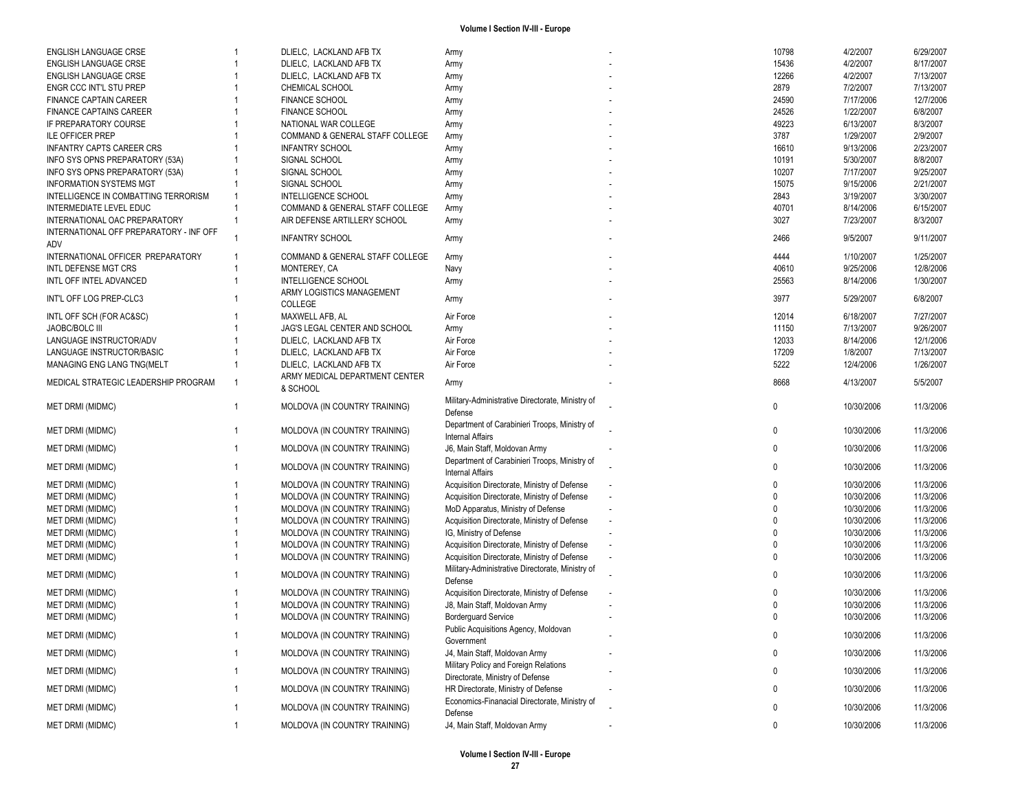| | | | | | | | |
|---|---|---|---|---|---|---|---|
| ENGLISH LANGUAGE CRSE | 1 | DLIELC, LACKLAND AFB TX | Army | - | 10798 | 4/2/2007 | 6/29/2007 |
| ENGLISH LANGUAGE CRSE | 1 | DLIELC, LACKLAND AFB TX | Army | - | 15436 | 4/2/2007 | 8/17/2007 |
| ENGLISH LANGUAGE CRSE | 1 | DLIELC, LACKLAND AFB TX | Army | - | 12266 | 4/2/2007 | 7/13/2007 |
| ENGR CCC INT'L STU PREP | 1 | CHEMICAL SCHOOL | Army | - | 2879 | 7/2/2007 | 7/13/2007 |
| FINANCE CAPTAIN CAREER | 1 | FINANCE SCHOOL | Army | - | 24590 | 7/17/2006 | 12/7/2006 |
| FINANCE CAPTAINS CAREER | 1 | FINANCE SCHOOL | Army | - | 24526 | 1/22/2007 | 6/8/2007 |
| IF PREPARATORY COURSE | 1 | NATIONAL WAR COLLEGE | Army | - | 49223 | 6/13/2007 | 8/3/2007 |
| ILE OFFICER PREP | 1 | COMMAND & GENERAL STAFF COLLEGE | Army | - | 3787 | 1/29/2007 | 2/9/2007 |
| INFANTRY CAPTS CAREER CRS | 1 | INFANTRY SCHOOL | Army | - | 16610 | 9/13/2006 | 2/23/2007 |
| INFO SYS OPNS PREPARATORY (53A) | 1 | SIGNAL SCHOOL | Army | - | 10191 | 5/30/2007 | 8/8/2007 |
| INFO SYS OPNS PREPARATORY (53A) | 1 | SIGNAL SCHOOL | Army | - | 10207 | 7/17/2007 | 9/25/2007 |
| INFORMATION SYSTEMS MGT | 1 | SIGNAL SCHOOL | Army | - | 15075 | 9/15/2006 | 2/21/2007 |
| INTELLIGENCE IN COMBATTING TERRORISM | 1 | INTELLIGENCE SCHOOL | Army | - | 2843 | 3/19/2007 | 3/30/2007 |
| INTERMEDIATE LEVEL EDUC | 1 | COMMAND & GENERAL STAFF COLLEGE | Army | - | 40701 | 8/14/2006 | 6/15/2007 |
| INTERNATIONAL OAC PREPARATORY | 1 | AIR DEFENSE ARTILLERY SCHOOL | Army | - | 3027 | 7/23/2007 | 8/3/2007 |
| INTERNATIONAL OFF PREPARATORY - INF OFF ADV | 1 | INFANTRY SCHOOL | Army | - | 2466 | 9/5/2007 | 9/11/2007 |
| INTERNATIONAL OFFICER PREPARATORY | 1 | COMMAND & GENERAL STAFF COLLEGE | Army | - | 4444 | 1/10/2007 | 1/25/2007 |
| INTL DEFENSE MGT CRS | 1 | MONTEREY, CA | Navy | - | 40610 | 9/25/2006 | 12/8/2006 |
| INTL OFF INTEL ADVANCED | 1 | INTELLIGENCE SCHOOL | Army | - | 25563 | 8/14/2006 | 1/30/2007 |
| INT'L OFF LOG PREP-CLC3 | 1 | ARMY LOGISTICS MANAGEMENT COLLEGE | Army | - | 3977 | 5/29/2007 | 6/8/2007 |
| INTL OFF SCH (FOR AC&SC) | 1 | MAXWELL AFB, AL | Air Force | - | 12014 | 6/18/2007 | 7/27/2007 |
| JAOBC/BOLC III | 1 | JAG'S LEGAL CENTER AND SCHOOL | Army | - | 11150 | 7/13/2007 | 9/26/2007 |
| LANGUAGE INSTRUCTOR/ADV | 1 | DLIELC, LACKLAND AFB TX | Air Force | - | 12033 | 8/14/2006 | 12/1/2006 |
| LANGUAGE INSTRUCTOR/BASIC | 1 | DLIELC, LACKLAND AFB TX | Air Force | - | 17209 | 1/8/2007 | 7/13/2007 |
| MANAGING ENG LANG TNG(MELT | 1 | DLIELC, LACKLAND AFB TX | Air Force | - | 5222 | 12/4/2006 | 1/26/2007 |
| MEDICAL STRATEGIC LEADERSHIP PROGRAM | 1 | ARMY MEDICAL DEPARTMENT CENTER & SCHOOL | Army | - | 8668 | 4/13/2007 | 5/5/2007 |
| MET DRMI (MIDMC) | 1 | MOLDOVA (IN COUNTRY TRAINING) | Military-Administrative Directorate, Ministry of Defense | - | 0 | 10/30/2006 | 11/3/2006 |
| MET DRMI (MIDMC) | 1 | MOLDOVA (IN COUNTRY TRAINING) | Department of Carabinieri Troops, Ministry of Internal Affairs | - | 0 | 10/30/2006 | 11/3/2006 |
| MET DRMI (MIDMC) | 1 | MOLDOVA (IN COUNTRY TRAINING) | J6, Main Staff, Moldovan Army | - | 0 | 10/30/2006 | 11/3/2006 |
| MET DRMI (MIDMC) | 1 | MOLDOVA (IN COUNTRY TRAINING) | Department of Carabinieri Troops, Ministry of Internal Affairs | - | 0 | 10/30/2006 | 11/3/2006 |
| MET DRMI (MIDMC) | 1 | MOLDOVA (IN COUNTRY TRAINING) | Acquisition Directorate, Ministry of Defense | - | 0 | 10/30/2006 | 11/3/2006 |
| MET DRMI (MIDMC) | 1 | MOLDOVA (IN COUNTRY TRAINING) | Acquisition Directorate, Ministry of Defense | - | 0 | 10/30/2006 | 11/3/2006 |
| MET DRMI (MIDMC) | 1 | MOLDOVA (IN COUNTRY TRAINING) | MoD Apparatus, Ministry of Defense | - | 0 | 10/30/2006 | 11/3/2006 |
| MET DRMI (MIDMC) | 1 | MOLDOVA (IN COUNTRY TRAINING) | Acquisition Directorate, Ministry of Defense | - | 0 | 10/30/2006 | 11/3/2006 |
| MET DRMI (MIDMC) | 1 | MOLDOVA (IN COUNTRY TRAINING) | IG, Ministry of Defense | - | 0 | 10/30/2006 | 11/3/2006 |
| MET DRMI (MIDMC) | 1 | MOLDOVA (IN COUNTRY TRAINING) | Acquisition Directorate, Ministry of Defense | - | 0 | 10/30/2006 | 11/3/2006 |
| MET DRMI (MIDMC) | 1 | MOLDOVA (IN COUNTRY TRAINING) | Acquisition Directorate, Ministry of Defense | - | 0 | 10/30/2006 | 11/3/2006 |
| MET DRMI (MIDMC) | 1 | MOLDOVA (IN COUNTRY TRAINING) | Military-Administrative Directorate, Ministry of Defense | - | 0 | 10/30/2006 | 11/3/2006 |
| MET DRMI (MIDMC) | 1 | MOLDOVA (IN COUNTRY TRAINING) | Acquisition Directorate, Ministry of Defense | - | 0 | 10/30/2006 | 11/3/2006 |
| MET DRMI (MIDMC) | 1 | MOLDOVA (IN COUNTRY TRAINING) | J8, Main Staff, Moldovan Army | - | 0 | 10/30/2006 | 11/3/2006 |
| MET DRMI (MIDMC) | 1 | MOLDOVA (IN COUNTRY TRAINING) | Borderguard Service | - | 0 | 10/30/2006 | 11/3/2006 |
| MET DRMI (MIDMC) | 1 | MOLDOVA (IN COUNTRY TRAINING) | Public Acquisitions Agency, Moldovan Government | - | 0 | 10/30/2006 | 11/3/2006 |
| MET DRMI (MIDMC) | 1 | MOLDOVA (IN COUNTRY TRAINING) | J4, Main Staff, Moldovan Army | - | 0 | 10/30/2006 | 11/3/2006 |
| MET DRMI (MIDMC) | 1 | MOLDOVA (IN COUNTRY TRAINING) | Military Policy and Foreign Relations Directorate, Ministry of Defense | - | 0 | 10/30/2006 | 11/3/2006 |
| MET DRMI (MIDMC) | 1 | MOLDOVA (IN COUNTRY TRAINING) | HR Directorate, Ministry of Defense | - | 0 | 10/30/2006 | 11/3/2006 |
| MET DRMI (MIDMC) | 1 | MOLDOVA (IN COUNTRY TRAINING) | Economics-Finanacial Directorate, Ministry of Defense | - | 0 | 10/30/2006 | 11/3/2006 |
| MET DRMI (MIDMC) | 1 | MOLDOVA (IN COUNTRY TRAINING) | J4, Main Staff, Moldovan Army | - | 0 | 10/30/2006 | 11/3/2006 |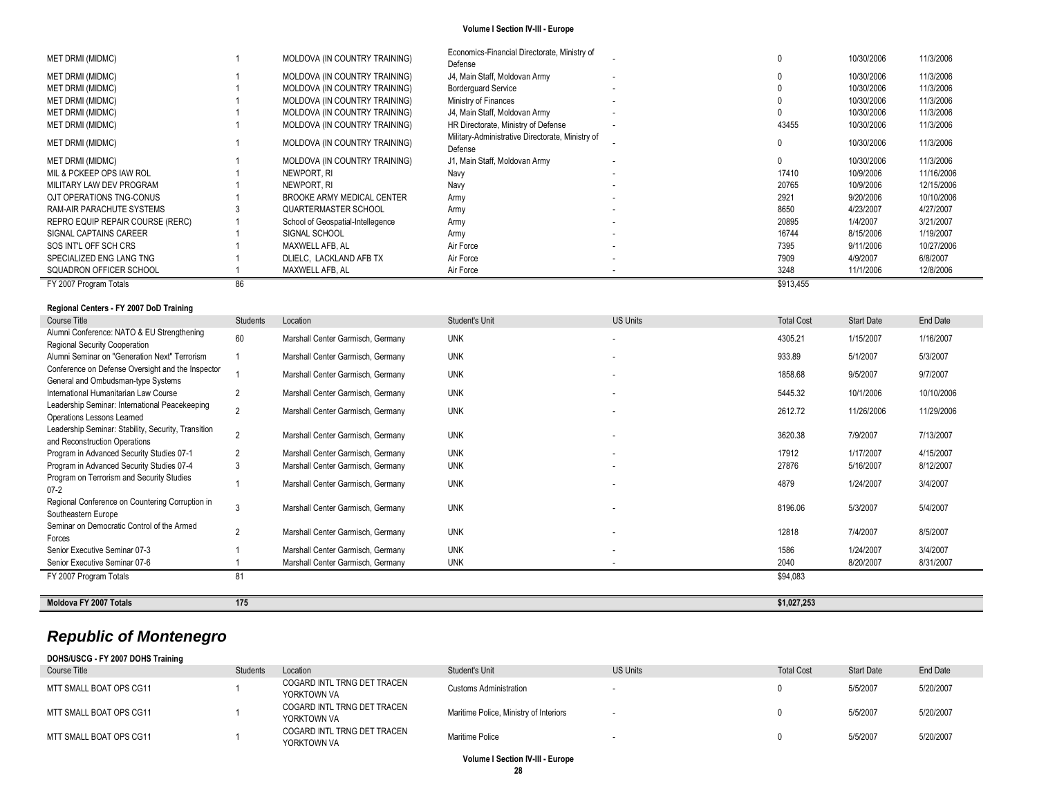| Course Title | Students | Location | Student's Unit | US Units | Total Cost | Start Date | End Date |
|---|---|---|---|---|---|---|---|
| MET DRMI (MIDMC) | 1 | MOLDOVA (IN COUNTRY TRAINING) | Economics-Financial Directorate, Ministry of Defense | - | 0 | 10/30/2006 | 11/3/2006 |
| MET DRMI (MIDMC) | 1 | MOLDOVA (IN COUNTRY TRAINING) | J4, Main Staff, Moldovan Army | - | 0 | 10/30/2006 | 11/3/2006 |
| MET DRMI (MIDMC) | 1 | MOLDOVA (IN COUNTRY TRAINING) | Borderguard Service | - | 0 | 10/30/2006 | 11/3/2006 |
| MET DRMI (MIDMC) | 1 | MOLDOVA (IN COUNTRY TRAINING) | Ministry of Finances | - | 0 | 10/30/2006 | 11/3/2006 |
| MET DRMI (MIDMC) | 1 | MOLDOVA (IN COUNTRY TRAINING) | J4, Main Staff, Moldovan Army | - | 0 | 10/30/2006 | 11/3/2006 |
| MET DRMI (MIDMC) | 1 | MOLDOVA (IN COUNTRY TRAINING) | HR Directorate, Ministry of Defense | - | 43455 | 10/30/2006 | 11/3/2006 |
| MET DRMI (MIDMC) | 1 | MOLDOVA (IN COUNTRY TRAINING) | Military-Administrative Directorate, Ministry of Defense | - | 0 | 10/30/2006 | 11/3/2006 |
| MET DRMI (MIDMC) | 1 | MOLDOVA (IN COUNTRY TRAINING) | J1, Main Staff, Moldovan Army | - | 0 | 10/30/2006 | 11/3/2006 |
| MIL & PCKEEP OPS IAW ROL | 1 | NEWPORT, RI | Navy | - | 17410 | 10/9/2006 | 11/16/2006 |
| MILITARY LAW DEV PROGRAM | 1 | NEWPORT, RI | Navy | - | 20765 | 10/9/2006 | 12/15/2006 |
| OJT OPERATIONS TNG-CONUS | 1 | BROOKE ARMY MEDICAL CENTER | Army | - | 2921 | 9/20/2006 | 10/10/2006 |
| RAM-AIR PARACHUTE SYSTEMS | 3 | QUARTERMASTER SCHOOL | Army | - | 8650 | 4/23/2007 | 4/27/2007 |
| REPRO EQUIP REPAIR COURSE (RERC) | 1 | School of Geospatial-Intellegence | Army | - | 20895 | 1/4/2007 | 3/21/2007 |
| SIGNAL CAPTAINS CAREER | 1 | SIGNAL SCHOOL | Army | - | 16744 | 8/15/2006 | 1/19/2007 |
| SOS INT'L OFF SCH CRS | 1 | MAXWELL AFB, AL | Air Force | - | 7395 | 9/11/2006 | 10/27/2006 |
| SPECIALIZED ENG LANG TNG | 1 | DLIELC, LACKLAND AFB TX | Air Force | - | 7909 | 4/9/2007 | 6/8/2007 |
| SQUADRON OFFICER SCHOOL | 1 | MAXWELL AFB, AL | Air Force | - | 3248 | 11/1/2006 | 12/8/2006 |
| FY 2007 Program Totals | 86 | | | | $913,455 | | |

**Regional Centers - FY 2007 DoD Training**

| Course Title | Students | Location | Student's Unit | US Units | Total Cost | Start Date | End Date |
|---|---|---|---|---|---|---|---|
| Alumni Conference: NATO & EU Strengthening Regional Security Cooperation | 60 | Marshall Center Garmisch, Germany | UNK | - | 4305.21 | 1/15/2007 | 1/16/2007 |
| Alumni Seminar on "Generation Next" Terrorism | 1 | Marshall Center Garmisch, Germany | UNK | - | 933.89 | 5/1/2007 | 5/3/2007 |
| Conference on Defense Oversight and the Inspector General and Ombudsman-type Systems | 1 | Marshall Center Garmisch, Germany | UNK | - | 1858.68 | 9/5/2007 | 9/7/2007 |
| International Humanitarian Law Course | 2 | Marshall Center Garmisch, Germany | UNK | - | 5445.32 | 10/1/2006 | 10/10/2006 |
| Leadership Seminar: International Peacekeeping Operations Lessons Learned | 2 | Marshall Center Garmisch, Germany | UNK | - | 2612.72 | 11/26/2006 | 11/29/2006 |
| Leadership Seminar: Stability, Security, Transition and Reconstruction Operations | 2 | Marshall Center Garmisch, Germany | UNK | - | 3620.38 | 7/9/2007 | 7/13/2007 |
| Program in Advanced Security Studies 07-1 | 2 | Marshall Center Garmisch, Germany | UNK | - | 17912 | 1/17/2007 | 4/15/2007 |
| Program in Advanced Security Studies 07-4 | 3 | Marshall Center Garmisch, Germany | UNK | - | 27876 | 5/16/2007 | 8/12/2007 |
| Program on Terrorism and Security Studies 07-2 | 1 | Marshall Center Garmisch, Germany | UNK | - | 4879 | 1/24/2007 | 3/4/2007 |
| Regional Conference on Countering Corruption in Southeastern Europe | 3 | Marshall Center Garmisch, Germany | UNK | - | 8196.06 | 5/3/2007 | 5/4/2007 |
| Seminar on Democratic Control of the Armed Forces | 2 | Marshall Center Garmisch, Germany | UNK | - | 12818 | 7/4/2007 | 8/5/2007 |
| Senior Executive Seminar 07-3 | 1 | Marshall Center Garmisch, Germany | UNK | - | 1586 | 1/24/2007 | 3/4/2007 |
| Senior Executive Seminar 07-6 | 1 | Marshall Center Garmisch, Germany | UNK | - | 2040 | 8/20/2007 | 8/31/2007 |
| FY 2007 Program Totals | 81 | | | | $94,083 | | |

| **Moldova FY 2007 Totals** | **175** | **$1,027,253** |
|---|---|---|

## *Republic of Montenegro*

**DOHS/USCG - FY 2007 DOHS Training**

| Course Title | Students | Location | Student's Unit | US Units | Total Cost | Start Date | End Date |
|---|---|---|---|---|---|---|---|
| MTT SMALL BOAT OPS CG11 | 1 | COGARD INTL TRNG DET TRACEN YORKTOWN VA | Customs Administration | - | 0 | 5/5/2007 | 5/20/2007 |
| MTT SMALL BOAT OPS CG11 | 1 | COGARD INTL TRNG DET TRACEN YORKTOWN VA | Maritime Police, Ministry of Interiors | - | 0 | 5/5/2007 | 5/20/2007 |
| MTT SMALL BOAT OPS CG11 | 1 | COGARD INTL TRNG DET TRACEN YORKTOWN VA | Maritime Police | - | 0 | 5/5/2007 | 5/20/2007 |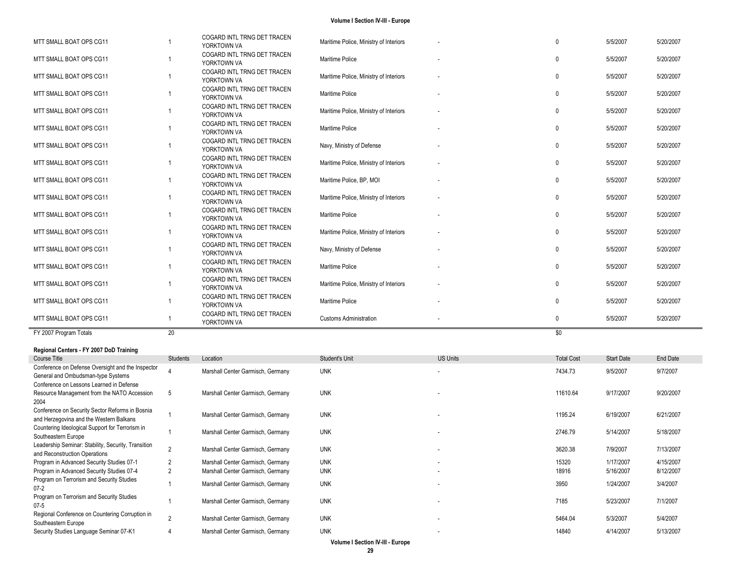| | | | | | | | |
|---|---|---|---|---|---|---|---|
| MTT SMALL BOAT OPS CG11 | 1 | COGARD INTL TRNG DET TRACEN YORKTOWN VA | Maritime Police, Ministry of Interiors | - | 0 | 5/5/2007 | 5/20/2007 |
| MTT SMALL BOAT OPS CG11 | 1 | COGARD INTL TRNG DET TRACEN YORKTOWN VA | Maritime Police | - | 0 | 5/5/2007 | 5/20/2007 |
| MTT SMALL BOAT OPS CG11 | 1 | COGARD INTL TRNG DET TRACEN YORKTOWN VA | Maritime Police, Ministry of Interiors | - | 0 | 5/5/2007 | 5/20/2007 |
| MTT SMALL BOAT OPS CG11 | 1 | COGARD INTL TRNG DET TRACEN YORKTOWN VA | Maritime Police | - | 0 | 5/5/2007 | 5/20/2007 |
| MTT SMALL BOAT OPS CG11 | 1 | COGARD INTL TRNG DET TRACEN YORKTOWN VA | Maritime Police, Ministry of Interiors | - | 0 | 5/5/2007 | 5/20/2007 |
| MTT SMALL BOAT OPS CG11 | 1 | COGARD INTL TRNG DET TRACEN YORKTOWN VA | Maritime Police | - | 0 | 5/5/2007 | 5/20/2007 |
| MTT SMALL BOAT OPS CG11 | 1 | COGARD INTL TRNG DET TRACEN YORKTOWN VA | Navy, Ministry of Defense | - | 0 | 5/5/2007 | 5/20/2007 |
| MTT SMALL BOAT OPS CG11 | 1 | COGARD INTL TRNG DET TRACEN YORKTOWN VA | Maritime Police, Ministry of Interiors | - | 0 | 5/5/2007 | 5/20/2007 |
| MTT SMALL BOAT OPS CG11 | 1 | COGARD INTL TRNG DET TRACEN YORKTOWN VA | Maritime Police, BP, MOI | - | 0 | 5/5/2007 | 5/20/2007 |
| MTT SMALL BOAT OPS CG11 | 1 | COGARD INTL TRNG DET TRACEN YORKTOWN VA | Maritime Police, Ministry of Interiors | - | 0 | 5/5/2007 | 5/20/2007 |
| MTT SMALL BOAT OPS CG11 | 1 | COGARD INTL TRNG DET TRACEN YORKTOWN VA | Maritime Police | - | 0 | 5/5/2007 | 5/20/2007 |
| MTT SMALL BOAT OPS CG11 | 1 | COGARD INTL TRNG DET TRACEN YORKTOWN VA | Maritime Police, Ministry of Interiors | - | 0 | 5/5/2007 | 5/20/2007 |
| MTT SMALL BOAT OPS CG11 | 1 | COGARD INTL TRNG DET TRACEN YORKTOWN VA | Navy, Ministry of Defense | - | 0 | 5/5/2007 | 5/20/2007 |
| MTT SMALL BOAT OPS CG11 | 1 | COGARD INTL TRNG DET TRACEN YORKTOWN VA | Maritime Police | - | 0 | 5/5/2007 | 5/20/2007 |
| MTT SMALL BOAT OPS CG11 | 1 | COGARD INTL TRNG DET TRACEN YORKTOWN VA | Maritime Police, Ministry of Interiors | - | 0 | 5/5/2007 | 5/20/2007 |
| MTT SMALL BOAT OPS CG11 | 1 | COGARD INTL TRNG DET TRACEN YORKTOWN VA | Maritime Police | - | 0 | 5/5/2007 | 5/20/2007 |
| MTT SMALL BOAT OPS CG11 | 1 | COGARD INTL TRNG DET TRACEN YORKTOWN VA | Customs Administration | - | 0 | 5/5/2007 | 5/20/2007 |
| FY 2007 Program Totals | 20 | | | | $0 | | |

**Regional Centers - FY 2007 DoD Training**

| Course Title | Students | Location | Student's Unit | US Units | Total Cost | Start Date | End Date |
|---|---|---|---|---|---|---|---|
| Conference on Defense Oversight and the Inspector General and Ombudsman-type Systems | 4 | Marshall Center Garmisch, Germany | UNK | - | 7434.73 | 9/5/2007 | 9/7/2007 |
| Conference on Lessons Learned in Defense Resource Management from the NATO Accession 2004 | 5 | Marshall Center Garmisch, Germany | UNK | - | 11610.64 | 9/17/2007 | 9/20/2007 |
| Conference on Security Sector Reforms in Bosnia and Herzegovina and the Western Balkans | 1 | Marshall Center Garmisch, Germany | UNK | - | 1195.24 | 6/19/2007 | 6/21/2007 |
| Countering Ideological Support for Terrorism in Southeastern Europe | 1 | Marshall Center Garmisch, Germany | UNK | - | 2746.79 | 5/14/2007 | 5/18/2007 |
| Leadership Seminar: Stability, Security, Transition and Reconstruction Operations | 2 | Marshall Center Garmisch, Germany | UNK | - | 3620.38 | 7/9/2007 | 7/13/2007 |
| Program in Advanced Security Studies 07-1 | 2 | Marshall Center Garmisch, Germany | UNK | - | 15320 | 1/17/2007 | 4/15/2007 |
| Program in Advanced Security Studies 07-4 | 2 | Marshall Center Garmisch, Germany | UNK | - | 18916 | 5/16/2007 | 8/12/2007 |
| Program on Terrorism and Security Studies 07-2 | 1 | Marshall Center Garmisch, Germany | UNK | - | 3950 | 1/24/2007 | 3/4/2007 |
| Program on Terrorism and Security Studies 07-5 | 1 | Marshall Center Garmisch, Germany | UNK | - | 7185 | 5/23/2007 | 7/1/2007 |
| Regional Conference on Countering Corruption in Southeastern Europe | 2 | Marshall Center Garmisch, Germany | UNK | - | 5464.04 | 5/3/2007 | 5/4/2007 |
| Security Studies Language Seminar 07-K1 | 4 | Marshall Center Garmisch, Germany | UNK | - | 14840 | 4/14/2007 | 5/13/2007 |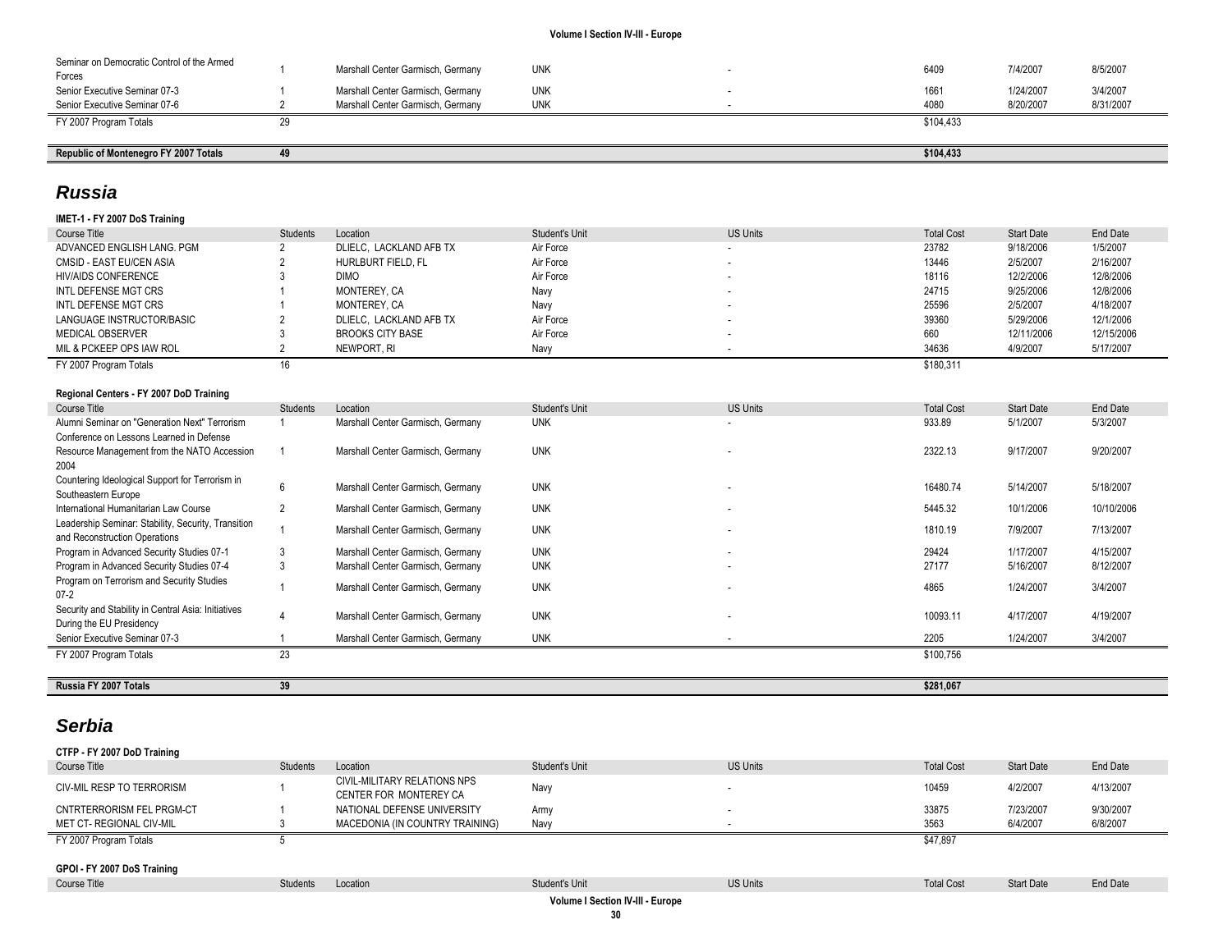| Course Title | Students | Location | Student's Unit | US Units | Total Cost | Start Date | End Date |
|---|---|---|---|---|---|---|---|
| Seminar on Democratic Control of the Armed Forces | 1 | Marshall Center Garmisch, Germany | UNK | - | 6409 | 7/4/2007 | 8/5/2007 |
| Senior Executive Seminar 07-3 | 1 | Marshall Center Garmisch, Germany | UNK | - | 1661 | 1/24/2007 | 3/4/2007 |
| Senior Executive Seminar 07-6 | 2 | Marshall Center Garmisch, Germany | UNK | - | 4080 | 8/20/2007 | 8/31/2007 |
| FY 2007 Program Totals | 29 | | | | $104,433 | | |

| **Republic of Montenegro FY 2007 Totals** | **49** | | | | **$104,433** | | |
|---|---|---|---|---|---|---|---|

# *Russia*

**IMET-1 - FY 2007 DoS Training**

| Course Title | Students | Location | Student's Unit | US Units | Total Cost | Start Date | End Date |
|---|---|---|---|---|---|---|---|
| ADVANCED ENGLISH LANG. PGM | 2 | DLIELC, LACKLAND AFB TX | Air Force | - | 23782 | 9/18/2006 | 1/5/2007 |
| CMSID - EAST EU/CEN ASIA | 2 | HURLBURT FIELD, FL | Air Force | - | 13446 | 2/5/2007 | 2/16/2007 |
| HIV/AIDS CONFERENCE | 3 | DIMO | Air Force | - | 18116 | 12/2/2006 | 12/8/2006 |
| INTL DEFENSE MGT CRS | 1 | MONTEREY, CA | Navy | - | 24715 | 9/25/2006 | 12/8/2006 |
| INTL DEFENSE MGT CRS | 1 | MONTEREY, CA | Navy | - | 25596 | 2/5/2007 | 4/18/2007 |
| LANGUAGE INSTRUCTOR/BASIC | 2 | DLIELC, LACKLAND AFB TX | Air Force | - | 39360 | 5/29/2006 | 12/1/2006 |
| MEDICAL OBSERVER | 3 | BROOKS CITY BASE | Air Force | - | 660 | 12/11/2006 | 12/15/2006 |
| MIL & PCKEEP OPS IAW ROL | 2 | NEWPORT, RI | Navy | - | 34636 | 4/9/2007 | 5/17/2007 |
| FY 2007 Program Totals | 16 | | | | $180,311 | | |

**Regional Centers - FY 2007 DoD Training**

| Course Title | Students | Location | Student's Unit | US Units | Total Cost | Start Date | End Date |
|---|---|---|---|---|---|---|---|
| Alumni Seminar on "Generation Next" Terrorism | 1 | Marshall Center Garmisch, Germany | UNK | - | 933.89 | 5/1/2007 | 5/3/2007 |
| Conference on Lessons Learned in Defense Resource Management from the NATO Accession 2004 | 1 | Marshall Center Garmisch, Germany | UNK | - | 2322.13 | 9/17/2007 | 9/20/2007 |
| Countering Ideological Support for Terrorism in Southeastern Europe | 6 | Marshall Center Garmisch, Germany | UNK | - | 16480.74 | 5/14/2007 | 5/18/2007 |
| International Humanitarian Law Course | 2 | Marshall Center Garmisch, Germany | UNK | - | 5445.32 | 10/1/2006 | 10/10/2006 |
| Leadership Seminar: Stability, Security, Transition and Reconstruction Operations | 1 | Marshall Center Garmisch, Germany | UNK | - | 1810.19 | 7/9/2007 | 7/13/2007 |
| Program in Advanced Security Studies 07-1 | 3 | Marshall Center Garmisch, Germany | UNK | - | 29424 | 1/17/2007 | 4/15/2007 |
| Program in Advanced Security Studies 07-4 | 3 | Marshall Center Garmisch, Germany | UNK | - | 27177 | 5/16/2007 | 8/12/2007 |
| Program on Terrorism and Security Studies 07-2 | 1 | Marshall Center Garmisch, Germany | UNK | - | 4865 | 1/24/2007 | 3/4/2007 |
| Security and Stability in Central Asia: Initiatives During the EU Presidency | 4 | Marshall Center Garmisch, Germany | UNK | - | 10093.11 | 4/17/2007 | 4/19/2007 |
| Senior Executive Seminar 07-3 | 1 | Marshall Center Garmisch, Germany | UNK | - | 2205 | 1/24/2007 | 3/4/2007 |
| FY 2007 Program Totals | 23 | | | | $100,756 | | |

| **Russia FY 2007 Totals** | **39** | | | | **$281,067** | | |
|---|---|---|---|---|---|---|---|

# *Serbia*

**CTFP - FY 2007 DoD Training**

| Course Title | Students | Location | Student's Unit | US Units | Total Cost | Start Date | End Date |
|---|---|---|---|---|---|---|---|
| CIV-MIL RESP TO TERRORISM | 1 | CIVIL-MILITARY RELATIONS NPS CENTER FOR MONTEREY CA | Navy | - | 10459 | 4/2/2007 | 4/13/2007 |
| CNTRTERRORISM FEL PRGM-CT | 1 | NATIONAL DEFENSE UNIVERSITY | Army | - | 33875 | 7/23/2007 | 9/30/2007 |
| MET CT- REGIONAL CIV-MIL | 3 | MACEDONIA (IN COUNTRY TRAINING) | Navy | - | 3563 | 6/4/2007 | 6/8/2007 |
| FY 2007 Program Totals | 5 | | | | $47,897 | | |

**GPOI - FY 2007 DoS Training**

| Course Title | Students | Location | Student's Unit | US Units | Total Cost | Start Date | End Date |
|---|---|---|---|---|---|---|---|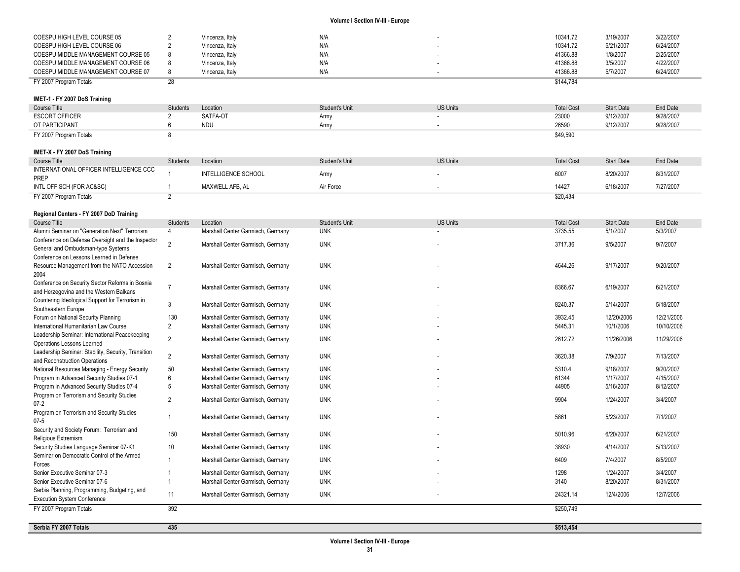| | | | | | | | |
|---|---|---|---|---|---|---|---|
| COESPU HIGH LEVEL COURSE 05 | 2 | Vincenza, Italy | N/A | - | 10341.72 | 3/19/2007 | 3/22/2007 |
| COESPU HIGH LEVEL COURSE 06 | 2 | Vincenza, Italy | N/A | - | 10341.72 | 5/21/2007 | 6/24/2007 |
| COESPU MIDDLE MANAGEMENT COURSE 05 | 8 | Vincenza, Italy | N/A | - | 41366.88 | 1/8/2007 | 2/25/2007 |
| COESPU MIDDLE MANAGEMENT COURSE 06 | 8 | Vincenza, Italy | N/A | - | 41366.88 | 3/5/2007 | 4/22/2007 |
| COESPU MIDDLE MANAGEMENT COURSE 07 | 8 | Vincenza, Italy | N/A | - | 41366.88 | 5/7/2007 | 6/24/2007 |
| FY 2007 Program Totals | 28 | | | | $144,784 | | |

**IMET-1 - FY 2007 DoS Training**

| Course Title | Students | Location | Student's Unit | US Units | Total Cost | Start Date | End Date |
|---|---|---|---|---|---|---|---|
| ESCORT OFFICER | 2 | SATFA-OT | Army | - | 23000 | 9/12/2007 | 9/28/2007 |
| OT PARTICIPANT | 6 | NDU | Army | - | 26590 | 9/12/2007 | 9/28/2007 |
| FY 2007 Program Totals | 8 | | | | $49,590 | | |

**IMET-X - FY 2007 DoS Training**

| Course Title | Students | Location | Student's Unit | US Units | Total Cost | Start Date | End Date |
|---|---|---|---|---|---|---|---|
| INTERNATIONAL OFFICER INTELLIGENCE CCC PREP | 1 | INTELLIGENCE SCHOOL | Army | - | 6007 | 8/20/2007 | 8/31/2007 |
| INTL OFF SCH (FOR AC&SC) | 1 | MAXWELL AFB, AL | Air Force | - | 14427 | 6/18/2007 | 7/27/2007 |
| FY 2007 Program Totals | 2 | | | | $20,434 | | |

**Regional Centers - FY 2007 DoD Training**

| Course Title | Students | Location | Student's Unit | US Units | Total Cost | Start Date | End Date |
|---|---|---|---|---|---|---|---|
| Alumni Seminar on "Generation Next" Terrorism | 4 | Marshall Center Garmisch, Germany | UNK | - | 3735.55 | 5/1/2007 | 5/3/2007 |
| Conference on Defense Oversight and the Inspector General and Ombudsman-type Systems | 2 | Marshall Center Garmisch, Germany | UNK | - | 3717.36 | 9/5/2007 | 9/7/2007 |
| Conference on Lessons Learned in Defense Resource Management from the NATO Accession 2004 | 2 | Marshall Center Garmisch, Germany | UNK | - | 4644.26 | 9/17/2007 | 9/20/2007 |
| Conference on Security Sector Reforms in Bosnia and Herzegovina and the Western Balkans | 7 | Marshall Center Garmisch, Germany | UNK | - | 8366.67 | 6/19/2007 | 6/21/2007 |
| Countering Ideological Support for Terrorism in Southeastern Europe | 3 | Marshall Center Garmisch, Germany | UNK | - | 8240.37 | 5/14/2007 | 5/18/2007 |
| Forum on National Security Planning | 130 | Marshall Center Garmisch, Germany | UNK | - | 3932.45 | 12/20/2006 | 12/21/2006 |
| International Humanitarian Law Course | 2 | Marshall Center Garmisch, Germany | UNK | - | 5445.31 | 10/1/2006 | 10/10/2006 |
| Leadership Seminar: International Peacekeeping Operations Lessons Learned | 2 | Marshall Center Garmisch, Germany | UNK | - | 2612.72 | 11/26/2006 | 11/29/2006 |
| Leadership Seminar: Stability, Security, Transition and Reconstruction Operations | 2 | Marshall Center Garmisch, Germany | UNK | - | 3620.38 | 7/9/2007 | 7/13/2007 |
| National Resources Managing - Energy Security | 50 | Marshall Center Garmisch, Germany | UNK | - | 5310.4 | 9/18/2007 | 9/20/2007 |
| Program in Advanced Security Studies 07-1 | 6 | Marshall Center Garmisch, Germany | UNK | - | 61344 | 1/17/2007 | 4/15/2007 |
| Program in Advanced Security Studies 07-4 | 5 | Marshall Center Garmisch, Germany | UNK | - | 44905 | 5/16/2007 | 8/12/2007 |
| Program on Terrorism and Security Studies 07-2 | 2 | Marshall Center Garmisch, Germany | UNK | - | 9904 | 1/24/2007 | 3/4/2007 |
| Program on Terrorism and Security Studies 07-5 | 1 | Marshall Center Garmisch, Germany | UNK | - | 5861 | 5/23/2007 | 7/1/2007 |
| Security and Society Forum: Terrorism and Religious Extremism | 150 | Marshall Center Garmisch, Germany | UNK | - | 5010.96 | 6/20/2007 | 6/21/2007 |
| Security Studies Language Seminar 07-K1 | 10 | Marshall Center Garmisch, Germany | UNK | - | 38930 | 4/14/2007 | 5/13/2007 |
| Seminar on Democratic Control of the Armed Forces | 1 | Marshall Center Garmisch, Germany | UNK | - | 6409 | 7/4/2007 | 8/5/2007 |
| Senior Executive Seminar 07-3 | 1 | Marshall Center Garmisch, Germany | UNK | - | 1298 | 1/24/2007 | 3/4/2007 |
| Senior Executive Seminar 07-6 | 1 | Marshall Center Garmisch, Germany | UNK | - | 3140 | 8/20/2007 | 8/31/2007 |
| Serbia Planning, Programming, Budgeting, and Execution System Conference | 11 | Marshall Center Garmisch, Germany | UNK | - | 24321.14 | 12/4/2006 | 12/7/2006 |
| FY 2007 Program Totals | 392 | | | | $250,749 | | |

| | | |
|---|---|---|
| **Serbia FY 2007 Totals** | **435** | **$513,454** |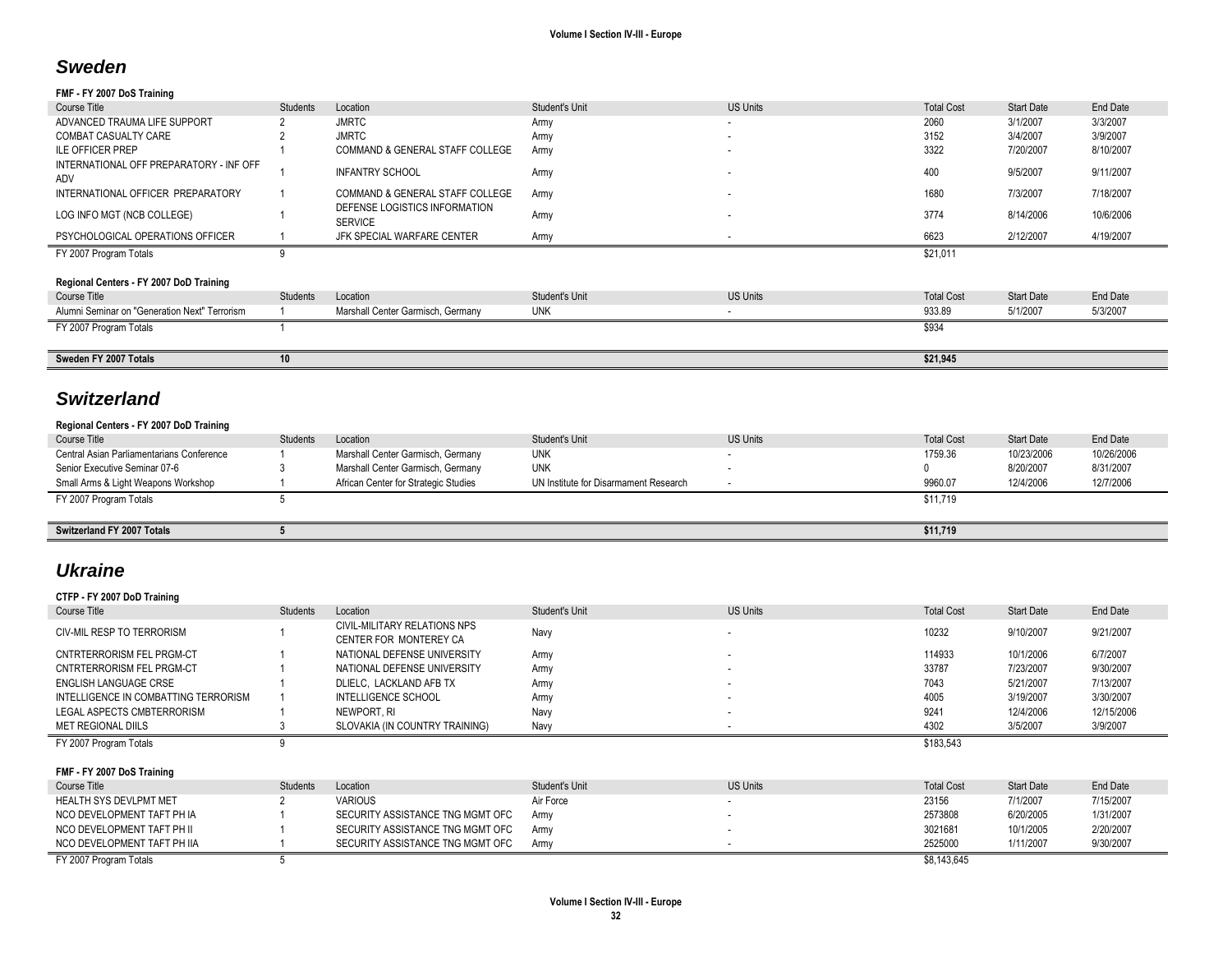## Sweden

**FMF - FY 2007 DoS Training**

| Course Title | Students | Location | Student's Unit | US Units | Total Cost | Start Date | End Date |
|---|---|---|---|---|---|---|---|
| ADVANCED TRAUMA LIFE SUPPORT | 2 | JMRTC | Army | - | 2060 | 3/1/2007 | 3/3/2007 |
| COMBAT CASUALTY CARE | 2 | JMRTC | Army | - | 3152 | 3/4/2007 | 3/9/2007 |
| ILE OFFICER PREP | 1 | COMMAND & GENERAL STAFF COLLEGE | Army | - | 3322 | 7/20/2007 | 8/10/2007 |
| INTERNATIONAL OFF PREPARATORY - INF OFF ADV | 1 | INFANTRY SCHOOL | Army | - | 400 | 9/5/2007 | 9/11/2007 |
| INTERNATIONAL OFFICER PREPARATORY | 1 | COMMAND & GENERAL STAFF COLLEGE | Army | - | 1680 | 7/3/2007 | 7/18/2007 |
| LOG INFO MGT (NCB COLLEGE) | 1 | DEFENSE LOGISTICS INFORMATION SERVICE | Army | - | 3774 | 8/14/2006 | 10/6/2006 |
| PSYCHOLOGICAL OPERATIONS OFFICER | 1 | JFK SPECIAL WARFARE CENTER | Army | - | 6623 | 2/12/2007 | 4/19/2007 |
| FY 2007 Program Totals | 9 | | | | $21,011 | | |

**Regional Centers - FY 2007 DoD Training**

| Course Title | Students | Location | Student's Unit | US Units | Total Cost | Start Date | End Date |
|---|---|---|---|---|---|---|---|
| Alumni Seminar on "Generation Next" Terrorism | 1 | Marshall Center Garmisch, Germany | UNK | - | 933.89 | 5/1/2007 | 5/3/2007 |
| FY 2007 Program Totals | 1 | | | | $934 | | |

| | | | | | | | |
|---|---|---|---|---|---|---|---|
| **Sweden FY 2007 Totals** | **10** | | | | **$21,945** | | |

## Switzerland

**Regional Centers - FY 2007 DoD Training**

| Course Title | Students | Location | Student's Unit | US Units | Total Cost | Start Date | End Date |
|---|---|---|---|---|---|---|---|
| Central Asian Parliamentarians Conference | 1 | Marshall Center Garmisch, Germany | UNK | - | 1759.36 | 10/23/2006 | 10/26/2006 |
| Senior Executive Seminar 07-6 | 3 | Marshall Center Garmisch, Germany | UNK | - | 0 | 8/20/2007 | 8/31/2007 |
| Small Arms & Light Weapons Workshop | 1 | African Center for Strategic Studies | UN Institute for Disarmament Research | - | 9960.07 | 12/4/2006 | 12/7/2006 |
| FY 2007 Program Totals | 5 | | | | $11,719 | | |

| | | | | | | | |
|---|---|---|---|---|---|---|---|
| **Switzerland FY 2007 Totals** | **5** | | | | **$11,719** | | |

## Ukraine

**CTFP - FY 2007 DoD Training**

| Course Title | Students | Location | Student's Unit | US Units | Total Cost | Start Date | End Date |
|---|---|---|---|---|---|---|---|
| CIV-MIL RESP TO TERRORISM | 1 | CIVIL-MILITARY RELATIONS NPS CENTER FOR MONTEREY CA | Navy | - | 10232 | 9/10/2007 | 9/21/2007 |
| CNTRTERRORISM FEL PRGM-CT | 1 | NATIONAL DEFENSE UNIVERSITY | Army | - | 114933 | 10/1/2006 | 6/7/2007 |
| CNTRTERRORISM FEL PRGM-CT | 1 | NATIONAL DEFENSE UNIVERSITY | Army | - | 33787 | 7/23/2007 | 9/30/2007 |
| ENGLISH LANGUAGE CRSE | 1 | DLIELC, LACKLAND AFB TX | Army | - | 7043 | 5/21/2007 | 7/13/2007 |
| INTELLIGENCE IN COMBATTING TERRORISM | 1 | INTELLIGENCE SCHOOL | Army | - | 4005 | 3/19/2007 | 3/30/2007 |
| LEGAL ASPECTS CMBTERRORISM | 1 | NEWPORT, RI | Navy | - | 9241 | 12/4/2006 | 12/15/2006 |
| MET REGIONAL DIILS | 3 | SLOVAKIA (IN COUNTRY TRAINING) | Navy | - | 4302 | 3/5/2007 | 3/9/2007 |
| FY 2007 Program Totals | 9 | | | | $183,543 | | |

**FMF - FY 2007 DoS Training**

| Course Title | Students | Location | Student's Unit | US Units | Total Cost | Start Date | End Date |
|---|---|---|---|---|---|---|---|
| HEALTH SYS DEVLPMT MET | 2 | VARIOUS | Air Force | - | 23156 | 7/1/2007 | 7/15/2007 |
| NCO DEVELOPMENT TAFT PH IA | 1 | SECURITY ASSISTANCE TNG MGMT OFC | Army | - | 2573808 | 6/20/2005 | 1/31/2007 |
| NCO DEVELOPMENT TAFT PH II | 1 | SECURITY ASSISTANCE TNG MGMT OFC | Army | - | 3021681 | 10/1/2005 | 2/20/2007 |
| NCO DEVELOPMENT TAFT PH IIA | 1 | SECURITY ASSISTANCE TNG MGMT OFC | Army | - | 2525000 | 1/11/2007 | 9/30/2007 |
| FY 2007 Program Totals | 5 | | | | $8,143,645 | | |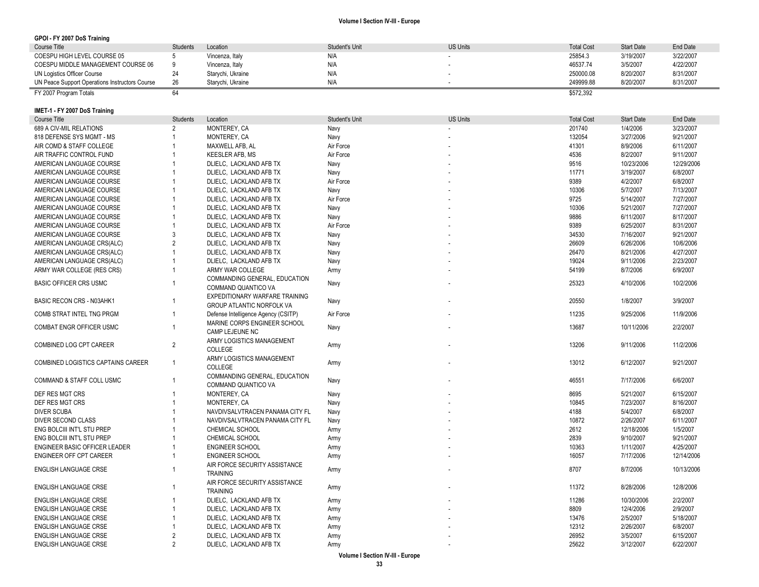**GPOI - FY 2007 DoS Training**

| Course Title | Students | Location | Student's Unit | US Units | Total Cost | Start Date | End Date |
|---|---|---|---|---|---|---|---|
| COESPU HIGH LEVEL COURSE 05 | 5 | Vincenza, Italy | N/A | - | 25854.3 | 3/19/2007 | 3/22/2007 |
| COESPU MIDDLE MANAGEMENT COURSE 06 | 9 | Vincenza, Italy | N/A | - | 46537.74 | 3/5/2007 | 4/22/2007 |
| UN Logistics Officer Course | 24 | Starychi, Ukraine | N/A | - | 250000.08 | 8/20/2007 | 8/31/2007 |
| UN Peace Support Operations Instructors Course | 26 | Starychi, Ukraine | N/A | - | 249999.88 | 8/20/2007 | 8/31/2007 |
| FY 2007 Program Totals | 64 | | | | $572,392 | | |

**IMET-1 - FY 2007 DoS Training**

| Course Title | Students | Location | Student's Unit | US Units | Total Cost | Start Date | End Date |
|---|---|---|---|---|---|---|---|
| 689 A CIV-MIL RELATIONS | 2 | MONTEREY, CA | Navy | - | 201740 | 1/4/2006 | 3/23/2007 |
| 818 DEFENSE SYS MGMT - MS | 1 | MONTEREY, CA | Navy | - | 132054 | 3/27/2006 | 9/21/2007 |
| AIR COMD & STAFF COLLEGE | 1 | MAXWELL AFB, AL | Air Force | - | 41301 | 8/9/2006 | 6/11/2007 |
| AIR TRAFFIC CONTROL FUND | 1 | KEESLER AFB, MS | Air Force | - | 4536 | 8/2/2007 | 9/11/2007 |
| AMERICAN LANGUAGE COURSE | 1 | DLIELC, LACKLAND AFB TX | Navy | - | 9516 | 10/23/2006 | 12/29/2006 |
| AMERICAN LANGUAGE COURSE | 1 | DLIELC, LACKLAND AFB TX | Navy | - | 11771 | 3/19/2007 | 6/8/2007 |
| AMERICAN LANGUAGE COURSE | 1 | DLIELC, LACKLAND AFB TX | Air Force | - | 9389 | 4/2/2007 | 6/8/2007 |
| AMERICAN LANGUAGE COURSE | 1 | DLIELC, LACKLAND AFB TX | Navy | - | 10306 | 5/7/2007 | 7/13/2007 |
| AMERICAN LANGUAGE COURSE | 1 | DLIELC, LACKLAND AFB TX | Air Force | - | 9725 | 5/14/2007 | 7/27/2007 |
| AMERICAN LANGUAGE COURSE | 1 | DLIELC, LACKLAND AFB TX | Navy | - | 10306 | 5/21/2007 | 7/27/2007 |
| AMERICAN LANGUAGE COURSE | 1 | DLIELC, LACKLAND AFB TX | Navy | - | 9886 | 6/11/2007 | 8/17/2007 |
| AMERICAN LANGUAGE COURSE | 1 | DLIELC, LACKLAND AFB TX | Air Force | - | 9389 | 6/25/2007 | 8/31/2007 |
| AMERICAN LANGUAGE COURSE | 3 | DLIELC, LACKLAND AFB TX | Navy | - | 34530 | 7/16/2007 | 9/21/2007 |
| AMERICAN LANGUAGE CRS(ALC) | 2 | DLIELC, LACKLAND AFB TX | Navy | - | 26609 | 6/26/2006 | 10/6/2006 |
| AMERICAN LANGUAGE CRS(ALC) | 1 | DLIELC, LACKLAND AFB TX | Navy | - | 26470 | 8/21/2006 | 4/27/2007 |
| AMERICAN LANGUAGE CRS(ALC) | 1 | DLIELC, LACKLAND AFB TX | Navy | - | 19024 | 9/11/2006 | 2/23/2007 |
| ARMY WAR COLLEGE (RES CRS) | 1 | ARMY WAR COLLEGE | Army | - | 54199 | 8/7/2006 | 6/9/2007 |
| BASIC OFFICER CRS USMC | 1 | COMMANDING GENERAL, EDUCATION COMMAND QUANTICO VA | Navy | - | 25323 | 4/10/2006 | 10/2/2006 |
| BASIC RECON CRS - N03AHK1 | 1 | EXPEDITIONARY WARFARE TRAINING GROUP ATLANTIC NORFOLK VA | Navy | - | 20550 | 1/8/2007 | 3/9/2007 |
| COMB STRAT INTEL TNG PRGM | 1 | Defense Intelligence Agency (CSITP) | Air Force | - | 11235 | 9/25/2006 | 11/9/2006 |
| COMBAT ENGR OFFICER USMC | 1 | MARINE CORPS ENGINEER SCHOOL CAMP LEJEUNE NC | Navy | - | 13687 | 10/11/2006 | 2/2/2007 |
| COMBINED LOG CPT CAREER | 2 | ARMY LOGISTICS MANAGEMENT COLLEGE | Army | - | 13206 | 9/11/2006 | 11/2/2006 |
| COMBINED LOGISTICS CAPTAINS CAREER | 1 | ARMY LOGISTICS MANAGEMENT COLLEGE | Army | - | 13012 | 6/12/2007 | 9/21/2007 |
| COMMAND & STAFF COLL USMC | 1 | COMMANDING GENERAL, EDUCATION COMMAND QUANTICO VA | Navy | - | 46551 | 7/17/2006 | 6/6/2007 |
| DEF RES MGT CRS | 1 | MONTEREY, CA | Navy | - | 8695 | 5/21/2007 | 6/15/2007 |
| DEF RES MGT CRS | 1 | MONTEREY, CA | Navy | - | 10845 | 7/23/2007 | 8/16/2007 |
| DIVER SCUBA | 1 | NAVDIVSALVTRACEN PANAMA CITY FL | Navy | - | 4188 | 5/4/2007 | 6/8/2007 |
| DIVER SECOND CLASS | 1 | NAVDIVSALVTRACEN PANAMA CITY FL | Navy | - | 10872 | 2/26/2007 | 6/11/2007 |
| ENG BOLCIII INT'L STU PREP | 1 | CHEMICAL SCHOOL | Army | - | 2612 | 12/18/2006 | 1/5/2007 |
| ENG BOLCIII INT'L STU PREP | 1 | CHEMICAL SCHOOL | Army | - | 2839 | 9/10/2007 | 9/21/2007 |
| ENGINEER BASIC OFFICER LEADER | 1 | ENGINEER SCHOOL | Army | - | 10363 | 1/11/2007 | 4/25/2007 |
| ENGINEER OFF CPT CAREER | 1 | ENGINEER SCHOOL | Army | - | 16057 | 7/17/2006 | 12/14/2006 |
| ENGLISH LANGUAGE CRSE | 1 | AIR FORCE SECURITY ASSISTANCE TRAINING | Army | - | 8707 | 8/7/2006 | 10/13/2006 |
| ENGLISH LANGUAGE CRSE | 1 | AIR FORCE SECURITY ASSISTANCE TRAINING | Army | - | 11372 | 8/28/2006 | 12/8/2006 |
| ENGLISH LANGUAGE CRSE | 1 | DLIELC, LACKLAND AFB TX | Army | - | 11286 | 10/30/2006 | 2/2/2007 |
| ENGLISH LANGUAGE CRSE | 1 | DLIELC, LACKLAND AFB TX | Army | - | 8809 | 12/4/2006 | 2/9/2007 |
| ENGLISH LANGUAGE CRSE | 1 | DLIELC, LACKLAND AFB TX | Army | - | 13476 | 2/5/2007 | 5/18/2007 |
| ENGLISH LANGUAGE CRSE | 1 | DLIELC, LACKLAND AFB TX | Army | - | 12312 | 2/26/2007 | 6/8/2007 |
| ENGLISH LANGUAGE CRSE | 2 | DLIELC, LACKLAND AFB TX | Army | - | 26952 | 3/5/2007 | 6/15/2007 |
| ENGLISH LANGUAGE CRSE | 2 | DLIELC, LACKLAND AFB TX | Army | - | 25622 | 3/12/2007 | 6/22/2007 |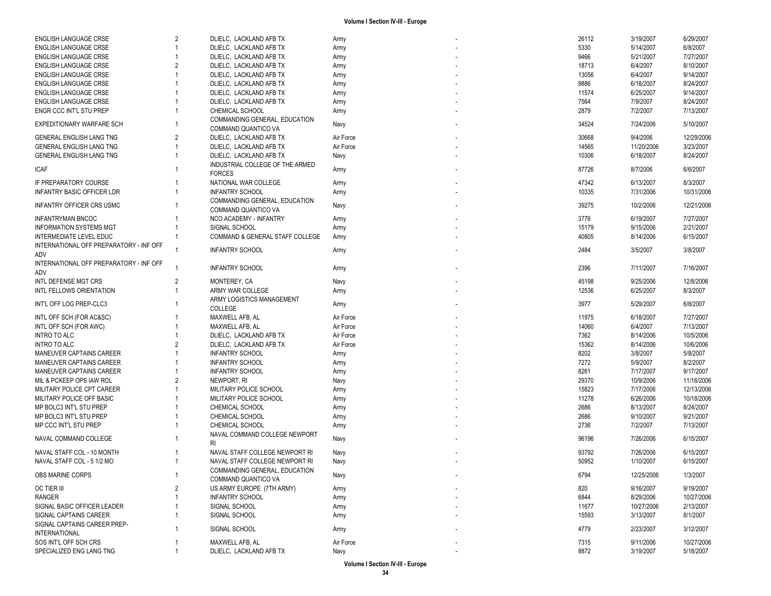| | | | | | | | |
|---|---|---|---|---|---|---|---|
| ENGLISH LANGUAGE CRSE | 2 | DLIELC, LACKLAND AFB TX | Army | - | 26112 | 3/19/2007 | 6/29/2007 |
| ENGLISH LANGUAGE CRSE | 1 | DLIELC, LACKLAND AFB TX | Army | - | 5330 | 5/14/2007 | 6/8/2007 |
| ENGLISH LANGUAGE CRSE | 1 | DLIELC, LACKLAND AFB TX | Army | - | 9466 | 5/21/2007 | 7/27/2007 |
| ENGLISH LANGUAGE CRSE | 2 | DLIELC, LACKLAND AFB TX | Army | - | 18713 | 6/4/2007 | 8/10/2007 |
| ENGLISH LANGUAGE CRSE | 1 | DLIELC, LACKLAND AFB TX | Army | - | 13056 | 6/4/2007 | 9/14/2007 |
| ENGLISH LANGUAGE CRSE | 1 | DLIELC, LACKLAND AFB TX | Army | - | 9886 | 6/18/2007 | 8/24/2007 |
| ENGLISH LANGUAGE CRSE | 1 | DLIELC, LACKLAND AFB TX | Army | - | 11574 | 6/25/2007 | 9/14/2007 |
| ENGLISH LANGUAGE CRSE | 1 | DLIELC, LACKLAND AFB TX | Army | - | 7564 | 7/9/2007 | 8/24/2007 |
| ENGR CCC INT'L STU PREP | 1 | CHEMICAL SCHOOL | Army | - | 2879 | 7/2/2007 | 7/13/2007 |
| EXPEDITIONARY WARFARE SCH | 1 | COMMANDING GENERAL, EDUCATION COMMAND QUANTICO VA | Navy | - | 34524 | 7/24/2006 | 5/10/2007 |
| GENERAL ENGLISH LANG TNG | 2 | DLIELC, LACKLAND AFB TX | Air Force | - | 30668 | 9/4/2006 | 12/29/2006 |
| GENERAL ENGLISH LANG TNG | 1 | DLIELC, LACKLAND AFB TX | Air Force | - | 14565 | 11/20/2006 | 3/23/2007 |
| GENERAL ENGLISH LANG TNG | 1 | DLIELC, LACKLAND AFB TX | Navy | - | 10306 | 6/18/2007 | 8/24/2007 |
| ICAF | 1 | INDUSTRIAL COLLEGE OF THE ARMED FORCES | Army | - | 87726 | 8/7/2006 | 6/6/2007 |
| IF PREPARATORY COURSE | 1 | NATIONAL WAR COLLEGE | Army | - | 47342 | 6/13/2007 | 8/3/2007 |
| INFANTRY BASIC OFFICER LDR | 1 | INFANTRY SCHOOL | Army | - | 10335 | 7/31/2006 | 10/31/2006 |
| INFANTRY OFFICER CRS USMC | 1 | COMMANDING GENERAL, EDUCATION COMMAND QUANTICO VA | Navy | - | 39275 | 10/2/2006 | 12/21/2006 |
| INFANTRYMAN BNCOC | 1 | NCO ACADEMY - INFANTRY | Army | - | 3776 | 6/19/2007 | 7/27/2007 |
| INFORMATION SYSTEMS MGT | 1 | SIGNAL SCHOOL | Army | - | 15179 | 9/15/2006 | 2/21/2007 |
| INTERMEDIATE LEVEL EDUC | 1 | COMMAND & GENERAL STAFF COLLEGE | Army | - | 40805 | 8/14/2006 | 6/15/2007 |
| INTERNATIONAL OFF PREPARATORY - INF OFF ADV | 1 | INFANTRY SCHOOL | Army | - | 2484 | 3/5/2007 | 3/8/2007 |
| INTERNATIONAL OFF PREPARATORY - INF OFF ADV | 1 | INFANTRY SCHOOL | Army | - | 2396 | 7/11/2007 | 7/16/2007 |
| INTL DEFENSE MGT CRS | 2 | MONTEREY, CA | Navy | - | 45198 | 9/25/2006 | 12/8/2006 |
| INTL FELLOWS ORIENTATION | 1 | ARMY WAR COLLEGE | Army | - | 12536 | 6/25/2007 | 8/3/2007 |
| INT'L OFF LOG PREP-CLC3 | 1 | ARMY LOGISTICS MANAGEMENT COLLEGE | Army | - | 3977 | 5/29/2007 | 6/8/2007 |
| INTL OFF SCH (FOR AC&SC) | 1 | MAXWELL AFB, AL | Air Force | - | 11975 | 6/18/2007 | 7/27/2007 |
| INTL OFF SCH (FOR AWC) | 1 | MAXWELL AFB, AL | Air Force | - | 14060 | 6/4/2007 | 7/13/2007 |
| INTRO TO ALC | 1 | DLIELC, LACKLAND AFB TX | Air Force | - | 7362 | 8/14/2006 | 10/5/2006 |
| INTRO TO ALC | 2 | DLIELC, LACKLAND AFB TX | Air Force | - | 15362 | 8/14/2006 | 10/6/2006 |
| MANEUVER CAPTAINS CAREER | 1 | INFANTRY SCHOOL | Army | - | 8202 | 3/8/2007 | 5/8/2007 |
| MANEUVER CAPTAINS CAREER | 1 | INFANTRY SCHOOL | Army | - | 7272 | 5/9/2007 | 8/2/2007 |
| MANEUVER CAPTAINS CAREER | 1 | INFANTRY SCHOOL | Army | - | 8261 | 7/17/2007 | 9/17/2007 |
| MIL & PCKEEP OPS IAW ROL | 2 | NEWPORT, RI | Navy | - | 29370 | 10/9/2006 | 11/16/2006 |
| MILITARY POLICE CPT CAREER | 1 | MILITARY POLICE SCHOOL | Army | - | 15823 | 7/17/2006 | 12/13/2006 |
| MILITARY POLICE OFF BASIC | 1 | MILITARY POLICE SCHOOL | Army | - | 11278 | 6/26/2006 | 10/18/2006 |
| MP BOLC3 INT'L STU PREP | 1 | CHEMICAL SCHOOL | Army | - | 2686 | 8/13/2007 | 8/24/2007 |
| MP BOLC3 INT'L STU PREP | 1 | CHEMICAL SCHOOL | Army | - | 2686 | 9/10/2007 | 9/21/2007 |
| MP CCC INT'L STU PREP | 1 | CHEMICAL SCHOOL | Army | - | 2736 | 7/2/2007 | 7/13/2007 |
| NAVAL COMMAND COLLEGE | 1 | NAVAL COMMAND COLLEGE NEWPORT RI | Navy | - | 96196 | 7/26/2006 | 6/15/2007 |
| NAVAL STAFF COL - 10 MONTH | 1 | NAVAL STAFF COLLEGE NEWPORT RI | Navy | - | 93792 | 7/26/2006 | 6/15/2007 |
| NAVAL STAFF COL - 5 1/2 MO | 1 | NAVAL STAFF COLLEGE NEWPORT RI | Navy | - | 50952 | 1/10/2007 | 6/15/2007 |
| OBS MARINE CORPS | 1 | COMMANDING GENERAL, EDUCATION COMMAND QUANTICO VA | Navy | - | 6794 | 12/25/2006 | 1/3/2007 |
| OC TIER III | 2 | US ARMY EUROPE (7TH ARMY) | Army | - | 820 | 9/16/2007 | 9/19/2007 |
| RANGER | 1 | INFANTRY SCHOOL | Army | - | 6844 | 8/29/2006 | 10/27/2006 |
| SIGNAL BASIC OFFICER LEADER | 1 | SIGNAL SCHOOL | Army | - | 11677 | 10/27/2006 | 2/13/2007 |
| SIGNAL CAPTAINS CAREER | 1 | SIGNAL SCHOOL | Army | - | 15593 | 3/13/2007 | 8/1/2007 |
| SIGNAL CAPTAINS CAREER PREP-INTERNATIONAL | 1 | SIGNAL SCHOOL | Army | - | 4779 | 2/23/2007 | 3/12/2007 |
| SOS INT'L OFF SCH CRS | 1 | MAXWELL AFB, AL | Air Force | - | 7315 | 9/11/2006 | 10/27/2006 |
| SPECIALIZED ENG LANG TNG | 1 | DLIELC, LACKLAND AFB TX | Navy | - | 8872 | 3/19/2007 | 5/18/2007 |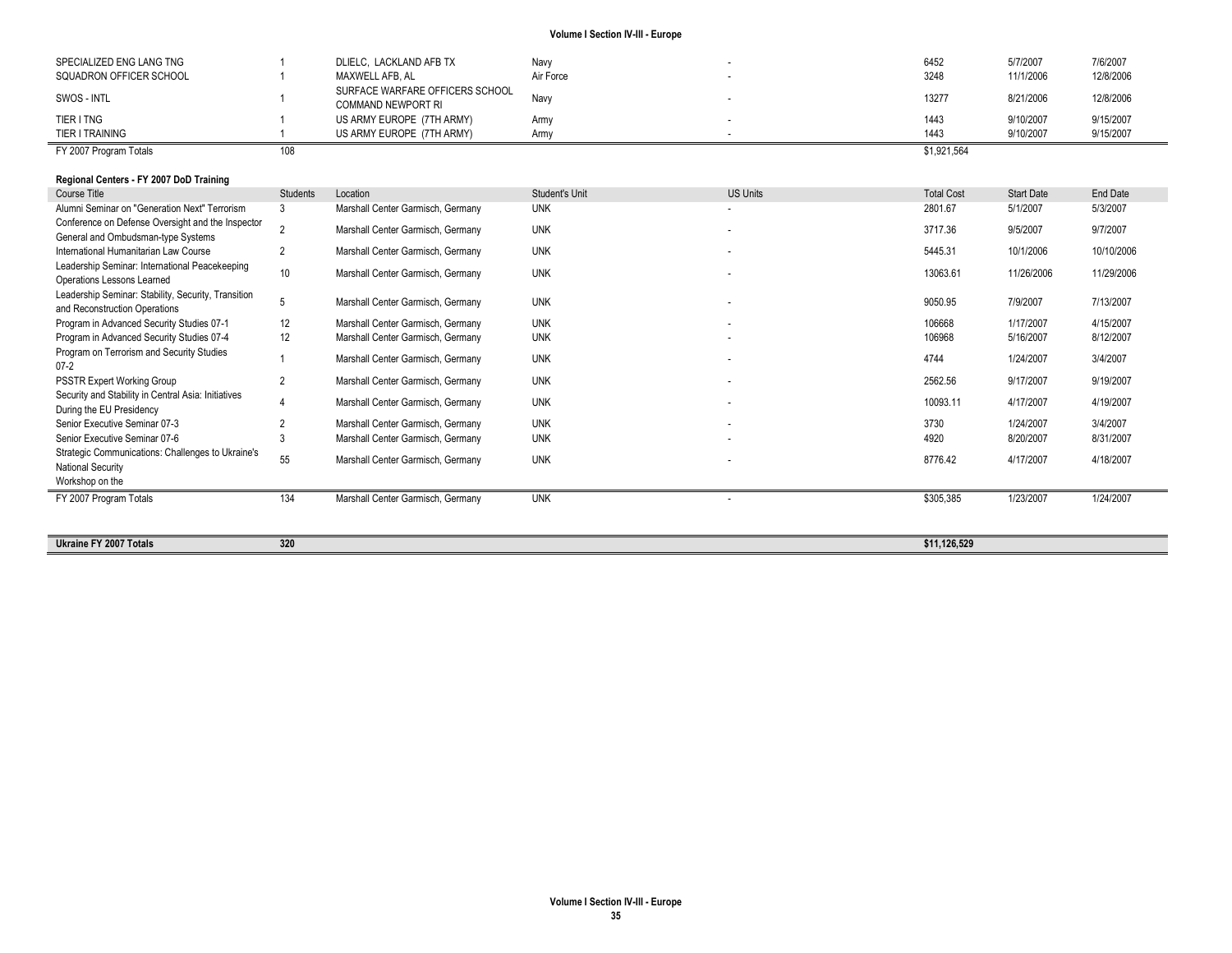| | | | | | | | |
|---|---|---|---|---|---|---|---|
| SPECIALIZED ENG LANG TNG | 1 | DLIELC, LACKLAND AFB TX | Navy | - | 6452 | 5/7/2007 | 7/6/2007 |
| SQUADRON OFFICER SCHOOL | 1 | MAXWELL AFB, AL | Air Force | - | 3248 | 11/1/2006 | 12/8/2006 |
| SWOS - INTL | 1 | SURFACE WARFARE OFFICERS SCHOOL COMMAND NEWPORT RI | Navy | - | 13277 | 8/21/2006 | 12/8/2006 |
| TIER I TNG | 1 | US ARMY EUROPE (7TH ARMY) | Army | - | 1443 | 9/10/2007 | 9/15/2007 |
| TIER I TRAINING | 1 | US ARMY EUROPE (7TH ARMY) | Army | - | 1443 | 9/10/2007 | 9/15/2007 |
| FY 2007 Program Totals | 108 | | | | $1,921,564 | | |

**Regional Centers - FY 2007 DoD Training**

| Course Title | Students | Location | Student's Unit | US Units | Total Cost | Start Date | End Date |
|---|---|---|---|---|---|---|---|
| Alumni Seminar on "Generation Next" Terrorism | 3 | Marshall Center Garmisch, Germany | UNK | - | 2801.67 | 5/1/2007 | 5/3/2007 |
| Conference on Defense Oversight and the Inspector General and Ombudsman-type Systems | 2 | Marshall Center Garmisch, Germany | UNK | - | 3717.36 | 9/5/2007 | 9/7/2007 |
| International Humanitarian Law Course | 2 | Marshall Center Garmisch, Germany | UNK | - | 5445.31 | 10/1/2006 | 10/10/2006 |
| Leadership Seminar: International Peacekeeping Operations Lessons Learned | 10 | Marshall Center Garmisch, Germany | UNK | - | 13063.61 | 11/26/2006 | 11/29/2006 |
| Leadership Seminar: Stability, Security, Transition and Reconstruction Operations | 5 | Marshall Center Garmisch, Germany | UNK | - | 9050.95 | 7/9/2007 | 7/13/2007 |
| Program in Advanced Security Studies 07-1 | 12 | Marshall Center Garmisch, Germany | UNK | - | 106668 | 1/17/2007 | 4/15/2007 |
| Program in Advanced Security Studies 07-4 | 12 | Marshall Center Garmisch, Germany | UNK | - | 106968 | 5/16/2007 | 8/12/2007 |
| Program on Terrorism and Security Studies 07-2 | 1 | Marshall Center Garmisch, Germany | UNK | - | 4744 | 1/24/2007 | 3/4/2007 |
| PSSTR Expert Working Group | 2 | Marshall Center Garmisch, Germany | UNK | - | 2562.56 | 9/17/2007 | 9/19/2007 |
| Security and Stability in Central Asia: Initiatives During the EU Presidency | 4 | Marshall Center Garmisch, Germany | UNK | - | 10093.11 | 4/17/2007 | 4/19/2007 |
| Senior Executive Seminar 07-3 | 2 | Marshall Center Garmisch, Germany | UNK | - | 3730 | 1/24/2007 | 3/4/2007 |
| Senior Executive Seminar 07-6 | 3 | Marshall Center Garmisch, Germany | UNK | - | 4920 | 8/20/2007 | 8/31/2007 |
| Strategic Communications: Challenges to Ukraine's National Security Workshop on the | 55 | Marshall Center Garmisch, Germany | UNK | - | 8776.42 | 4/17/2007 | 4/18/2007 |
| FY 2007 Program Totals | 134 | Marshall Center Garmisch, Germany | UNK | - | $305,385 | 1/23/2007 | 1/24/2007 |

| | | |
|---|---|---|
| **Ukraine FY 2007 Totals** | **320** | **$11,126,529** |